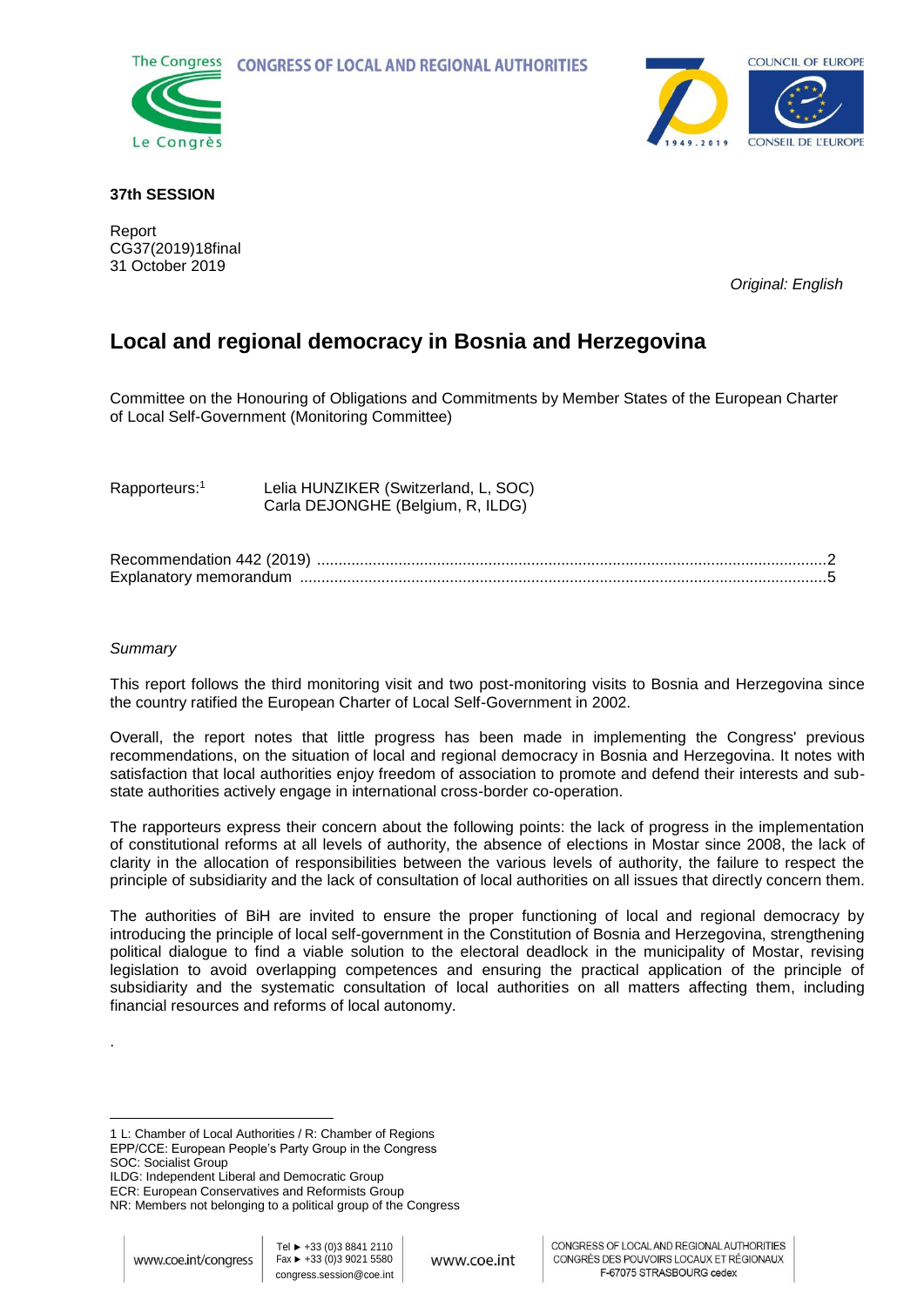The Congress CONGRESS OF LOCAL AND REGIONAL AUTHORITIES

Le Congrès

COUNCIL OF EUROPE

CONSEIL DE L'EUROPE

**37th SESSION**

Report
CG37(2019)18final
31 October 2019

*Original: English*

# Local and regional democracy in Bosnia and Herzegovina

Committee on the Honouring of Obligations and Commitments by Member States of the European Charter of Local Self-Government (Monitoring Committee)

Rapporteurs:[1] Lelia HUNZIKER (Switzerland, L, SOC)
Carla DEJONGHE (Belgium, R, ILDG)

Recommendation 442 (2019) ....................................................................................................................2
Explanatory memorandum .......................................................................................................................5

*Summary*

This report follows the third monitoring visit and two post-monitoring visits to Bosnia and Herzegovina since the country ratified the European Charter of Local Self-Government in 2002.

Overall, the report notes that little progress has been made in implementing the Congress' previous recommendations, on the situation of local and regional democracy in Bosnia and Herzegovina. It notes with satisfaction that local authorities enjoy freedom of association to promote and defend their interests and sub-state authorities actively engage in international cross-border co-operation.

The rapporteurs express their concern about the following points: the lack of progress in the implementation of constitutional reforms at all levels of authority, the absence of elections in Mostar since 2008, the lack of clarity in the allocation of responsibilities between the various levels of authority, the failure to respect the principle of subsidiarity and the lack of consultation of local authorities on all issues that directly concern them.

The authorities of BiH are invited to ensure the proper functioning of local and regional democracy by introducing the principle of local self-government in the Constitution of Bosnia and Herzegovina, strengthening political dialogue to find a viable solution to the electoral deadlock in the municipality of Mostar, revising legislation to avoid overlapping competences and ensuring the practical application of the principle of subsidiarity and the systematic consultation of local authorities on all matters affecting them, including financial resources and reforms of local autonomy.

.

---

1 L: Chamber of Local Authorities / R: Chamber of Regions
EPP/CCE: European People's Party Group in the Congress
SOC: Socialist Group
ILDG: Independent Liberal and Democratic Group
ECR: European Conservatives and Reformists Group
NR: Members not belonging to a political group of the Congress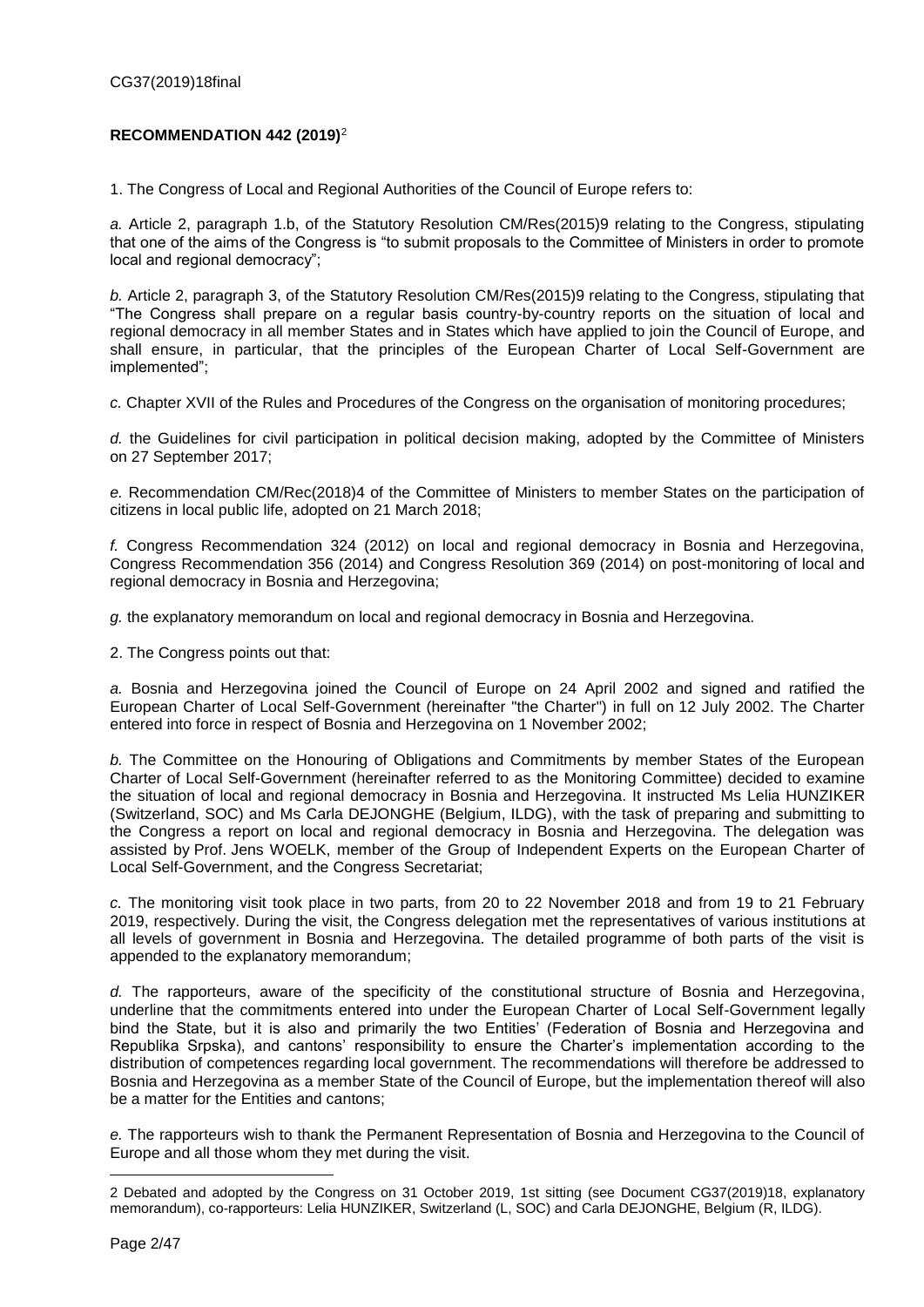CG37(2019)18final

**RECOMMENDATION 442 (2019)**[2]

1. The Congress of Local and Regional Authorities of the Council of Europe refers to:

*a.* Article 2, paragraph 1.b, of the Statutory Resolution CM/Res(2015)9 relating to the Congress, stipulating that one of the aims of the Congress is "to submit proposals to the Committee of Ministers in order to promote local and regional democracy";

*b.* Article 2, paragraph 3, of the Statutory Resolution CM/Res(2015)9 relating to the Congress, stipulating that "The Congress shall prepare on a regular basis country-by-country reports on the situation of local and regional democracy in all member States and in States which have applied to join the Council of Europe, and shall ensure, in particular, that the principles of the European Charter of Local Self-Government are implemented";

*c.* Chapter XVII of the Rules and Procedures of the Congress on the organisation of monitoring procedures;

*d.* the Guidelines for civil participation in political decision making, adopted by the Committee of Ministers on 27 September 2017;

*e.* Recommendation CM/Rec(2018)4 of the Committee of Ministers to member States on the participation of citizens in local public life, adopted on 21 March 2018;

*f.* Congress Recommendation 324 (2012) on local and regional democracy in Bosnia and Herzegovina, Congress Recommendation 356 (2014) and Congress Resolution 369 (2014) on post-monitoring of local and regional democracy in Bosnia and Herzegovina;

*g.* the explanatory memorandum on local and regional democracy in Bosnia and Herzegovina.

2. The Congress points out that:

*a.* Bosnia and Herzegovina joined the Council of Europe on 24 April 2002 and signed and ratified the European Charter of Local Self-Government (hereinafter "the Charter") in full on 12 July 2002. The Charter entered into force in respect of Bosnia and Herzegovina on 1 November 2002;

*b.* The Committee on the Honouring of Obligations and Commitments by member States of the European Charter of Local Self-Government (hereinafter referred to as the Monitoring Committee) decided to examine the situation of local and regional democracy in Bosnia and Herzegovina. It instructed Ms Lelia HUNZIKER (Switzerland, SOC) and Ms Carla DEJONGHE (Belgium, ILDG), with the task of preparing and submitting to the Congress a report on local and regional democracy in Bosnia and Herzegovina. The delegation was assisted by Prof. Jens WOELK, member of the Group of Independent Experts on the European Charter of Local Self-Government, and the Congress Secretariat;

*c.* The monitoring visit took place in two parts, from 20 to 22 November 2018 and from 19 to 21 February 2019, respectively. During the visit, the Congress delegation met the representatives of various institutions at all levels of government in Bosnia and Herzegovina. The detailed programme of both parts of the visit is appended to the explanatory memorandum;

*d.* The rapporteurs, aware of the specificity of the constitutional structure of Bosnia and Herzegovina, underline that the commitments entered into under the European Charter of Local Self-Government legally bind the State, but it is also and primarily the two Entities' (Federation of Bosnia and Herzegovina and Republika Srpska), and cantons' responsibility to ensure the Charter's implementation according to the distribution of competences regarding local government. The recommendations will therefore be addressed to Bosnia and Herzegovina as a member State of the Council of Europe, but the implementation thereof will also be a matter for the Entities and cantons;

*e.* The rapporteurs wish to thank the Permanent Representation of Bosnia and Herzegovina to the Council of Europe and all those whom they met during the visit.

---

2 Debated and adopted by the Congress on 31 October 2019, 1st sitting (see Document CG37(2019)18, explanatory memorandum), co-rapporteurs: Lelia HUNZIKER, Switzerland (L, SOC) and Carla DEJONGHE, Belgium (R, ILDG).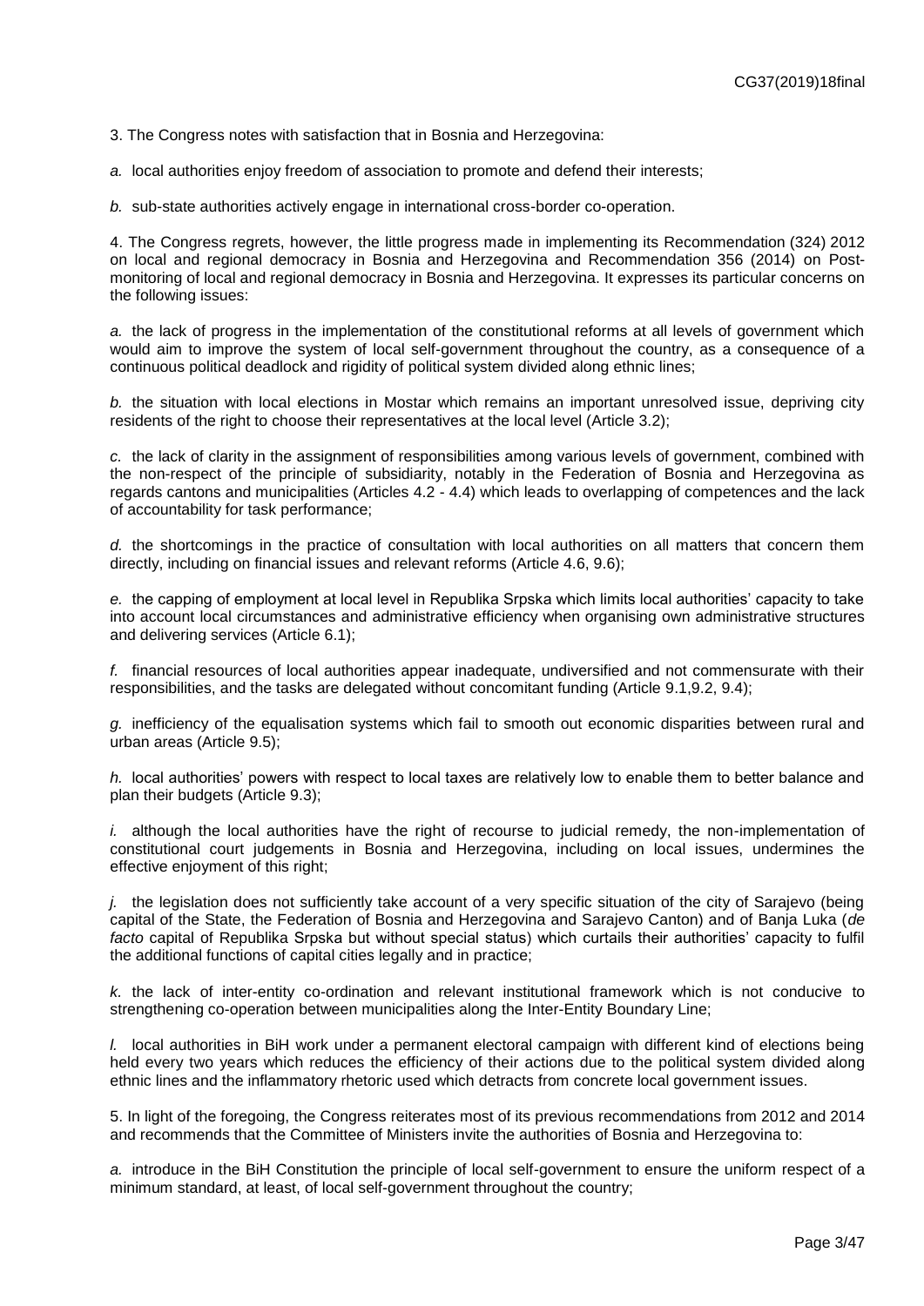3. The Congress notes with satisfaction that in Bosnia and Herzegovina:

*a.* local authorities enjoy freedom of association to promote and defend their interests;

*b.* sub-state authorities actively engage in international cross-border co-operation.

4. The Congress regrets, however, the little progress made in implementing its Recommendation (324) 2012 on local and regional democracy in Bosnia and Herzegovina and Recommendation 356 (2014) on Post-monitoring of local and regional democracy in Bosnia and Herzegovina. It expresses its particular concerns on the following issues:

*a.* the lack of progress in the implementation of the constitutional reforms at all levels of government which would aim to improve the system of local self-government throughout the country, as a consequence of a continuous political deadlock and rigidity of political system divided along ethnic lines;

*b.* the situation with local elections in Mostar which remains an important unresolved issue, depriving city residents of the right to choose their representatives at the local level (Article 3.2);

*c.* the lack of clarity in the assignment of responsibilities among various levels of government, combined with the non-respect of the principle of subsidiarity, notably in the Federation of Bosnia and Herzegovina as regards cantons and municipalities (Articles 4.2 - 4.4) which leads to overlapping of competences and the lack of accountability for task performance;

*d.* the shortcomings in the practice of consultation with local authorities on all matters that concern them directly, including on financial issues and relevant reforms (Article 4.6, 9.6);

*e.* the capping of employment at local level in Republika Srpska which limits local authorities' capacity to take into account local circumstances and administrative efficiency when organising own administrative structures and delivering services (Article 6.1);

*f.* financial resources of local authorities appear inadequate, undiversified and not commensurate with their responsibilities, and the tasks are delegated without concomitant funding (Article 9.1,9.2, 9.4);

*g.* inefficiency of the equalisation systems which fail to smooth out economic disparities between rural and urban areas (Article 9.5);

*h.* local authorities' powers with respect to local taxes are relatively low to enable them to better balance and plan their budgets (Article 9.3);

*i.* although the local authorities have the right of recourse to judicial remedy, the non-implementation of constitutional court judgements in Bosnia and Herzegovina, including on local issues, undermines the effective enjoyment of this right;

*j.* the legislation does not sufficiently take account of a very specific situation of the city of Sarajevo (being capital of the State, the Federation of Bosnia and Herzegovina and Sarajevo Canton) and of Banja Luka (*de facto* capital of Republika Srpska but without special status) which curtails their authorities' capacity to fulfil the additional functions of capital cities legally and in practice;

*k.* the lack of inter-entity co-ordination and relevant institutional framework which is not conducive to strengthening co-operation between municipalities along the Inter-Entity Boundary Line;

*l.* local authorities in BiH work under a permanent electoral campaign with different kind of elections being held every two years which reduces the efficiency of their actions due to the political system divided along ethnic lines and the inflammatory rhetoric used which detracts from concrete local government issues.

5. In light of the foregoing, the Congress reiterates most of its previous recommendations from 2012 and 2014 and recommends that the Committee of Ministers invite the authorities of Bosnia and Herzegovina to:

*a.* introduce in the BiH Constitution the principle of local self-government to ensure the uniform respect of a minimum standard, at least, of local self-government throughout the country;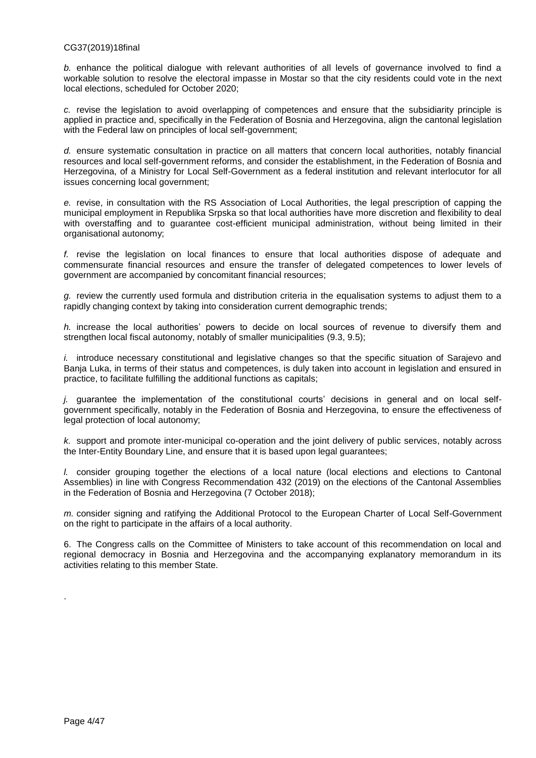*b.* enhance the political dialogue with relevant authorities of all levels of governance involved to find a workable solution to resolve the electoral impasse in Mostar so that the city residents could vote in the next local elections, scheduled for October 2020;

*c.* revise the legislation to avoid overlapping of competences and ensure that the subsidiarity principle is applied in practice and, specifically in the Federation of Bosnia and Herzegovina, align the cantonal legislation with the Federal law on principles of local self-government;

*d.* ensure systematic consultation in practice on all matters that concern local authorities, notably financial resources and local self-government reforms, and consider the establishment, in the Federation of Bosnia and Herzegovina, of a Ministry for Local Self-Government as a federal institution and relevant interlocutor for all issues concerning local government;

*e.* revise, in consultation with the RS Association of Local Authorities, the legal prescription of capping the municipal employment in Republika Srpska so that local authorities have more discretion and flexibility to deal with overstaffing and to guarantee cost-efficient municipal administration, without being limited in their organisational autonomy;

*f.* revise the legislation on local finances to ensure that local authorities dispose of adequate and commensurate financial resources and ensure the transfer of delegated competences to lower levels of government are accompanied by concomitant financial resources;

*g.* review the currently used formula and distribution criteria in the equalisation systems to adjust them to a rapidly changing context by taking into consideration current demographic trends;

*h.* increase the local authorities' powers to decide on local sources of revenue to diversify them and strengthen local fiscal autonomy, notably of smaller municipalities (9.3, 9.5);

*i.* introduce necessary constitutional and legislative changes so that the specific situation of Sarajevo and Banja Luka, in terms of their status and competences, is duly taken into account in legislation and ensured in practice, to facilitate fulfilling the additional functions as capitals;

*j.* guarantee the implementation of the constitutional courts' decisions in general and on local self-government specifically, notably in the Federation of Bosnia and Herzegovina, to ensure the effectiveness of legal protection of local autonomy;

*k.* support and promote inter-municipal co-operation and the joint delivery of public services, notably across the Inter-Entity Boundary Line, and ensure that it is based upon legal guarantees;

*l.* consider grouping together the elections of a local nature (local elections and elections to Cantonal Assemblies) in line with Congress Recommendation 432 (2019) on the elections of the Cantonal Assemblies in the Federation of Bosnia and Herzegovina (7 October 2018);

*m.* consider signing and ratifying the Additional Protocol to the European Charter of Local Self-Government on the right to participate in the affairs of a local authority.

6. The Congress calls on the Committee of Ministers to take account of this recommendation on local and regional democracy in Bosnia and Herzegovina and the accompanying explanatory memorandum in its activities relating to this member State.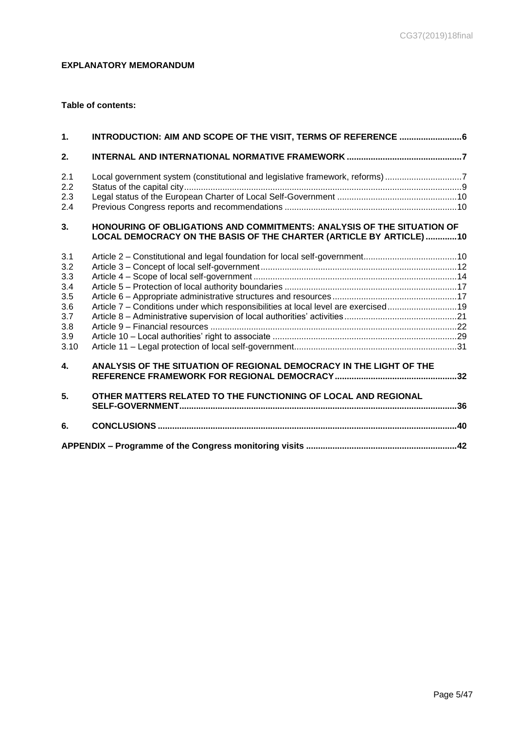**EXPLANATORY MEMORANDUM**

**Table of contents:**

**1. INTRODUCTION: AIM AND SCOPE OF THE VISIT, TERMS OF REFERENCE ....................... 6**

**2. INTERNAL AND INTERNATIONAL NORMATIVE FRAMEWORK ............................................ 7**

2.1 Local government system (constitutional and legislative framework, reforms) ............................... 7
2.2 Status of the capital city .................................................................................................................. 9
2.3 Legal status of the European Charter of Local Self-Government ................................................. 10
2.4 Previous Congress reports and recommendations ....................................................................... 10

**3. HONOURING OF OBLIGATIONS AND COMMITMENTS: ANALYSIS OF THE SITUATION OF LOCAL DEMOCRACY ON THE BASIS OF THE CHARTER (ARTICLE BY ARTICLE) ............. 10**

3.1 Article 2 – Constitutional and legal foundation for local self-government ....................................... 10
3.2 Article 3 – Concept of local self-government ................................................................................. 12
3.3 Article 4 – Scope of local self-government .................................................................................... 14
3.4 Article 5 – Protection of local authority boundaries ....................................................................... 17
3.5 Article 6 – Appropriate administrative structures and resources .................................................... 17
3.6 Article 7 – Conditions under which responsibilities at local level are exercised ............................ 19
3.7 Article 8 – Administrative supervision of local authorities' activities .............................................. 21
3.8 Article 9 – Financial resources ...................................................................................................... 22
3.9 Article 10 – Local authorities' right to associate ............................................................................ 29
3.10 Article 11 – Legal protection of local self-government .................................................................. 31

**4. ANALYSIS OF THE SITUATION OF REGIONAL DEMOCRACY IN THE LIGHT OF THE REFERENCE FRAMEWORK FOR REGIONAL DEMOCRACY .................................................. 32**

**5. OTHER MATTERS RELATED TO THE FUNCTIONING OF LOCAL AND REGIONAL SELF-GOVERNMENT .................................................................................................................. 36**

**6. CONCLUSIONS ........................................................................................................................... 40**

**APPENDIX – Programme of the Congress monitoring visits .............................................................. 42**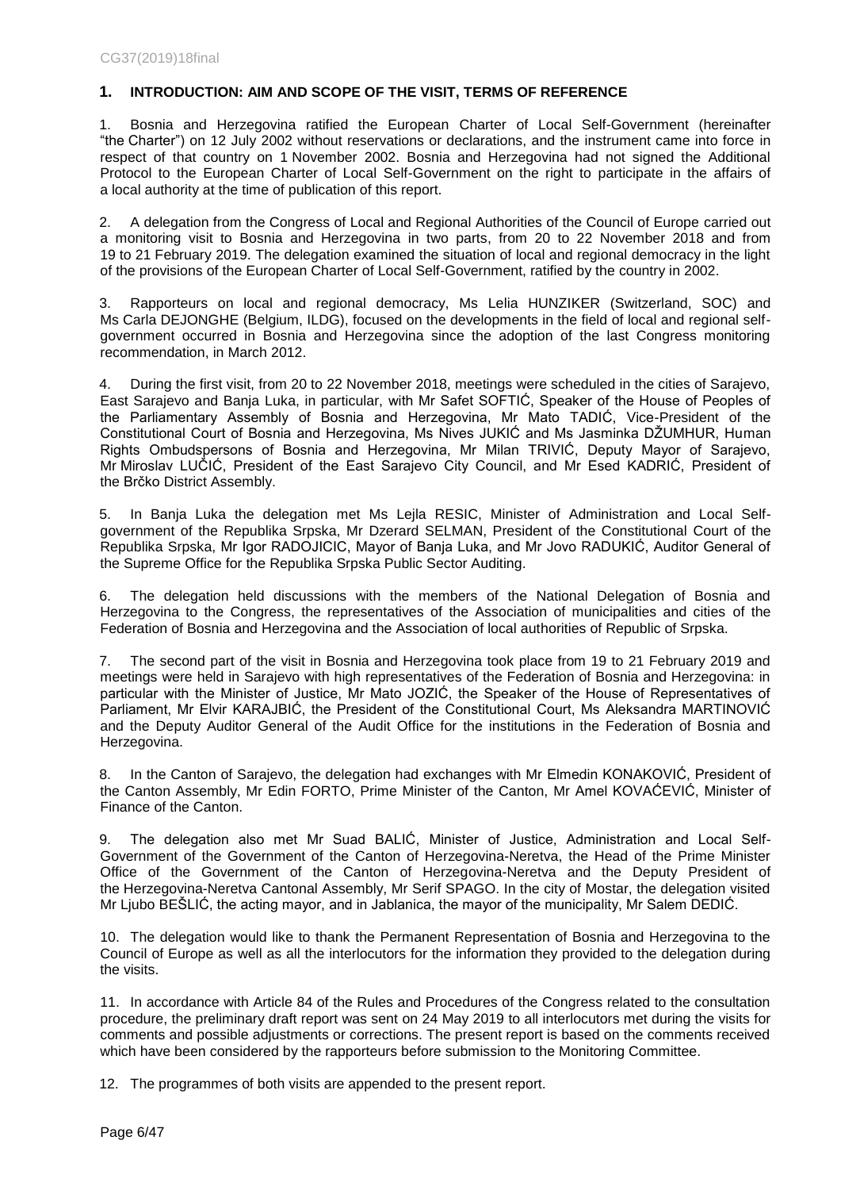## 1. INTRODUCTION: AIM AND SCOPE OF THE VISIT, TERMS OF REFERENCE

1. Bosnia and Herzegovina ratified the European Charter of Local Self-Government (hereinafter "the Charter") on 12 July 2002 without reservations or declarations, and the instrument came into force in respect of that country on 1 November 2002. Bosnia and Herzegovina had not signed the Additional Protocol to the European Charter of Local Self-Government on the right to participate in the affairs of a local authority at the time of publication of this report.

2. A delegation from the Congress of Local and Regional Authorities of the Council of Europe carried out a monitoring visit to Bosnia and Herzegovina in two parts, from 20 to 22 November 2018 and from 19 to 21 February 2019. The delegation examined the situation of local and regional democracy in the light of the provisions of the European Charter of Local Self-Government, ratified by the country in 2002.

3. Rapporteurs on local and regional democracy, Ms Lelia HUNZIKER (Switzerland, SOC) and Ms Carla DEJONGHE (Belgium, ILDG), focused on the developments in the field of local and regional self-government occurred in Bosnia and Herzegovina since the adoption of the last Congress monitoring recommendation, in March 2012.

4. During the first visit, from 20 to 22 November 2018, meetings were scheduled in the cities of Sarajevo, East Sarajevo and Banja Luka, in particular, with Mr Safet SOFTIĆ, Speaker of the House of Peoples of the Parliamentary Assembly of Bosnia and Herzegovina, Mr Mato TADIĆ, Vice-President of the Constitutional Court of Bosnia and Herzegovina, Ms Nives JUKIĆ and Ms Jasminka DŽUMHUR, Human Rights Ombudspersons of Bosnia and Herzegovina, Mr Milan TRIVIĆ, Deputy Mayor of Sarajevo, Mr Miroslav LUČIĆ, President of the East Sarajevo City Council, and Mr Esed KADRIĆ, President of the Brčko District Assembly.

5. In Banja Luka the delegation met Ms Lejla RESIC, Minister of Administration and Local Self-government of the Republika Srpska, Mr Dzerard SELMAN, President of the Constitutional Court of the Republika Srpska, Mr Igor RADOJICIC, Mayor of Banja Luka, and Mr Jovo RADUKIĆ, Auditor General of the Supreme Office for the Republika Srpska Public Sector Auditing.

6. The delegation held discussions with the members of the National Delegation of Bosnia and Herzegovina to the Congress, the representatives of the Association of municipalities and cities of the Federation of Bosnia and Herzegovina and the Association of local authorities of Republic of Srpska.

7. The second part of the visit in Bosnia and Herzegovina took place from 19 to 21 February 2019 and meetings were held in Sarajevo with high representatives of the Federation of Bosnia and Herzegovina: in particular with the Minister of Justice, Mr Mato JOZIĆ, the Speaker of the House of Representatives of Parliament, Mr Elvir KARAJBIĆ, the President of the Constitutional Court, Ms Aleksandra MARTINOVIĆ and the Deputy Auditor General of the Audit Office for the institutions in the Federation of Bosnia and Herzegovina.

8. In the Canton of Sarajevo, the delegation had exchanges with Mr Elmedin KONAKOVIĆ, President of the Canton Assembly, Mr Edin FORTO, Prime Minister of the Canton, Mr Amel KOVAĆEVIĆ, Minister of Finance of the Canton.

9. The delegation also met Mr Suad BALIĆ, Minister of Justice, Administration and Local Self-Government of the Government of the Canton of Herzegovina-Neretva, the Head of the Prime Minister Office of the Government of the Canton of Herzegovina-Neretva and the Deputy President of the Herzegovina-Neretva Cantonal Assembly, Mr Serif SPAGO. In the city of Mostar, the delegation visited Mr Ljubo BEŠLIĆ, the acting mayor, and in Jablanica, the mayor of the municipality, Mr Salem DEDIĆ.

10. The delegation would like to thank the Permanent Representation of Bosnia and Herzegovina to the Council of Europe as well as all the interlocutors for the information they provided to the delegation during the visits.

11. In accordance with Article 84 of the Rules and Procedures of the Congress related to the consultation procedure, the preliminary draft report was sent on 24 May 2019 to all interlocutors met during the visits for comments and possible adjustments or corrections. The present report is based on the comments received which have been considered by the rapporteurs before submission to the Monitoring Committee.

12. The programmes of both visits are appended to the present report.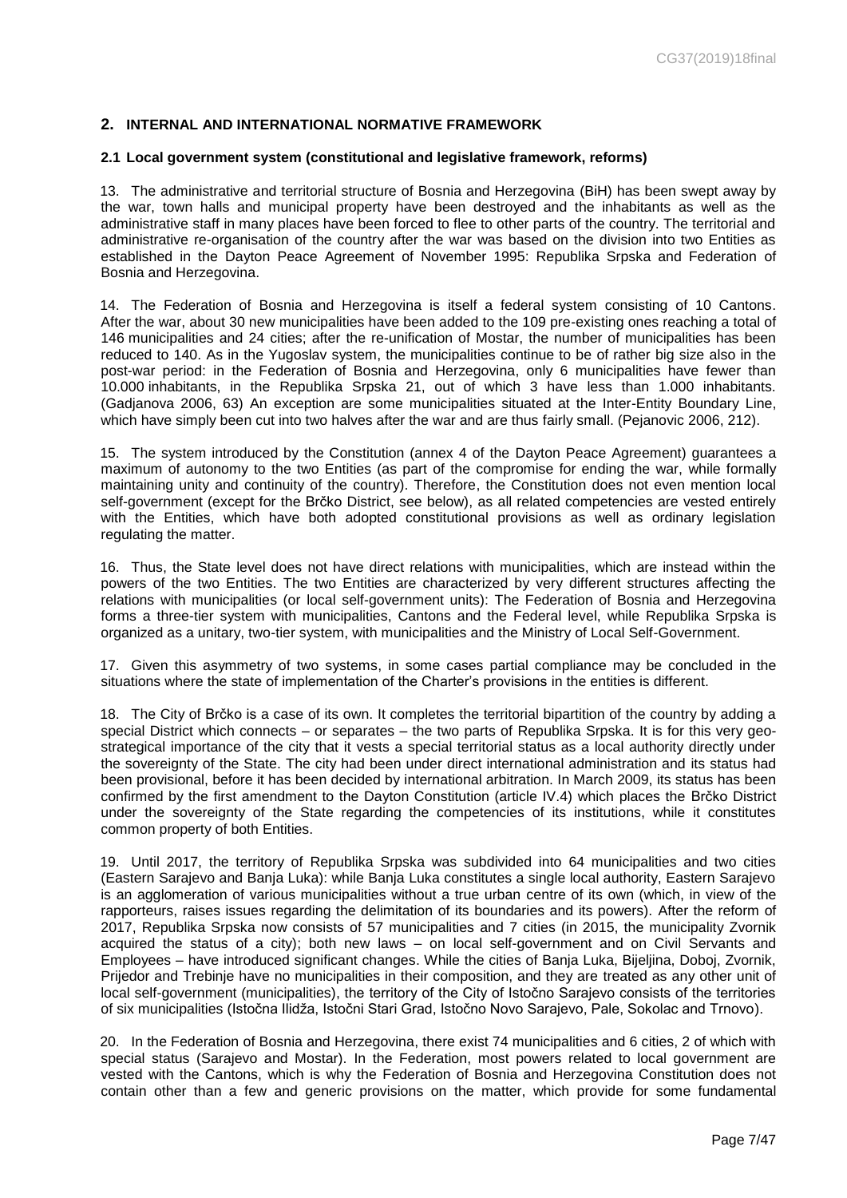## 2. INTERNAL AND INTERNATIONAL NORMATIVE FRAMEWORK

### 2.1 Local government system (constitutional and legislative framework, reforms)

13. The administrative and territorial structure of Bosnia and Herzegovina (BiH) has been swept away by the war, town halls and municipal property have been destroyed and the inhabitants as well as the administrative staff in many places have been forced to flee to other parts of the country. The territorial and administrative re-organisation of the country after the war was based on the division into two Entities as established in the Dayton Peace Agreement of November 1995: Republika Srpska and Federation of Bosnia and Herzegovina.

14. The Federation of Bosnia and Herzegovina is itself a federal system consisting of 10 Cantons. After the war, about 30 new municipalities have been added to the 109 pre-existing ones reaching a total of 146 municipalities and 24 cities; after the re-unification of Mostar, the number of municipalities has been reduced to 140. As in the Yugoslav system, the municipalities continue to be of rather big size also in the post-war period: in the Federation of Bosnia and Herzegovina, only 6 municipalities have fewer than 10.000 inhabitants, in the Republika Srpska 21, out of which 3 have less than 1.000 inhabitants. (Gadjanova 2006, 63) An exception are some municipalities situated at the Inter-Entity Boundary Line, which have simply been cut into two halves after the war and are thus fairly small. (Pejanovic 2006, 212).

15. The system introduced by the Constitution (annex 4 of the Dayton Peace Agreement) guarantees a maximum of autonomy to the two Entities (as part of the compromise for ending the war, while formally maintaining unity and continuity of the country). Therefore, the Constitution does not even mention local self-government (except for the Brčko District, see below), as all related competencies are vested entirely with the Entities, which have both adopted constitutional provisions as well as ordinary legislation regulating the matter.

16. Thus, the State level does not have direct relations with municipalities, which are instead within the powers of the two Entities. The two Entities are characterized by very different structures affecting the relations with municipalities (or local self-government units): The Federation of Bosnia and Herzegovina forms a three-tier system with municipalities, Cantons and the Federal level, while Republika Srpska is organized as a unitary, two-tier system, with municipalities and the Ministry of Local Self-Government.

17. Given this asymmetry of two systems, in some cases partial compliance may be concluded in the situations where the state of implementation of the Charter's provisions in the entities is different.

18. The City of Brčko is a case of its own. It completes the territorial bipartition of the country by adding a special District which connects – or separates – the two parts of Republika Srpska. It is for this very geo-strategical importance of the city that it vests a special territorial status as a local authority directly under the sovereignty of the State. The city had been under direct international administration and its status had been provisional, before it has been decided by international arbitration. In March 2009, its status has been confirmed by the first amendment to the Dayton Constitution (article IV.4) which places the Brčko District under the sovereignty of the State regarding the competencies of its institutions, while it constitutes common property of both Entities.

19. Until 2017, the territory of Republika Srpska was subdivided into 64 municipalities and two cities (Eastern Sarajevo and Banja Luka): while Banja Luka constitutes a single local authority, Eastern Sarajevo is an agglomeration of various municipalities without a true urban centre of its own (which, in view of the rapporteurs, raises issues regarding the delimitation of its boundaries and its powers). After the reform of 2017, Republika Srpska now consists of 57 municipalities and 7 cities (in 2015, the municipality Zvornik acquired the status of a city); both new laws – on local self-government and on Civil Servants and Employees – have introduced significant changes. While the cities of Banja Luka, Bijeljina, Doboj, Zvornik, Prijedor and Trebinje have no municipalities in their composition, and they are treated as any other unit of local self-government (municipalities), the territory of the City of Istočno Sarajevo consists of the territories of six municipalities (Istočna Ilidža, Istočni Stari Grad, Istočno Novo Sarajevo, Pale, Sokolac and Trnovo).

20. In the Federation of Bosnia and Herzegovina, there exist 74 municipalities and 6 cities, 2 of which with special status (Sarajevo and Mostar). In the Federation, most powers related to local government are vested with the Cantons, which is why the Federation of Bosnia and Herzegovina Constitution does not contain other than a few and generic provisions on the matter, which provide for some fundamental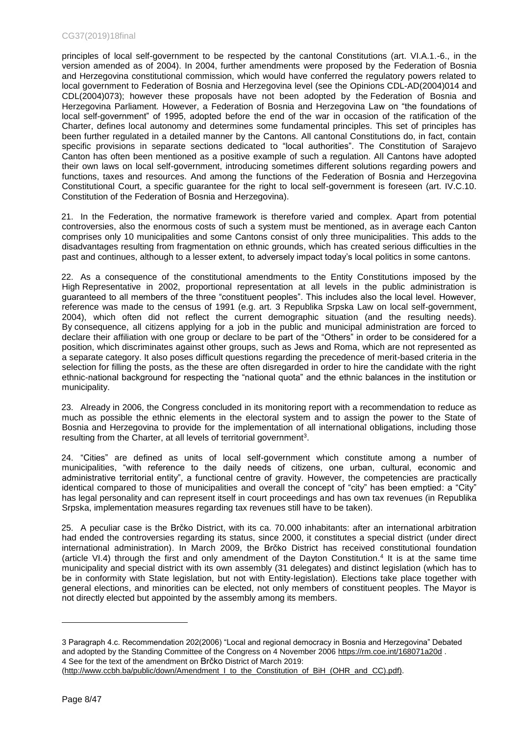principles of local self-government to be respected by the cantonal Constitutions (art. VI.A.1.-6., in the version amended as of 2004). In 2004, further amendments were proposed by the Federation of Bosnia and Herzegovina constitutional commission, which would have conferred the regulatory powers related to local government to Federation of Bosnia and Herzegovina level (see the Opinions CDL-AD(2004)014 and CDL(2004)073); however these proposals have not been adopted by the Federation of Bosnia and Herzegovina Parliament. However, a Federation of Bosnia and Herzegovina Law on "the foundations of local self-government" of 1995, adopted before the end of the war in occasion of the ratification of the Charter, defines local autonomy and determines some fundamental principles. This set of principles has been further regulated in a detailed manner by the Cantons. All cantonal Constitutions do, in fact, contain specific provisions in separate sections dedicated to "local authorities". The Constitution of Sarajevo Canton has often been mentioned as a positive example of such a regulation. All Cantons have adopted their own laws on local self-government, introducing sometimes different solutions regarding powers and functions, taxes and resources. And among the functions of the Federation of Bosnia and Herzegovina Constitutional Court, a specific guarantee for the right to local self-government is foreseen (art. IV.C.10. Constitution of the Federation of Bosnia and Herzegovina).

21. In the Federation, the normative framework is therefore varied and complex. Apart from potential controversies, also the enormous costs of such a system must be mentioned, as in average each Canton comprises only 10 municipalities and some Cantons consist of only three municipalities. This adds to the disadvantages resulting from fragmentation on ethnic grounds, which has created serious difficulties in the past and continues, although to a lesser extent, to adversely impact today's local politics in some cantons.

22. As a consequence of the constitutional amendments to the Entity Constitutions imposed by the High Representative in 2002, proportional representation at all levels in the public administration is guaranteed to all members of the three "constituent peoples". This includes also the local level. However, reference was made to the census of 1991 (e.g. art. 3 Republika Srpska Law on local self-government, 2004), which often did not reflect the current demographic situation (and the resulting needs). By consequence, all citizens applying for a job in the public and municipal administration are forced to declare their affiliation with one group or declare to be part of the "Others" in order to be considered for a position, which discriminates against other groups, such as Jews and Roma, which are not represented as a separate category. It also poses difficult questions regarding the precedence of merit-based criteria in the selection for filling the posts, as the these are often disregarded in order to hire the candidate with the right ethnic-national background for respecting the "national quota" and the ethnic balances in the institution or municipality.

23. Already in 2006, the Congress concluded in its monitoring report with a recommendation to reduce as much as possible the ethnic elements in the electoral system and to assign the power to the State of Bosnia and Herzegovina to provide for the implementation of all international obligations, including those resulting from the Charter, at all levels of territorial government[3].

24. "Cities" are defined as units of local self-government which constitute among a number of municipalities, "with reference to the daily needs of citizens, one urban, cultural, economic and administrative territorial entity", a functional centre of gravity. However, the competencies are practically identical compared to those of municipalities and overall the concept of "city" has been emptied: a "City" has legal personality and can represent itself in court proceedings and has own tax revenues (in Republika Srpska, implementation measures regarding tax revenues still have to be taken).

25. A peculiar case is the Brčko District, with its ca. 70.000 inhabitants: after an international arbitration had ended the controversies regarding its status, since 2000, it constitutes a special district (under direct international administration). In March 2009, the Brčko District has received constitutional foundation (article VI.4) through the first and only amendment of the Dayton Constitution.[4] It is at the same time municipality and special district with its own assembly (31 delegates) and distinct legislation (which has to be in conformity with State legislation, but not with Entity-legislation). Elections take place together with general elections, and minorities can be elected, not only members of constituent peoples. The Mayor is not directly elected but appointed by the assembly among its members.

---

3 Paragraph 4.c. Recommendation 202(2006) "Local and regional democracy in Bosnia and Herzegovina" Debated and adopted by the Standing Committee of the Congress on 4 November 2006 https://rm.coe.int/168071a20d .
4 See for the text of the amendment on Brčko District of March 2019:
(http://www.ccbh.ba/public/down/Amendment_I_to_the_Constitution_of_BiH_(OHR_and_CC).pdf).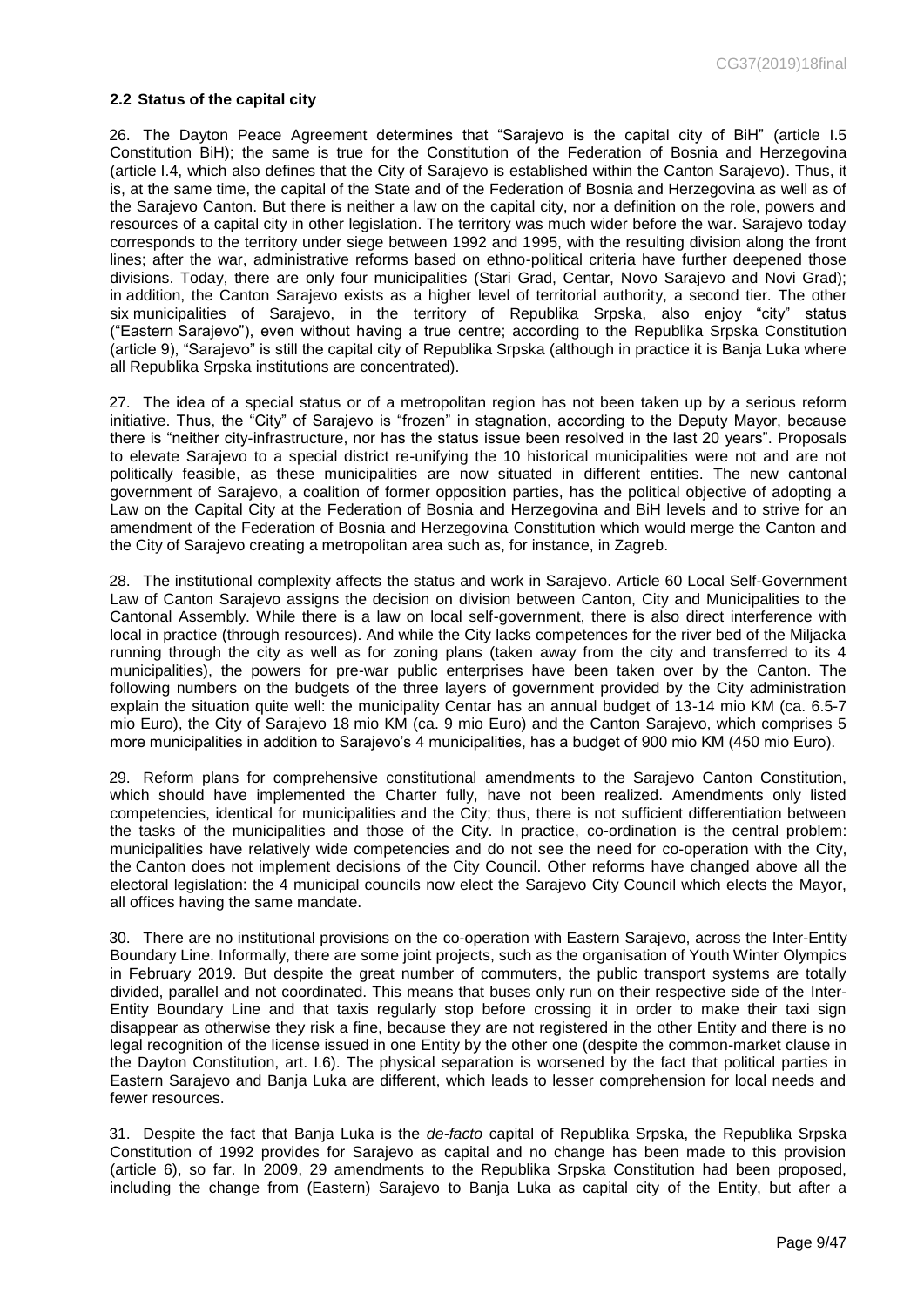### 2.2 Status of the capital city

26. The Dayton Peace Agreement determines that "Sarajevo is the capital city of BiH" (article I.5 Constitution BiH); the same is true for the Constitution of the Federation of Bosnia and Herzegovina (article I.4, which also defines that the City of Sarajevo is established within the Canton Sarajevo). Thus, it is, at the same time, the capital of the State and of the Federation of Bosnia and Herzegovina as well as of the Sarajevo Canton. But there is neither a law on the capital city, nor a definition on the role, powers and resources of a capital city in other legislation. The territory was much wider before the war. Sarajevo today corresponds to the territory under siege between 1992 and 1995, with the resulting division along the front lines; after the war, administrative reforms based on ethno-political criteria have further deepened those divisions. Today, there are only four municipalities (Stari Grad, Centar, Novo Sarajevo and Novi Grad); in addition, the Canton Sarajevo exists as a higher level of territorial authority, a second tier. The other six municipalities of Sarajevo, in the territory of Republika Srpska, also enjoy "city" status ("Eastern Sarajevo"), even without having a true centre; according to the Republika Srpska Constitution (article 9), "Sarajevo" is still the capital city of Republika Srpska (although in practice it is Banja Luka where all Republika Srpska institutions are concentrated).

27. The idea of a special status or of a metropolitan region has not been taken up by a serious reform initiative. Thus, the "City" of Sarajevo is "frozen" in stagnation, according to the Deputy Mayor, because there is "neither city-infrastructure, nor has the status issue been resolved in the last 20 years". Proposals to elevate Sarajevo to a special district re-unifying the 10 historical municipalities were not and are not politically feasible, as these municipalities are now situated in different entities. The new cantonal government of Sarajevo, a coalition of former opposition parties, has the political objective of adopting a Law on the Capital City at the Federation of Bosnia and Herzegovina and BiH levels and to strive for an amendment of the Federation of Bosnia and Herzegovina Constitution which would merge the Canton and the City of Sarajevo creating a metropolitan area such as, for instance, in Zagreb.

28. The institutional complexity affects the status and work in Sarajevo. Article 60 Local Self-Government Law of Canton Sarajevo assigns the decision on division between Canton, City and Municipalities to the Cantonal Assembly. While there is a law on local self-government, there is also direct interference with local in practice (through resources). And while the City lacks competences for the river bed of the Miljacka running through the city as well as for zoning plans (taken away from the city and transferred to its 4 municipalities), the powers for pre-war public enterprises have been taken over by the Canton. The following numbers on the budgets of the three layers of government provided by the City administration explain the situation quite well: the municipality Centar has an annual budget of 13-14 mio KM (ca. 6.5-7 mio Euro), the City of Sarajevo 18 mio KM (ca. 9 mio Euro) and the Canton Sarajevo, which comprises 5 more municipalities in addition to Sarajevo's 4 municipalities, has a budget of 900 mio KM (450 mio Euro).

29. Reform plans for comprehensive constitutional amendments to the Sarajevo Canton Constitution, which should have implemented the Charter fully, have not been realized. Amendments only listed competencies, identical for municipalities and the City; thus, there is not sufficient differentiation between the tasks of the municipalities and those of the City. In practice, co-ordination is the central problem: municipalities have relatively wide competencies and do not see the need for co-operation with the City, the Canton does not implement decisions of the City Council. Other reforms have changed above all the electoral legislation: the 4 municipal councils now elect the Sarajevo City Council which elects the Mayor, all offices having the same mandate.

30. There are no institutional provisions on the co-operation with Eastern Sarajevo, across the Inter-Entity Boundary Line. Informally, there are some joint projects, such as the organisation of Youth Winter Olympics in February 2019. But despite the great number of commuters, the public transport systems are totally divided, parallel and not coordinated. This means that buses only run on their respective side of the Inter-Entity Boundary Line and that taxis regularly stop before crossing it in order to make their taxi sign disappear as otherwise they risk a fine, because they are not registered in the other Entity and there is no legal recognition of the license issued in one Entity by the other one (despite the common-market clause in the Dayton Constitution, art. I.6). The physical separation is worsened by the fact that political parties in Eastern Sarajevo and Banja Luka are different, which leads to lesser comprehension for local needs and fewer resources.

31. Despite the fact that Banja Luka is the *de-facto* capital of Republika Srpska, the Republika Srpska Constitution of 1992 provides for Sarajevo as capital and no change has been made to this provision (article 6), so far. In 2009, 29 amendments to the Republika Srpska Constitution had been proposed, including the change from (Eastern) Sarajevo to Banja Luka as capital city of the Entity, but after a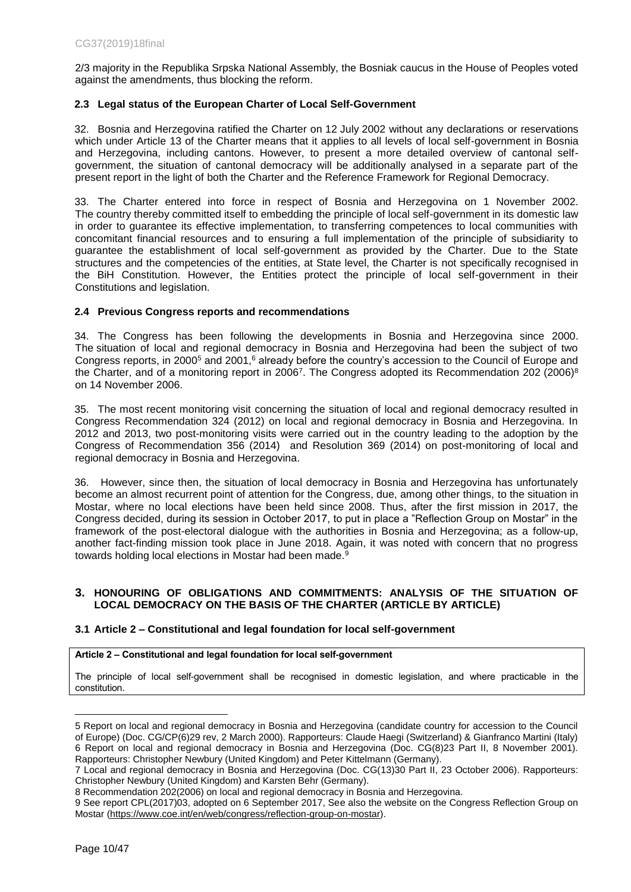2/3 majority in the Republika Srpska National Assembly, the Bosniak caucus in the House of Peoples voted against the amendments, thus blocking the reform.

### 2.3 Legal status of the European Charter of Local Self-Government

32. Bosnia and Herzegovina ratified the Charter on 12 July 2002 without any declarations or reservations which under Article 13 of the Charter means that it applies to all levels of local self-government in Bosnia and Herzegovina, including cantons. However, to present a more detailed overview of cantonal self-government, the situation of cantonal democracy will be additionally analysed in a separate part of the present report in the light of both the Charter and the Reference Framework for Regional Democracy.

33. The Charter entered into force in respect of Bosnia and Herzegovina on 1 November 2002. The country thereby committed itself to embedding the principle of local self-government in its domestic law in order to guarantee its effective implementation, to transferring competences to local communities with concomitant financial resources and to ensuring a full implementation of the principle of subsidiarity to guarantee the establishment of local self-government as provided by the Charter. Due to the State structures and the competencies of the entities, at State level, the Charter is not specifically recognised in the BiH Constitution. However, the Entities protect the principle of local self-government in their Constitutions and legislation.

### 2.4 Previous Congress reports and recommendations

34. The Congress has been following the developments in Bosnia and Herzegovina since 2000. The situation of local and regional democracy in Bosnia and Herzegovina had been the subject of two Congress reports, in 2000[5] and 2001,[6] already before the country's accession to the Council of Europe and the Charter, and of a monitoring report in 2006[7]. The Congress adopted its Recommendation 202 (2006)[8] on 14 November 2006.

35. The most recent monitoring visit concerning the situation of local and regional democracy resulted in Congress Recommendation 324 (2012) on local and regional democracy in Bosnia and Herzegovina. In 2012 and 2013, two post-monitoring visits were carried out in the country leading to the adoption by the Congress of Recommendation 356 (2014) and Resolution 369 (2014) on post-monitoring of local and regional democracy in Bosnia and Herzegovina.

36. However, since then, the situation of local democracy in Bosnia and Herzegovina has unfortunately become an almost recurrent point of attention for the Congress, due, among other things, to the situation in Mostar, where no local elections have been held since 2008. Thus, after the first mission in 2017, the Congress decided, during its session in October 2017, to put in place a "Reflection Group on Mostar" in the framework of the post-electoral dialogue with the authorities in Bosnia and Herzegovina; as a follow-up, another fact-finding mission took place in June 2018. Again, it was noted with concern that no progress towards holding local elections in Mostar had been made.[9]

## 3. HONOURING OF OBLIGATIONS AND COMMITMENTS: ANALYSIS OF THE SITUATION OF LOCAL DEMOCRACY ON THE BASIS OF THE CHARTER (ARTICLE BY ARTICLE)

### 3.1 Article 2 – Constitutional and legal foundation for local self-government

**Article 2 – Constitutional and legal foundation for local self-government**

The principle of local self-government shall be recognised in domestic legislation, and where practicable in the constitution.

---

5 Report on local and regional democracy in Bosnia and Herzegovina (candidate country for accession to the Council of Europe) (Doc. CG/CP(6)29 rev, 2 March 2000). Rapporteurs: Claude Haegi (Switzerland) & Gianfranco Martini (Italy)

6 Report on local and regional democracy in Bosnia and Herzegovina (Doc. CG(8)23 Part II, 8 November 2001). Rapporteurs: Christopher Newbury (United Kingdom) and Peter Kittelmann (Germany).

7 Local and regional democracy in Bosnia and Herzegovina (Doc. CG(13)30 Part II, 23 October 2006). Rapporteurs: Christopher Newbury (United Kingdom) and Karsten Behr (Germany).

8 Recommendation 202(2006) on local and regional democracy in Bosnia and Herzegovina.

9 See report CPL(2017)03, adopted on 6 September 2017, See also the website on the Congress Reflection Group on Mostar (https://www.coe.int/en/web/congress/reflection-group-on-mostar).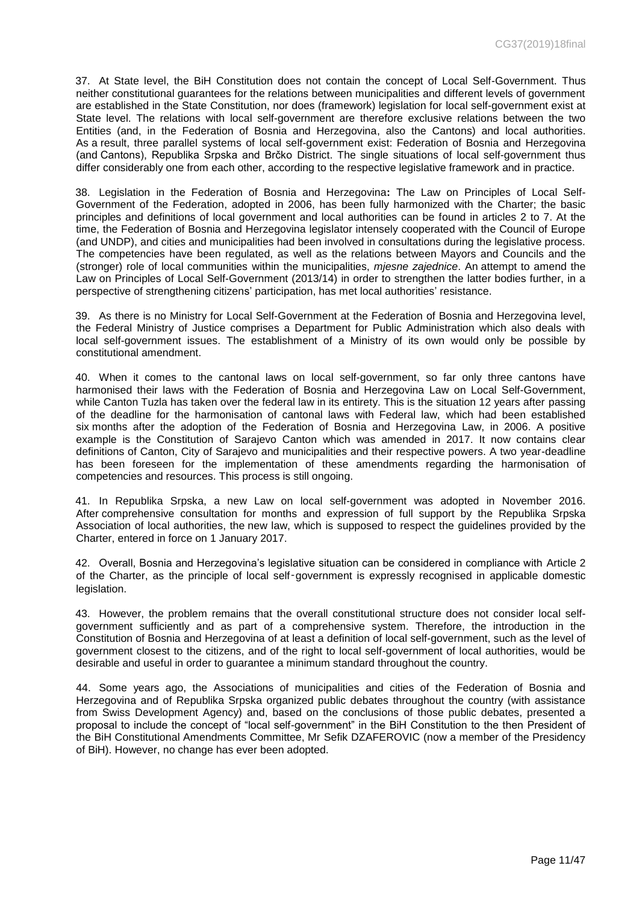37. At State level, the BiH Constitution does not contain the concept of Local Self-Government. Thus neither constitutional guarantees for the relations between municipalities and different levels of government are established in the State Constitution, nor does (framework) legislation for local self-government exist at State level. The relations with local self-government are therefore exclusive relations between the two Entities (and, in the Federation of Bosnia and Herzegovina, also the Cantons) and local authorities. As a result, three parallel systems of local self-government exist: Federation of Bosnia and Herzegovina (and Cantons), Republika Srpska and Brčko District. The single situations of local self-government thus differ considerably one from each other, according to the respective legislative framework and in practice.

38. Legislation in the Federation of Bosnia and Herzegovina**:** The Law on Principles of Local Self-Government of the Federation, adopted in 2006, has been fully harmonized with the Charter; the basic principles and definitions of local government and local authorities can be found in articles 2 to 7. At the time, the Federation of Bosnia and Herzegovina legislator intensely cooperated with the Council of Europe (and UNDP), and cities and municipalities had been involved in consultations during the legislative process. The competencies have been regulated, as well as the relations between Mayors and Councils and the (stronger) role of local communities within the municipalities, *mjesne zajednice*. An attempt to amend the Law on Principles of Local Self-Government (2013/14) in order to strengthen the latter bodies further, in a perspective of strengthening citizens' participation, has met local authorities' resistance.

39. As there is no Ministry for Local Self-Government at the Federation of Bosnia and Herzegovina level, the Federal Ministry of Justice comprises a Department for Public Administration which also deals with local self-government issues. The establishment of a Ministry of its own would only be possible by constitutional amendment.

40. When it comes to the cantonal laws on local self-government, so far only three cantons have harmonised their laws with the Federation of Bosnia and Herzegovina Law on Local Self-Government, while Canton Tuzla has taken over the federal law in its entirety. This is the situation 12 years after passing of the deadline for the harmonisation of cantonal laws with Federal law, which had been established six months after the adoption of the Federation of Bosnia and Herzegovina Law, in 2006. A positive example is the Constitution of Sarajevo Canton which was amended in 2017. It now contains clear definitions of Canton, City of Sarajevo and municipalities and their respective powers. A two year-deadline has been foreseen for the implementation of these amendments regarding the harmonisation of competencies and resources. This process is still ongoing.

41. In Republika Srpska, a new Law on local self-government was adopted in November 2016. After comprehensive consultation for months and expression of full support by the Republika Srpska Association of local authorities, the new law, which is supposed to respect the guidelines provided by the Charter, entered in force on 1 January 2017.

42. Overall, Bosnia and Herzegovina's legislative situation can be considered in compliance with Article 2 of the Charter, as the principle of local self-government is expressly recognised in applicable domestic legislation.

43. However, the problem remains that the overall constitutional structure does not consider local self-government sufficiently and as part of a comprehensive system. Therefore, the introduction in the Constitution of Bosnia and Herzegovina of at least a definition of local self-government, such as the level of government closest to the citizens, and of the right to local self-government of local authorities, would be desirable and useful in order to guarantee a minimum standard throughout the country.

44. Some years ago, the Associations of municipalities and cities of the Federation of Bosnia and Herzegovina and of Republika Srpska organized public debates throughout the country (with assistance from Swiss Development Agency) and, based on the conclusions of those public debates, presented a proposal to include the concept of "local self-government" in the BiH Constitution to the then President of the BiH Constitutional Amendments Committee, Mr Sefik DZAFEROVIC (now a member of the Presidency of BiH). However, no change has ever been adopted.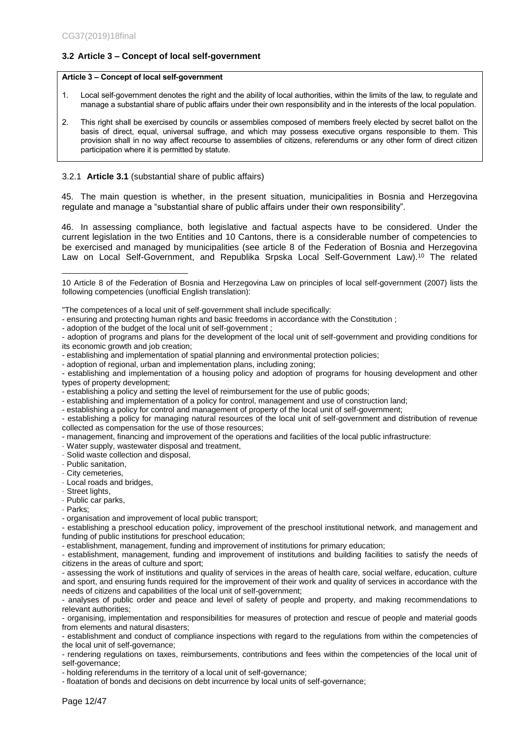### 3.2 Article 3 – Concept of local self-government

> **Article 3 – Concept of local self-government**
>
> 1. Local self-government denotes the right and the ability of local authorities, within the limits of the law, to regulate and manage a substantial share of public affairs under their own responsibility and in the interests of the local population.
>
> 2. This right shall be exercised by councils or assemblies composed of members freely elected by secret ballot on the basis of direct, equal, universal suffrage, and which may possess executive organs responsible to them. This provision shall in no way affect recourse to assemblies of citizens, referendums or any other form of direct citizen participation where it is permitted by statute.

#### 3.2.1 **Article 3.1** (substantial share of public affairs)

45. The main question is whether, in the present situation, municipalities in Bosnia and Herzegovina regulate and manage a "substantial share of public affairs under their own responsibility".

46. In assessing compliance, both legislative and factual aspects have to be considered. Under the current legislation in the two Entities and 10 Cantons, there is a considerable number of competencies to be exercised and managed by municipalities (see article 8 of the Federation of Bosnia and Herzegovina Law on Local Self-Government, and Republika Srpska Local Self-Government Law).[10] The related

---

10 Article 8 of the Federation of Bosnia and Herzegovina Law on principles of local self-government (2007) lists the following competencies (unofficial English translation):

"The competences of a local unit of self-government shall include specifically:

- ensuring and protecting human rights and basic freedoms in accordance with the Constitution ;
- adoption of the budget of the local unit of self-government ;
- adoption of programs and plans for the development of the local unit of self-government and providing conditions for its economic growth and job creation;
- establishing and implementation of spatial planning and environmental protection policies;
- adoption of regional, urban and implementation plans, including zoning;
- establishing and implementation of a housing policy and adoption of programs for housing development and other types of property development;
- establishing a policy and setting the level of reimbursement for the use of public goods;
- establishing and implementation of a policy for control, management and use of construction land;
- establishing a policy for control and management of property of the local unit of self-government;
- establishing a policy for managing natural resources of the local unit of self-government and distribution of revenue collected as compensation for the use of those resources;
- management, financing and improvement of the operations and facilities of the local public infrastructure:
  - Water supply, wastewater disposal and treatment,
  - Solid waste collection and disposal,
  - Public sanitation,
  - City cemeteries,
  - Local roads and bridges,
  - Street lights,
  - Public car parks,
  - Parks;
- organisation and improvement of local public transport;
- establishing a preschool education policy, improvement of the preschool institutional network, and management and funding of public institutions for preschool education;
- establishment, management, funding and improvement of institutions for primary education;
- establishment, management, funding and improvement of institutions and building facilities to satisfy the needs of citizens in the areas of culture and sport;
- assessing the work of institutions and quality of services in the areas of health care, social welfare, education, culture and sport, and ensuring funds required for the improvement of their work and quality of services in accordance with the needs of citizens and capabilities of the local unit of self-government;
- analyses of public order and peace and level of safety of people and property, and making recommendations to relevant authorities;
- organising, implementation and responsibilities for measures of protection and rescue of people and material goods from elements and natural disasters;
- establishment and conduct of compliance inspections with regard to the regulations from within the competencies of the local unit of self-governance;
- rendering regulations on taxes, reimbursements, contributions and fees within the competencies of the local unit of self-governance;
- holding referendums in the territory of a local unit of self-governance;
- floatation of bonds and decisions on debt incurrence by local units of self-governance;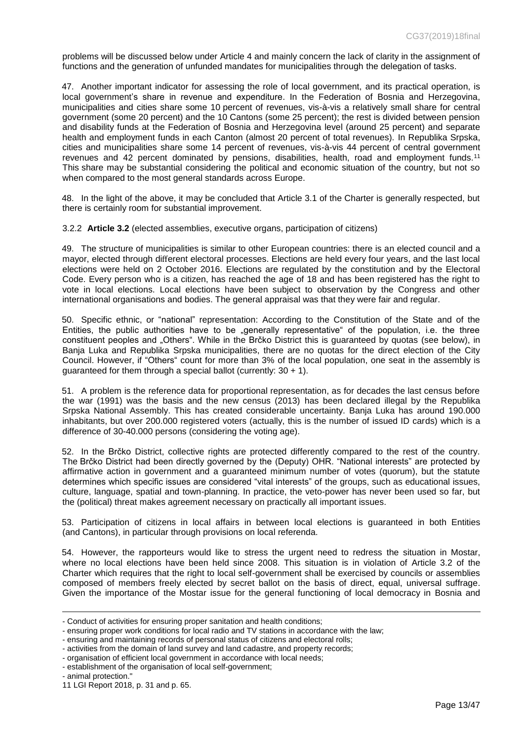problems will be discussed below under Article 4 and mainly concern the lack of clarity in the assignment of functions and the generation of unfunded mandates for municipalities through the delegation of tasks.

47. Another important indicator for assessing the role of local government, and its practical operation, is local government's share in revenue and expenditure. In the Federation of Bosnia and Herzegovina, municipalities and cities share some 10 percent of revenues, vis-à-vis a relatively small share for central government (some 20 percent) and the 10 Cantons (some 25 percent); the rest is divided between pension and disability funds at the Federation of Bosnia and Herzegovina level (around 25 percent) and separate health and employment funds in each Canton (almost 20 percent of total revenues). In Republika Srpska, cities and municipalities share some 14 percent of revenues, vis-à-vis 44 percent of central government revenues and 42 percent dominated by pensions, disabilities, health, road and employment funds.[11] This share may be substantial considering the political and economic situation of the country, but not so when compared to the most general standards across Europe.

48. In the light of the above, it may be concluded that Article 3.1 of the Charter is generally respected, but there is certainly room for substantial improvement.

3.2.2 **Article 3.2** (elected assemblies, executive organs, participation of citizens)

49. The structure of municipalities is similar to other European countries: there is an elected council and a mayor, elected through different electoral processes. Elections are held every four years, and the last local elections were held on 2 October 2016. Elections are regulated by the constitution and by the Electoral Code. Every person who is a citizen, has reached the age of 18 and has been registered has the right to vote in local elections. Local elections have been subject to observation by the Congress and other international organisations and bodies. The general appraisal was that they were fair and regular.

50. Specific ethnic, or "national" representation: According to the Constitution of the State and of the Entities, the public authorities have to be „generally representative" of the population, i.e. the three constituent peoples and „Others". While in the Brčko District this is guaranteed by quotas (see below), in Banja Luka and Republika Srpska municipalities, there are no quotas for the direct election of the City Council. However, if "Others" count for more than 3% of the local population, one seat in the assembly is guaranteed for them through a special ballot (currently: 30 + 1).

51. A problem is the reference data for proportional representation, as for decades the last census before the war (1991) was the basis and the new census (2013) has been declared illegal by the Republika Srpska National Assembly. This has created considerable uncertainty. Banja Luka has around 190.000 inhabitants, but over 200.000 registered voters (actually, this is the number of issued ID cards) which is a difference of 30-40.000 persons (considering the voting age).

52. In the Brčko District, collective rights are protected differently compared to the rest of the country. The Brčko District had been directly governed by the (Deputy) OHR. "National interests" are protected by affirmative action in government and a guaranteed minimum number of votes (quorum), but the statute determines which specific issues are considered "vital interests" of the groups, such as educational issues, culture, language, spatial and town-planning. In practice, the veto-power has never been used so far, but the (political) threat makes agreement necessary on practically all important issues.

53. Participation of citizens in local affairs in between local elections is guaranteed in both Entities (and Cantons), in particular through provisions on local referenda.

54. However, the rapporteurs would like to stress the urgent need to redress the situation in Mostar, where no local elections have been held since 2008. This situation is in violation of Article 3.2 of the Charter which requires that the right to local self-government shall be exercised by councils or assemblies composed of members freely elected by secret ballot on the basis of direct, equal, universal suffrage. Given the importance of the Mostar issue for the general functioning of local democracy in Bosnia and

---

- Conduct of activities for ensuring proper sanitation and health conditions;
- ensuring proper work conditions for local radio and TV stations in accordance with the law;
- ensuring and maintaining records of personal status of citizens and electoral rolls;
- activities from the domain of land survey and land cadastre, and property records;
- organisation of efficient local government in accordance with local needs;
- establishment of the organisation of local self-government;
- animal protection."

11 LGI Report 2018, p. 31 and p. 65.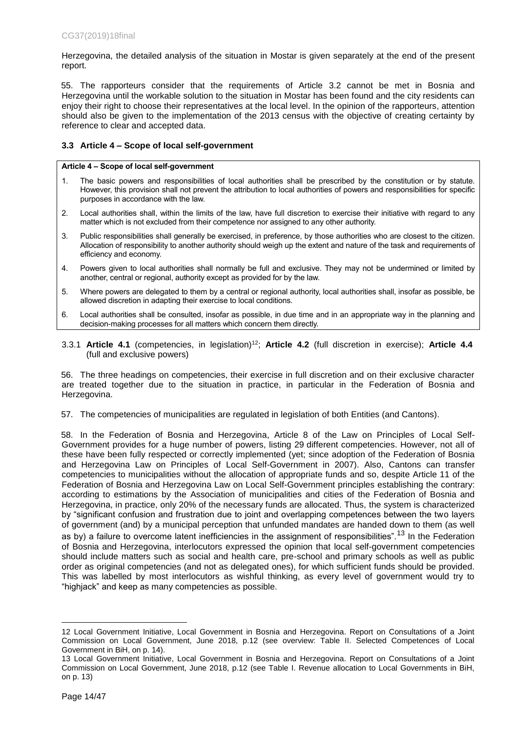Herzegovina, the detailed analysis of the situation in Mostar is given separately at the end of the present report.

55. The rapporteurs consider that the requirements of Article 3.2 cannot be met in Bosnia and Herzegovina until the workable solution to the situation in Mostar has been found and the city residents can enjoy their right to choose their representatives at the local level. In the opinion of the rapporteurs, attention should also be given to the implementation of the 2013 census with the objective of creating certainty by reference to clear and accepted data.

### 3.3 Article 4 – Scope of local self-government

**Article 4 – Scope of local self-government**

1. The basic powers and responsibilities of local authorities shall be prescribed by the constitution or by statute. However, this provision shall not prevent the attribution to local authorities of powers and responsibilities for specific purposes in accordance with the law.
2. Local authorities shall, within the limits of the law, have full discretion to exercise their initiative with regard to any matter which is not excluded from their competence nor assigned to any other authority.
3. Public responsibilities shall generally be exercised, in preference, by those authorities who are closest to the citizen. Allocation of responsibility to another authority should weigh up the extent and nature of the task and requirements of efficiency and economy.
4. Powers given to local authorities shall normally be full and exclusive. They may not be undermined or limited by another, central or regional, authority except as provided for by the law.
5. Where powers are delegated to them by a central or regional authority, local authorities shall, insofar as possible, be allowed discretion in adapting their exercise to local conditions.
6. Local authorities shall be consulted, insofar as possible, in due time and in an appropriate way in the planning and decision-making processes for all matters which concern them directly.

#### 3.3.1 **Article 4.1** (competencies, in legislation)[12]; **Article 4.2** (full discretion in exercise); **Article 4.4** (full and exclusive powers)

56. The three headings on competencies, their exercise in full discretion and on their exclusive character are treated together due to the situation in practice, in particular in the Federation of Bosnia and Herzegovina.

57. The competencies of municipalities are regulated in legislation of both Entities (and Cantons).

58. In the Federation of Bosnia and Herzegovina, Article 8 of the Law on Principles of Local Self-Government provides for a huge number of powers, listing 29 different competencies. However, not all of these have been fully respected or correctly implemented (yet; since adoption of the Federation of Bosnia and Herzegovina Law on Principles of Local Self-Government in 2007). Also, Cantons can transfer competencies to municipalities without the allocation of appropriate funds and so, despite Article 11 of the Federation of Bosnia and Herzegovina Law on Local Self-Government principles establishing the contrary: according to estimations by the Association of municipalities and cities of the Federation of Bosnia and Herzegovina, in practice, only 20% of the necessary funds are allocated. Thus, the system is characterized by "significant confusion and frustration due to joint and overlapping competences between the two layers of government (and) by a municipal perception that unfunded mandates are handed down to them (as well as by) a failure to overcome latent inefficiencies in the assignment of responsibilities".[13] In the Federation of Bosnia and Herzegovina, interlocutors expressed the opinion that local self-government competencies should include matters such as social and health care, pre-school and primary schools as well as public order as original competencies (and not as delegated ones), for which sufficient funds should be provided. This was labelled by most interlocutors as wishful thinking, as every level of government would try to "highjack" and keep as many competencies as possible.

---

12 Local Government Initiative, Local Government in Bosnia and Herzegovina. Report on Consultations of a Joint Commission on Local Government, June 2018, p.12 (see overview: Table II. Selected Competences of Local Government in BiH, on p. 14).

13 Local Government Initiative, Local Government in Bosnia and Herzegovina. Report on Consultations of a Joint Commission on Local Government, June 2018, p.12 (see Table I. Revenue allocation to Local Governments in BiH, on p. 13)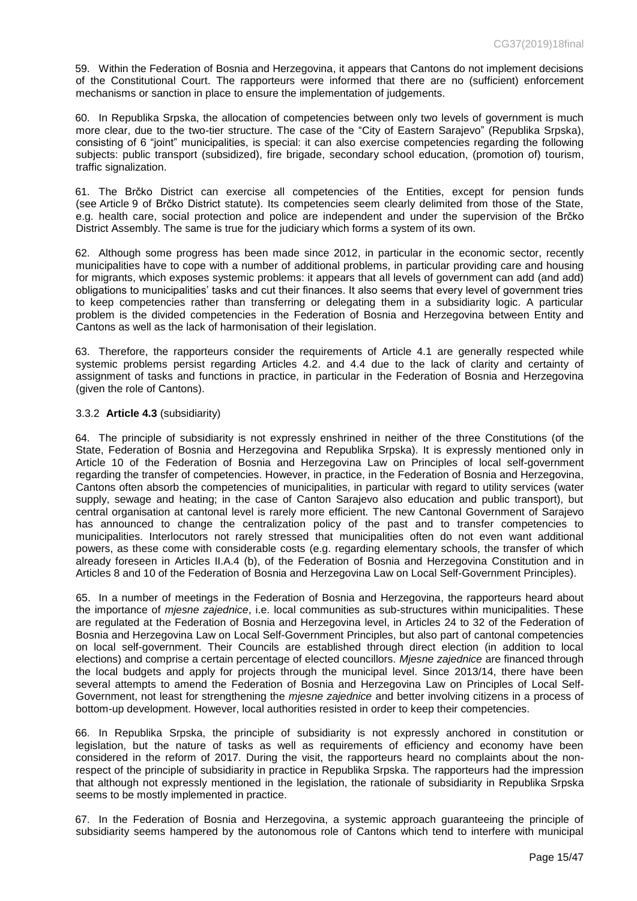59. Within the Federation of Bosnia and Herzegovina, it appears that Cantons do not implement decisions of the Constitutional Court. The rapporteurs were informed that there are no (sufficient) enforcement mechanisms or sanction in place to ensure the implementation of judgements.

60. In Republika Srpska, the allocation of competencies between only two levels of government is much more clear, due to the two-tier structure. The case of the "City of Eastern Sarajevo" (Republika Srpska), consisting of 6 "joint" municipalities, is special: it can also exercise competencies regarding the following subjects: public transport (subsidized), fire brigade, secondary school education, (promotion of) tourism, traffic signalization.

61. The Brčko District can exercise all competencies of the Entities, except for pension funds (see Article 9 of Brčko District statute). Its competencies seem clearly delimited from those of the State, e.g. health care, social protection and police are independent and under the supervision of the Brčko District Assembly. The same is true for the judiciary which forms a system of its own.

62. Although some progress has been made since 2012, in particular in the economic sector, recently municipalities have to cope with a number of additional problems, in particular providing care and housing for migrants, which exposes systemic problems: it appears that all levels of government can add (and add) obligations to municipalities' tasks and cut their finances. It also seems that every level of government tries to keep competencies rather than transferring or delegating them in a subsidiarity logic. A particular problem is the divided competencies in the Federation of Bosnia and Herzegovina between Entity and Cantons as well as the lack of harmonisation of their legislation.

63. Therefore, the rapporteurs consider the requirements of Article 4.1 are generally respected while systemic problems persist regarding Articles 4.2. and 4.4 due to the lack of clarity and certainty of assignment of tasks and functions in practice, in particular in the Federation of Bosnia and Herzegovina (given the role of Cantons).

### 3.3.2 **Article 4.3** (subsidiarity)

64. The principle of subsidiarity is not expressly enshrined in neither of the three Constitutions (of the State, Federation of Bosnia and Herzegovina and Republika Srpska). It is expressly mentioned only in Article 10 of the Federation of Bosnia and Herzegovina Law on Principles of local self-government regarding the transfer of competencies. However, in practice, in the Federation of Bosnia and Herzegovina, Cantons often absorb the competencies of municipalities, in particular with regard to utility services (water supply, sewage and heating; in the case of Canton Sarajevo also education and public transport), but central organisation at cantonal level is rarely more efficient. The new Cantonal Government of Sarajevo has announced to change the centralization policy of the past and to transfer competencies to municipalities. Interlocutors not rarely stressed that municipalities often do not even want additional powers, as these come with considerable costs (e.g. regarding elementary schools, the transfer of which already foreseen in Articles II.A.4 (b), of the Federation of Bosnia and Herzegovina Constitution and in Articles 8 and 10 of the Federation of Bosnia and Herzegovina Law on Local Self-Government Principles).

65. In a number of meetings in the Federation of Bosnia and Herzegovina, the rapporteurs heard about the importance of *mjesne zajednice*, i.e. local communities as sub-structures within municipalities. These are regulated at the Federation of Bosnia and Herzegovina level, in Articles 24 to 32 of the Federation of Bosnia and Herzegovina Law on Local Self-Government Principles, but also part of cantonal competencies on local self-government. Their Councils are established through direct election (in addition to local elections) and comprise a certain percentage of elected councillors. *Mjesne zajednice* are financed through the local budgets and apply for projects through the municipal level. Since 2013/14, there have been several attempts to amend the Federation of Bosnia and Herzegovina Law on Principles of Local Self-Government, not least for strengthening the *mjesne zajednice* and better involving citizens in a process of bottom-up development. However, local authorities resisted in order to keep their competencies.

66. In Republika Srpska, the principle of subsidiarity is not expressly anchored in constitution or legislation, but the nature of tasks as well as requirements of efficiency and economy have been considered in the reform of 2017. During the visit, the rapporteurs heard no complaints about the non-respect of the principle of subsidiarity in practice in Republika Srpska. The rapporteurs had the impression that although not expressly mentioned in the legislation, the rationale of subsidiarity in Republika Srpska seems to be mostly implemented in practice.

67. In the Federation of Bosnia and Herzegovina, a systemic approach guaranteeing the principle of subsidiarity seems hampered by the autonomous role of Cantons which tend to interfere with municipal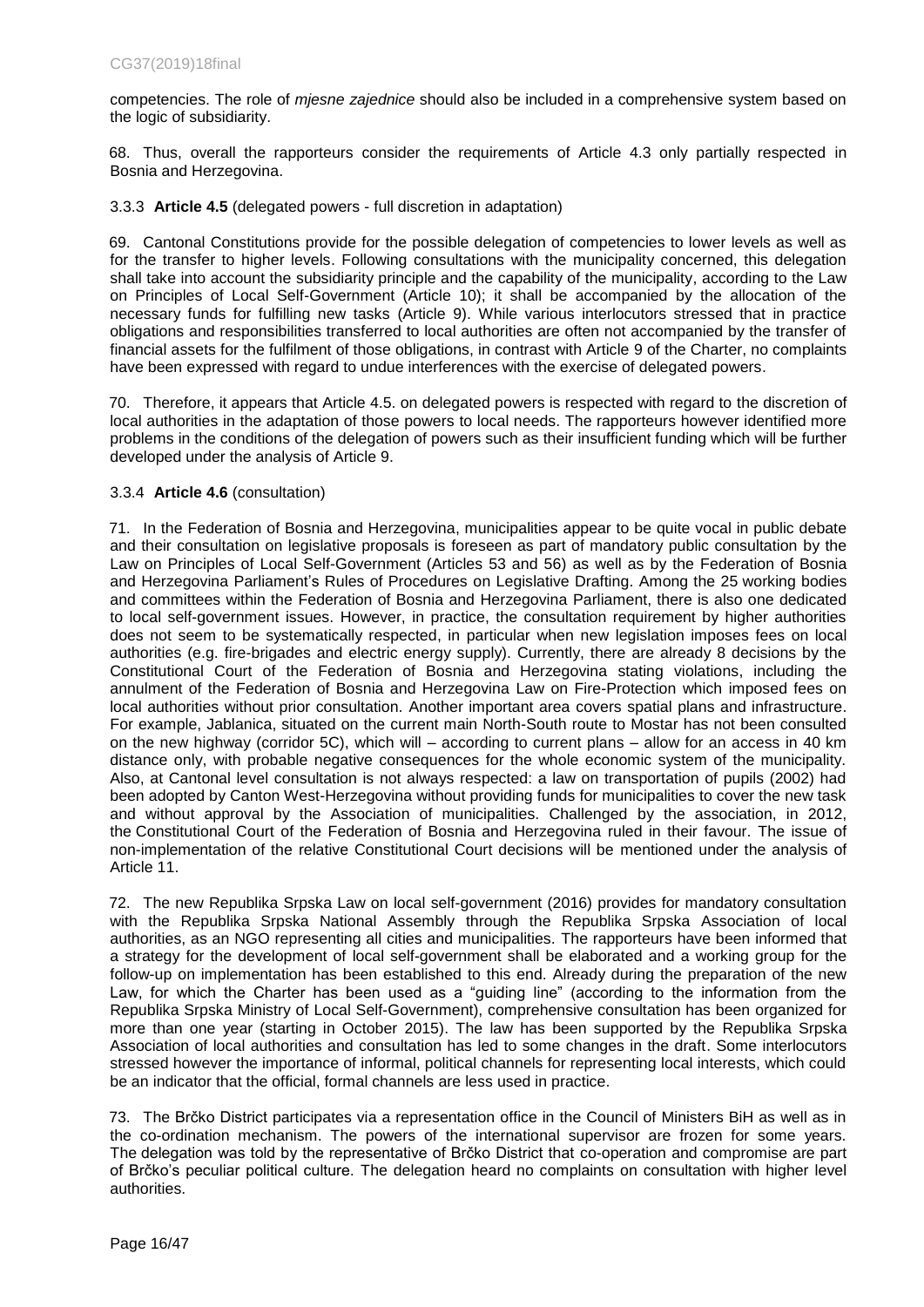competencies. The role of *mjesne zajednice* should also be included in a comprehensive system based on the logic of subsidiarity.

68. Thus, overall the rapporteurs consider the requirements of Article 4.3 only partially respected in Bosnia and Herzegovina.

### 3.3.3 **Article 4.5** (delegated powers - full discretion in adaptation)

69. Cantonal Constitutions provide for the possible delegation of competencies to lower levels as well as for the transfer to higher levels. Following consultations with the municipality concerned, this delegation shall take into account the subsidiarity principle and the capability of the municipality, according to the Law on Principles of Local Self-Government (Article 10); it shall be accompanied by the allocation of the necessary funds for fulfilling new tasks (Article 9). While various interlocutors stressed that in practice obligations and responsibilities transferred to local authorities are often not accompanied by the transfer of financial assets for the fulfilment of those obligations, in contrast with Article 9 of the Charter, no complaints have been expressed with regard to undue interferences with the exercise of delegated powers.

70. Therefore, it appears that Article 4.5. on delegated powers is respected with regard to the discretion of local authorities in the adaptation of those powers to local needs. The rapporteurs however identified more problems in the conditions of the delegation of powers such as their insufficient funding which will be further developed under the analysis of Article 9.

### 3.3.4 **Article 4.6** (consultation)

71. In the Federation of Bosnia and Herzegovina, municipalities appear to be quite vocal in public debate and their consultation on legislative proposals is foreseen as part of mandatory public consultation by the Law on Principles of Local Self-Government (Articles 53 and 56) as well as by the Federation of Bosnia and Herzegovina Parliament's Rules of Procedures on Legislative Drafting. Among the 25 working bodies and committees within the Federation of Bosnia and Herzegovina Parliament, there is also one dedicated to local self-government issues. However, in practice, the consultation requirement by higher authorities does not seem to be systematically respected, in particular when new legislation imposes fees on local authorities (e.g. fire-brigades and electric energy supply). Currently, there are already 8 decisions by the Constitutional Court of the Federation of Bosnia and Herzegovina stating violations, including the annulment of the Federation of Bosnia and Herzegovina Law on Fire-Protection which imposed fees on local authorities without prior consultation. Another important area covers spatial plans and infrastructure. For example, Jablanica, situated on the current main North-South route to Mostar has not been consulted on the new highway (corridor 5C), which will – according to current plans – allow for an access in 40 km distance only, with probable negative consequences for the whole economic system of the municipality. Also, at Cantonal level consultation is not always respected: a law on transportation of pupils (2002) had been adopted by Canton West-Herzegovina without providing funds for municipalities to cover the new task and without approval by the Association of municipalities. Challenged by the association, in 2012, the Constitutional Court of the Federation of Bosnia and Herzegovina ruled in their favour. The issue of non-implementation of the relative Constitutional Court decisions will be mentioned under the analysis of Article 11.

72. The new Republika Srpska Law on local self-government (2016) provides for mandatory consultation with the Republika Srpska National Assembly through the Republika Srpska Association of local authorities, as an NGO representing all cities and municipalities. The rapporteurs have been informed that a strategy for the development of local self-government shall be elaborated and a working group for the follow-up on implementation has been established to this end. Already during the preparation of the new Law, for which the Charter has been used as a "guiding line" (according to the information from the Republika Srpska Ministry of Local Self-Government), comprehensive consultation has been organized for more than one year (starting in October 2015). The law has been supported by the Republika Srpska Association of local authorities and consultation has led to some changes in the draft. Some interlocutors stressed however the importance of informal, political channels for representing local interests, which could be an indicator that the official, formal channels are less used in practice.

73. The Brčko District participates via a representation office in the Council of Ministers BiH as well as in the co-ordination mechanism. The powers of the international supervisor are frozen for some years. The delegation was told by the representative of Brčko District that co-operation and compromise are part of Brčko's peculiar political culture. The delegation heard no complaints on consultation with higher level authorities.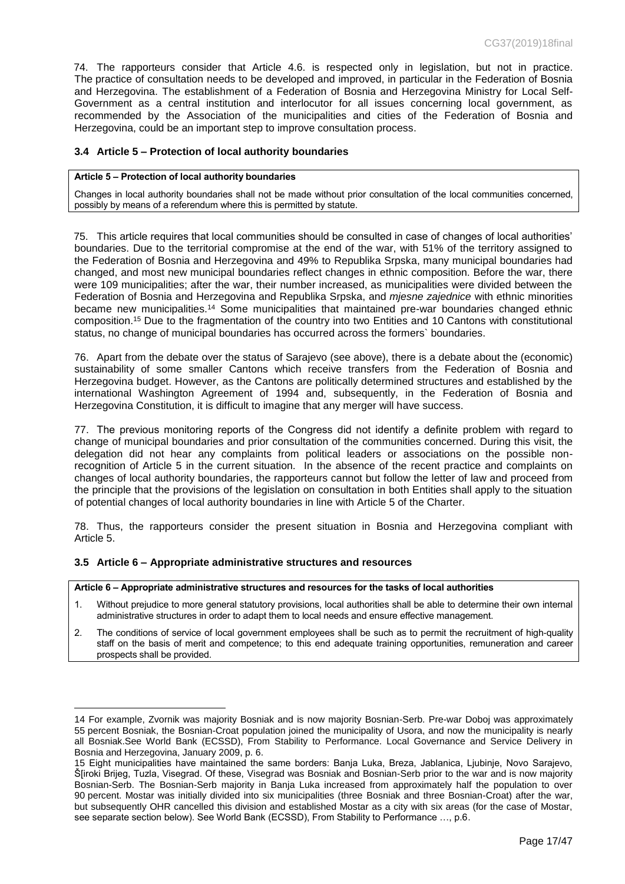74. The rapporteurs consider that Article 4.6. is respected only in legislation, but not in practice. The practice of consultation needs to be developed and improved, in particular in the Federation of Bosnia and Herzegovina. The establishment of a Federation of Bosnia and Herzegovina Ministry for Local Self-Government as a central institution and interlocutor for all issues concerning local government, as recommended by the Association of the municipalities and cities of the Federation of Bosnia and Herzegovina, could be an important step to improve consultation process.

### 3.4 Article 5 – Protection of local authority boundaries

| **Article 5 – Protection of local authority boundaries** |
|---|
| Changes in local authority boundaries shall not be made without prior consultation of the local communities concerned, possibly by means of a referendum where this is permitted by statute. |

75. This article requires that local communities should be consulted in case of changes of local authorities' boundaries. Due to the territorial compromise at the end of the war, with 51% of the territory assigned to the Federation of Bosnia and Herzegovina and 49% to Republika Srpska, many municipal boundaries had changed, and most new municipal boundaries reflect changes in ethnic composition. Before the war, there were 109 municipalities; after the war, their number increased, as municipalities were divided between the Federation of Bosnia and Herzegovina and Republika Srpska, and *mjesne zajednice* with ethnic minorities became new municipalities.[14] Some municipalities that maintained pre-war boundaries changed ethnic composition.[15] Due to the fragmentation of the country into two Entities and 10 Cantons with constitutional status, no change of municipal boundaries has occurred across the formers` boundaries.

76. Apart from the debate over the status of Sarajevo (see above), there is a debate about the (economic) sustainability of some smaller Cantons which receive transfers from the Federation of Bosnia and Herzegovina budget. However, as the Cantons are politically determined structures and established by the international Washington Agreement of 1994 and, subsequently, in the Federation of Bosnia and Herzegovina Constitution, it is difficult to imagine that any merger will have success.

77. The previous monitoring reports of the Congress did not identify a definite problem with regard to change of municipal boundaries and prior consultation of the communities concerned. During this visit, the delegation did not hear any complaints from political leaders or associations on the possible non-recognition of Article 5 in the current situation. In the absence of the recent practice and complaints on changes of local authority boundaries, the rapporteurs cannot but follow the letter of law and proceed from the principle that the provisions of the legislation on consultation in both Entities shall apply to the situation of potential changes of local authority boundaries in line with Article 5 of the Charter.

78. Thus, the rapporteurs consider the present situation in Bosnia and Herzegovina compliant with Article 5.

### 3.5 Article 6 – Appropriate administrative structures and resources

| **Article 6 – Appropriate administrative structures and resources for the tasks of local authorities** |
|---|
| 1. Without prejudice to more general statutory provisions, local authorities shall be able to determine their own internal administrative structures in order to adapt them to local needs and ensure effective management. |
| 2. The conditions of service of local government employees shall be such as to permit the recruitment of high-quality staff on the basis of merit and competence; to this end adequate training opportunities, remuneration and career prospects shall be provided. |

---

14 For example, Zvornik was majority Bosniak and is now majority Bosnian-Serb. Pre-war Doboj was approximately 55 percent Bosniak, the Bosnian-Croat population joined the municipality of Usora, and now the municipality is nearly all Bosniak.See World Bank (ECSSD), From Stability to Performance. Local Governance and Service Delivery in Bosnia and Herzegovina, January 2009, p. 6.

15 Eight municipalities have maintained the same borders: Banja Luka, Breza, Jablanica, Ljubinje, Novo Sarajevo, Š[iroki Brijeg, Tuzla, Visegrad. Of these, Visegrad was Bosniak and Bosnian-Serb prior to the war and is now majority Bosnian-Serb. The Bosnian-Serb majority in Banja Luka increased from approximately half the population to over 90 percent. Mostar was initially divided into six municipalities (three Bosniak and three Bosnian-Croat) after the war, but subsequently OHR cancelled this division and established Mostar as a city with six areas (for the case of Mostar, see separate section below). See World Bank (ECSSD), From Stability to Performance …, p.6.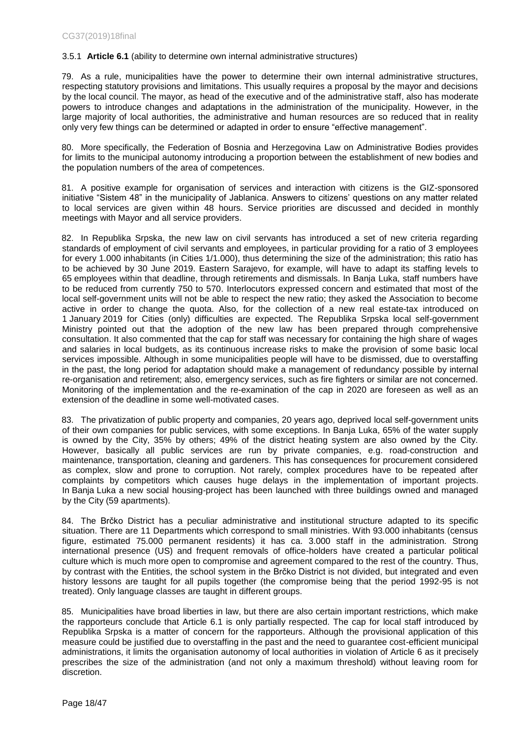### 3.5.1 **Article 6.1** (ability to determine own internal administrative structures)

79. As a rule, municipalities have the power to determine their own internal administrative structures, respecting statutory provisions and limitations. This usually requires a proposal by the mayor and decisions by the local council. The mayor, as head of the executive and of the administrative staff, also has moderate powers to introduce changes and adaptations in the administration of the municipality. However, in the large majority of local authorities, the administrative and human resources are so reduced that in reality only very few things can be determined or adapted in order to ensure "effective management".

80. More specifically, the Federation of Bosnia and Herzegovina Law on Administrative Bodies provides for limits to the municipal autonomy introducing a proportion between the establishment of new bodies and the population numbers of the area of competences.

81. A positive example for organisation of services and interaction with citizens is the GIZ-sponsored initiative "Sistem 48" in the municipality of Jablanica. Answers to citizens' questions on any matter related to local services are given within 48 hours. Service priorities are discussed and decided in monthly meetings with Mayor and all service providers.

82. In Republika Srpska, the new law on civil servants has introduced a set of new criteria regarding standards of employment of civil servants and employees, in particular providing for a ratio of 3 employees for every 1.000 inhabitants (in Cities 1/1.000), thus determining the size of the administration; this ratio has to be achieved by 30 June 2019. Eastern Sarajevo, for example, will have to adapt its staffing levels to 65 employees within that deadline, through retirements and dismissals. In Banja Luka, staff numbers have to be reduced from currently 750 to 570. Interlocutors expressed concern and estimated that most of the local self-government units will not be able to respect the new ratio; they asked the Association to become active in order to change the quota. Also, for the collection of a new real estate-tax introduced on 1 January 2019 for Cities (only) difficulties are expected. The Republika Srpska local self-government Ministry pointed out that the adoption of the new law has been prepared through comprehensive consultation. It also commented that the cap for staff was necessary for containing the high share of wages and salaries in local budgets, as its continuous increase risks to make the provision of some basic local services impossible. Although in some municipalities people will have to be dismissed, due to overstaffing in the past, the long period for adaptation should make a management of redundancy possible by internal re-organisation and retirement; also, emergency services, such as fire fighters or similar are not concerned. Monitoring of the implementation and the re-examination of the cap in 2020 are foreseen as well as an extension of the deadline in some well-motivated cases.

83. The privatization of public property and companies, 20 years ago, deprived local self-government units of their own companies for public services, with some exceptions. In Banja Luka, 65% of the water supply is owned by the City, 35% by others; 49% of the district heating system are also owned by the City. However, basically all public services are run by private companies, e.g. road-construction and maintenance, transportation, cleaning and gardeners. This has consequences for procurement considered as complex, slow and prone to corruption. Not rarely, complex procedures have to be repeated after complaints by competitors which causes huge delays in the implementation of important projects. In Banja Luka a new social housing-project has been launched with three buildings owned and managed by the City (59 apartments).

84. The Brčko District has a peculiar administrative and institutional structure adapted to its specific situation. There are 11 Departments which correspond to small ministries. With 93.000 inhabitants (census figure, estimated 75.000 permanent residents) it has ca. 3.000 staff in the administration. Strong international presence (US) and frequent removals of office-holders have created a particular political culture which is much more open to compromise and agreement compared to the rest of the country. Thus, by contrast with the Entities, the school system in the Brčko District is not divided, but integrated and even history lessons are taught for all pupils together (the compromise being that the period 1992-95 is not treated). Only language classes are taught in different groups.

85. Municipalities have broad liberties in law, but there are also certain important restrictions, which make the rapporteurs conclude that Article 6.1 is only partially respected. The cap for local staff introduced by Republika Srpska is a matter of concern for the rapporteurs. Although the provisional application of this measure could be justified due to overstaffing in the past and the need to guarantee cost-efficient municipal administrations, it limits the organisation autonomy of local authorities in violation of Article 6 as it precisely prescribes the size of the administration (and not only a maximum threshold) without leaving room for discretion.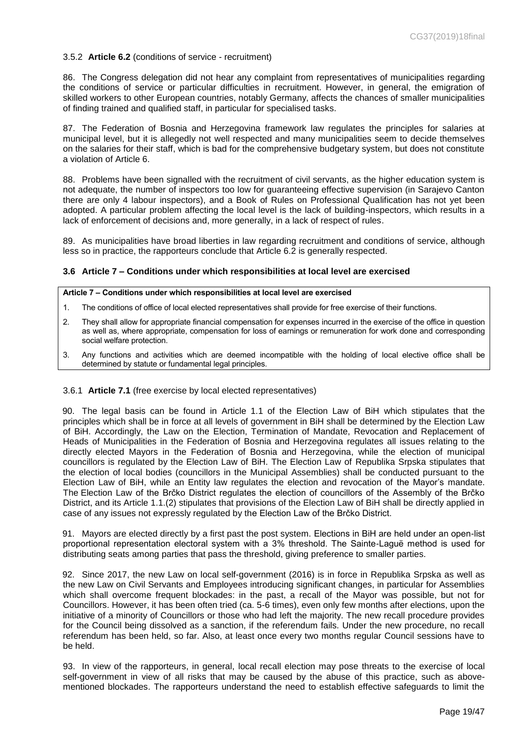#### 3.5.2 **Article 6.2** (conditions of service - recruitment)

86. The Congress delegation did not hear any complaint from representatives of municipalities regarding the conditions of service or particular difficulties in recruitment. However, in general, the emigration of skilled workers to other European countries, notably Germany, affects the chances of smaller municipalities of finding trained and qualified staff, in particular for specialised tasks.

87. The Federation of Bosnia and Herzegovina framework law regulates the principles for salaries at municipal level, but it is allegedly not well respected and many municipalities seem to decide themselves on the salaries for their staff, which is bad for the comprehensive budgetary system, but does not constitute a violation of Article 6.

88. Problems have been signalled with the recruitment of civil servants, as the higher education system is not adequate, the number of inspectors too low for guaranteeing effective supervision (in Sarajevo Canton there are only 4 labour inspectors), and a Book of Rules on Professional Qualification has not yet been adopted. A particular problem affecting the local level is the lack of building-inspectors, which results in a lack of enforcement of decisions and, more generally, in a lack of respect of rules.

89. As municipalities have broad liberties in law regarding recruitment and conditions of service, although less so in practice, the rapporteurs conclude that Article 6.2 is generally respected.

### 3.6 Article 7 – Conditions under which responsibilities at local level are exercised

**Article 7 – Conditions under which responsibilities at local level are exercised**

1. The conditions of office of local elected representatives shall provide for free exercise of their functions.
2. They shall allow for appropriate financial compensation for expenses incurred in the exercise of the office in question as well as, where appropriate, compensation for loss of earnings or remuneration for work done and corresponding social welfare protection.
3. Any functions and activities which are deemed incompatible with the holding of local elective office shall be determined by statute or fundamental legal principles.

#### 3.6.1 **Article 7.1** (free exercise by local elected representatives)

90. The legal basis can be found in Article 1.1 of the Election Law of BiH which stipulates that the principles which shall be in force at all levels of government in BiH shall be determined by the Election Law of BiH. Accordingly, the Law on the Election, Termination of Mandate, Revocation and Replacement of Heads of Municipalities in the Federation of Bosnia and Herzegovina regulates all issues relating to the directly elected Mayors in the Federation of Bosnia and Herzegovina, while the election of municipal councillors is regulated by the Election Law of BiH. The Election Law of Republika Srpska stipulates that the election of local bodies (councillors in the Municipal Assemblies) shall be conducted pursuant to the Election Law of BiH, while an Entity law regulates the election and revocation of the Mayor's mandate. The Election Law of the Brčko District regulates the election of councillors of the Assembly of the Brčko District, and its Article 1.1.(2) stipulates that provisions of the Election Law of BiH shall be directly applied in case of any issues not expressly regulated by the Election Law of the Brčko District.

91. Mayors are elected directly by a first past the post system. Elections in BiH are held under an open-list proportional representation electoral system with a 3% threshold. The Sainte-Laguë method is used for distributing seats among parties that pass the threshold, giving preference to smaller parties.

92. Since 2017, the new Law on local self-government (2016) is in force in Republika Srpska as well as the new Law on Civil Servants and Employees introducing significant changes, in particular for Assemblies which shall overcome frequent blockades: in the past, a recall of the Mayor was possible, but not for Councillors. However, it has been often tried (ca. 5-6 times), even only few months after elections, upon the initiative of a minority of Councillors or those who had left the majority. The new recall procedure provides for the Council being dissolved as a sanction, if the referendum fails. Under the new procedure, no recall referendum has been held, so far. Also, at least once every two months regular Council sessions have to be held.

93. In view of the rapporteurs, in general, local recall election may pose threats to the exercise of local self-government in view of all risks that may be caused by the abuse of this practice, such as above-mentioned blockades. The rapporteurs understand the need to establish effective safeguards to limit the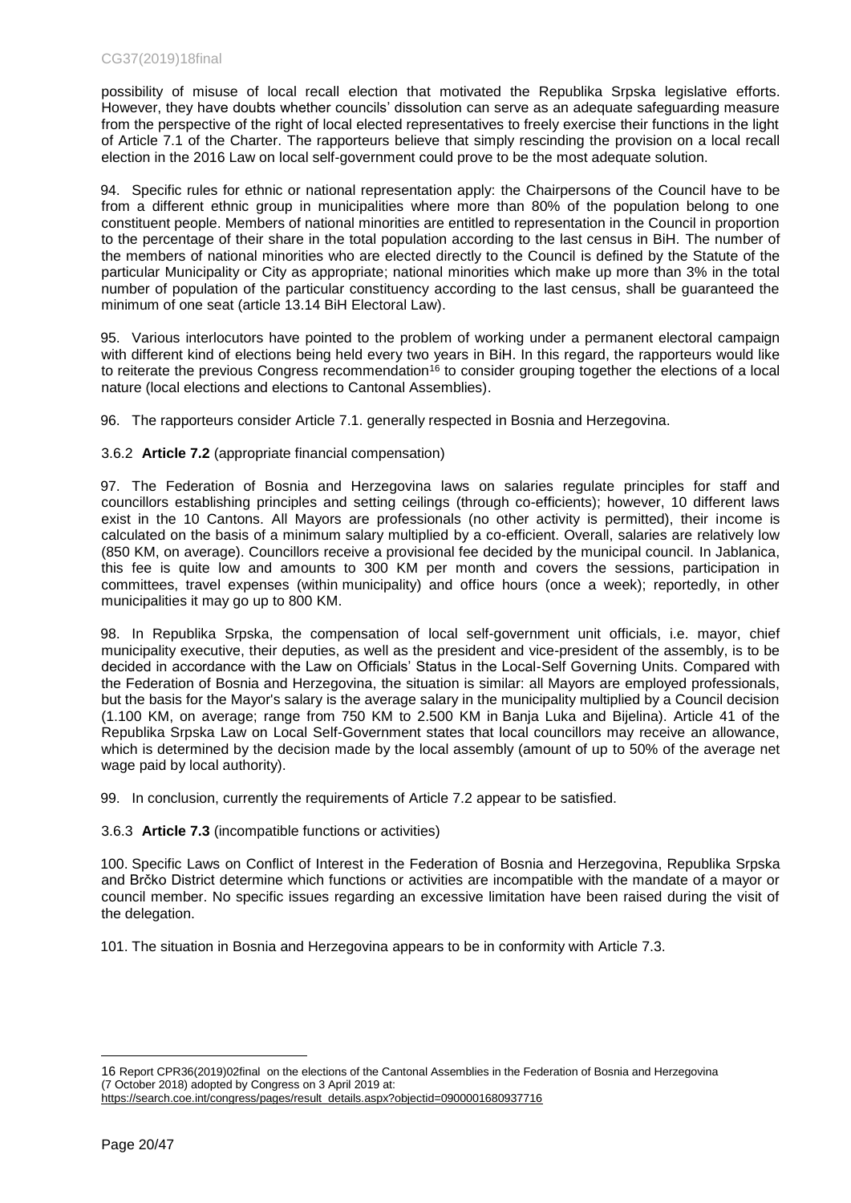possibility of misuse of local recall election that motivated the Republika Srpska legislative efforts. However, they have doubts whether councils' dissolution can serve as an adequate safeguarding measure from the perspective of the right of local elected representatives to freely exercise their functions in the light of Article 7.1 of the Charter. The rapporteurs believe that simply rescinding the provision on a local recall election in the 2016 Law on local self-government could prove to be the most adequate solution.

94. Specific rules for ethnic or national representation apply: the Chairpersons of the Council have to be from a different ethnic group in municipalities where more than 80% of the population belong to one constituent people. Members of national minorities are entitled to representation in the Council in proportion to the percentage of their share in the total population according to the last census in BiH. The number of the members of national minorities who are elected directly to the Council is defined by the Statute of the particular Municipality or City as appropriate; national minorities which make up more than 3% in the total number of population of the particular constituency according to the last census, shall be guaranteed the minimum of one seat (article 13.14 BiH Electoral Law).

95. Various interlocutors have pointed to the problem of working under a permanent electoral campaign with different kind of elections being held every two years in BiH. In this regard, the rapporteurs would like to reiterate the previous Congress recommendation[16] to consider grouping together the elections of a local nature (local elections and elections to Cantonal Assemblies).

96. The rapporteurs consider Article 7.1. generally respected in Bosnia and Herzegovina.

### 3.6.2 **Article 7.2** (appropriate financial compensation)

97. The Federation of Bosnia and Herzegovina laws on salaries regulate principles for staff and councillors establishing principles and setting ceilings (through co-efficients); however, 10 different laws exist in the 10 Cantons. All Mayors are professionals (no other activity is permitted), their income is calculated on the basis of a minimum salary multiplied by a co-efficient. Overall, salaries are relatively low (850 KM, on average). Councillors receive a provisional fee decided by the municipal council. In Jablanica, this fee is quite low and amounts to 300 KM per month and covers the sessions, participation in committees, travel expenses (within municipality) and office hours (once a week); reportedly, in other municipalities it may go up to 800 KM.

98. In Republika Srpska, the compensation of local self-government unit officials, i.e. mayor, chief municipality executive, their deputies, as well as the president and vice-president of the assembly, is to be decided in accordance with the Law on Officials' Status in the Local-Self Governing Units. Compared with the Federation of Bosnia and Herzegovina, the situation is similar: all Mayors are employed professionals, but the basis for the Mayor's salary is the average salary in the municipality multiplied by a Council decision (1.100 KM, on average; range from 750 KM to 2.500 KM in Banja Luka and Bijelina). Article 41 of the Republika Srpska Law on Local Self-Government states that local councillors may receive an allowance, which is determined by the decision made by the local assembly (amount of up to 50% of the average net wage paid by local authority).

99. In conclusion, currently the requirements of Article 7.2 appear to be satisfied.

### 3.6.3 **Article 7.3** (incompatible functions or activities)

100. Specific Laws on Conflict of Interest in the Federation of Bosnia and Herzegovina, Republika Srpska and Brčko District determine which functions or activities are incompatible with the mandate of a mayor or council member. No specific issues regarding an excessive limitation have been raised during the visit of the delegation.

101. The situation in Bosnia and Herzegovina appears to be in conformity with Article 7.3.

---

16 Report CPR36(2019)02final on the elections of the Cantonal Assemblies in the Federation of Bosnia and Herzegovina (7 October 2018) adopted by Congress on 3 April 2019 at:
https://search.coe.int/congress/pages/result_details.aspx?objectid=0900001680937716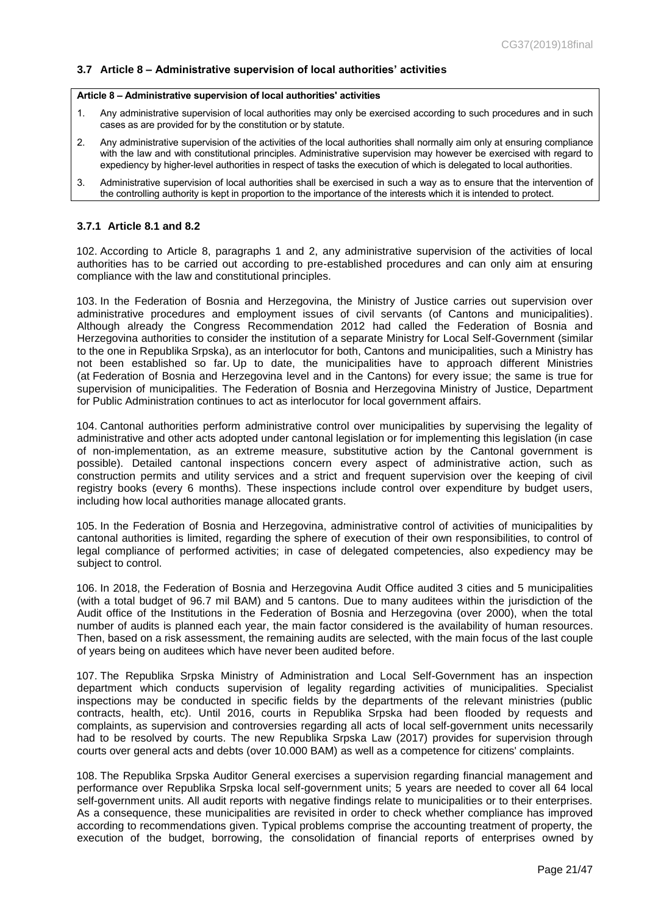### 3.7 Article 8 – Administrative supervision of local authorities' activities

**Article 8 – Administrative supervision of local authorities' activities**

1. Any administrative supervision of local authorities may only be exercised according to such procedures and in such cases as are provided for by the constitution or by statute.
2. Any administrative supervision of the activities of the local authorities shall normally aim only at ensuring compliance with the law and with constitutional principles. Administrative supervision may however be exercised with regard to expediency by higher-level authorities in respect of tasks the execution of which is delegated to local authorities.
3. Administrative supervision of local authorities shall be exercised in such a way as to ensure that the intervention of the controlling authority is kept in proportion to the importance of the interests which it is intended to protect.

#### 3.7.1 Article 8.1 and 8.2

102. According to Article 8, paragraphs 1 and 2, any administrative supervision of the activities of local authorities has to be carried out according to pre-established procedures and can only aim at ensuring compliance with the law and constitutional principles.

103. In the Federation of Bosnia and Herzegovina, the Ministry of Justice carries out supervision over administrative procedures and employment issues of civil servants (of Cantons and municipalities). Although already the Congress Recommendation 2012 had called the Federation of Bosnia and Herzegovina authorities to consider the institution of a separate Ministry for Local Self-Government (similar to the one in Republika Srpska), as an interlocutor for both, Cantons and municipalities, such a Ministry has not been established so far. Up to date, the municipalities have to approach different Ministries (at Federation of Bosnia and Herzegovina level and in the Cantons) for every issue; the same is true for supervision of municipalities. The Federation of Bosnia and Herzegovina Ministry of Justice, Department for Public Administration continues to act as interlocutor for local government affairs.

104. Cantonal authorities perform administrative control over municipalities by supervising the legality of administrative and other acts adopted under cantonal legislation or for implementing this legislation (in case of non-implementation, as an extreme measure, substitutive action by the Cantonal government is possible). Detailed cantonal inspections concern every aspect of administrative action, such as construction permits and utility services and a strict and frequent supervision over the keeping of civil registry books (every 6 months). These inspections include control over expenditure by budget users, including how local authorities manage allocated grants.

105. In the Federation of Bosnia and Herzegovina, administrative control of activities of municipalities by cantonal authorities is limited, regarding the sphere of execution of their own responsibilities, to control of legal compliance of performed activities; in case of delegated competencies, also expediency may be subject to control.

106. In 2018, the Federation of Bosnia and Herzegovina Audit Office audited 3 cities and 5 municipalities (with a total budget of 96.7 mil BAM) and 5 cantons. Due to many auditees within the jurisdiction of the Audit office of the Institutions in the Federation of Bosnia and Herzegovina (over 2000), when the total number of audits is planned each year, the main factor considered is the availability of human resources. Then, based on a risk assessment, the remaining audits are selected, with the main focus of the last couple of years being on auditees which have never been audited before.

107. The Republika Srpska Ministry of Administration and Local Self-Government has an inspection department which conducts supervision of legality regarding activities of municipalities. Specialist inspections may be conducted in specific fields by the departments of the relevant ministries (public contracts, health, etc). Until 2016, courts in Republika Srpska had been flooded by requests and complaints, as supervision and controversies regarding all acts of local self-government units necessarily had to be resolved by courts. The new Republika Srpska Law (2017) provides for supervision through courts over general acts and debts (over 10.000 BAM) as well as a competence for citizens' complaints.

108. The Republika Srpska Auditor General exercises a supervision regarding financial management and performance over Republika Srpska local self-government units; 5 years are needed to cover all 64 local self-government units. All audit reports with negative findings relate to municipalities or to their enterprises. As a consequence, these municipalities are revisited in order to check whether compliance has improved according to recommendations given. Typical problems comprise the accounting treatment of property, the execution of the budget, borrowing, the consolidation of financial reports of enterprises owned by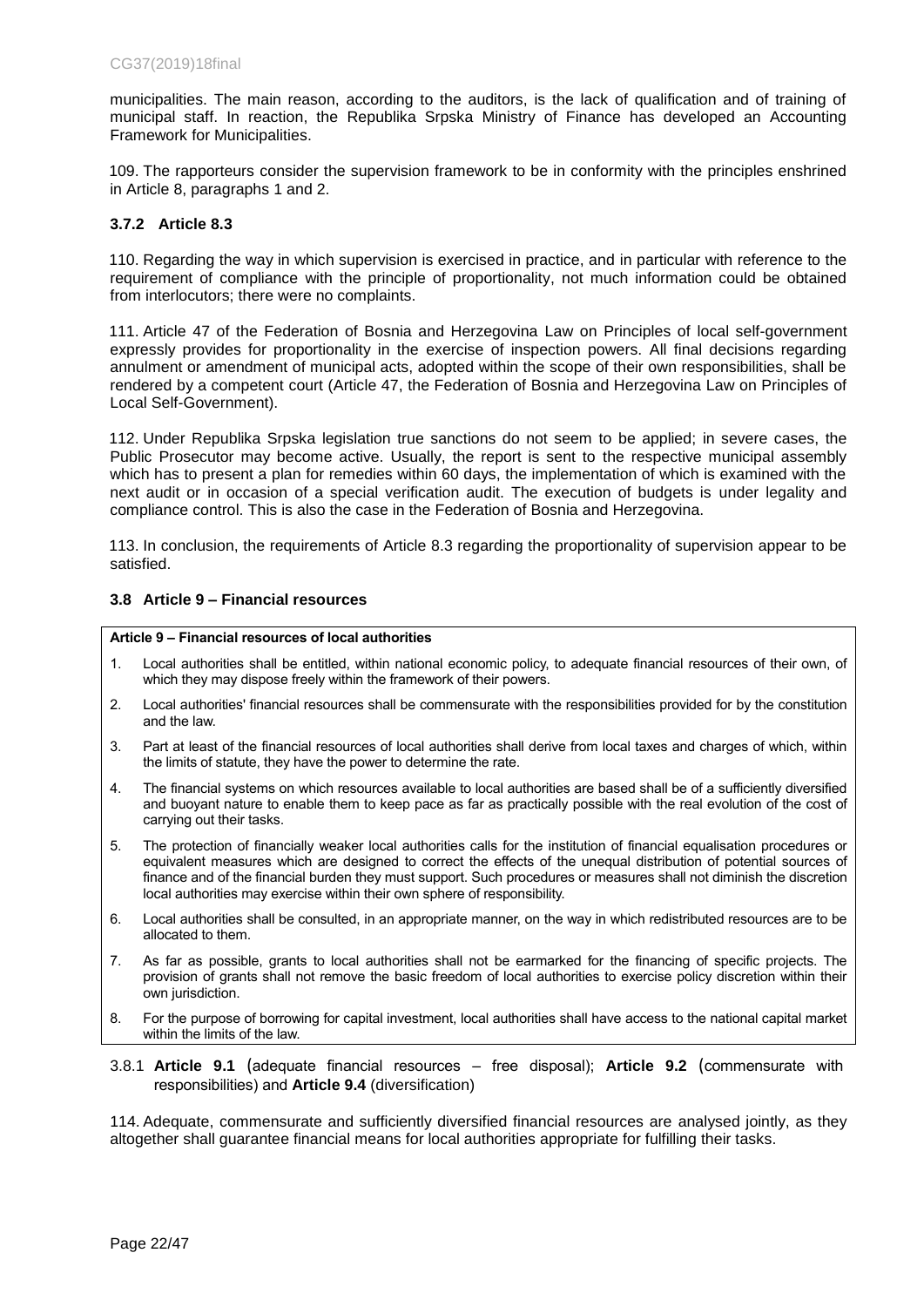municipalities. The main reason, according to the auditors, is the lack of qualification and of training of municipal staff. In reaction, the Republika Srpska Ministry of Finance has developed an Accounting Framework for Municipalities.

109. The rapporteurs consider the supervision framework to be in conformity with the principles enshrined in Article 8, paragraphs 1 and 2.

### 3.7.2 Article 8.3

110. Regarding the way in which supervision is exercised in practice, and in particular with reference to the requirement of compliance with the principle of proportionality, not much information could be obtained from interlocutors; there were no complaints.

111. Article 47 of the Federation of Bosnia and Herzegovina Law on Principles of local self-government expressly provides for proportionality in the exercise of inspection powers. All final decisions regarding annulment or amendment of municipal acts, adopted within the scope of their own responsibilities, shall be rendered by a competent court (Article 47, the Federation of Bosnia and Herzegovina Law on Principles of Local Self-Government).

112. Under Republika Srpska legislation true sanctions do not seem to be applied; in severe cases, the Public Prosecutor may become active. Usually, the report is sent to the respective municipal assembly which has to present a plan for remedies within 60 days, the implementation of which is examined with the next audit or in occasion of a special verification audit. The execution of budgets is under legality and compliance control. This is also the case in the Federation of Bosnia and Herzegovina.

113. In conclusion, the requirements of Article 8.3 regarding the proportionality of supervision appear to be satisfied.

## 3.8 Article 9 – Financial resources

**Article 9 – Financial resources of local authorities**

1. Local authorities shall be entitled, within national economic policy, to adequate financial resources of their own, of which they may dispose freely within the framework of their powers.
2. Local authorities' financial resources shall be commensurate with the responsibilities provided for by the constitution and the law.
3. Part at least of the financial resources of local authorities shall derive from local taxes and charges of which, within the limits of statute, they have the power to determine the rate.
4. The financial systems on which resources available to local authorities are based shall be of a sufficiently diversified and buoyant nature to enable them to keep pace as far as practically possible with the real evolution of the cost of carrying out their tasks.
5. The protection of financially weaker local authorities calls for the institution of financial equalisation procedures or equivalent measures which are designed to correct the effects of the unequal distribution of potential sources of finance and of the financial burden they must support. Such procedures or measures shall not diminish the discretion local authorities may exercise within their own sphere of responsibility.
6. Local authorities shall be consulted, in an appropriate manner, on the way in which redistributed resources are to be allocated to them.
7. As far as possible, grants to local authorities shall not be earmarked for the financing of specific projects. The provision of grants shall not remove the basic freedom of local authorities to exercise policy discretion within their own jurisdiction.
8. For the purpose of borrowing for capital investment, local authorities shall have access to the national capital market within the limits of the law.

### 3.8.1 **Article 9.1** (adequate financial resources – free disposal); **Article 9.2** (commensurate with responsibilities) and **Article 9.4** (diversification)

114. Adequate, commensurate and sufficiently diversified financial resources are analysed jointly, as they altogether shall guarantee financial means for local authorities appropriate for fulfilling their tasks.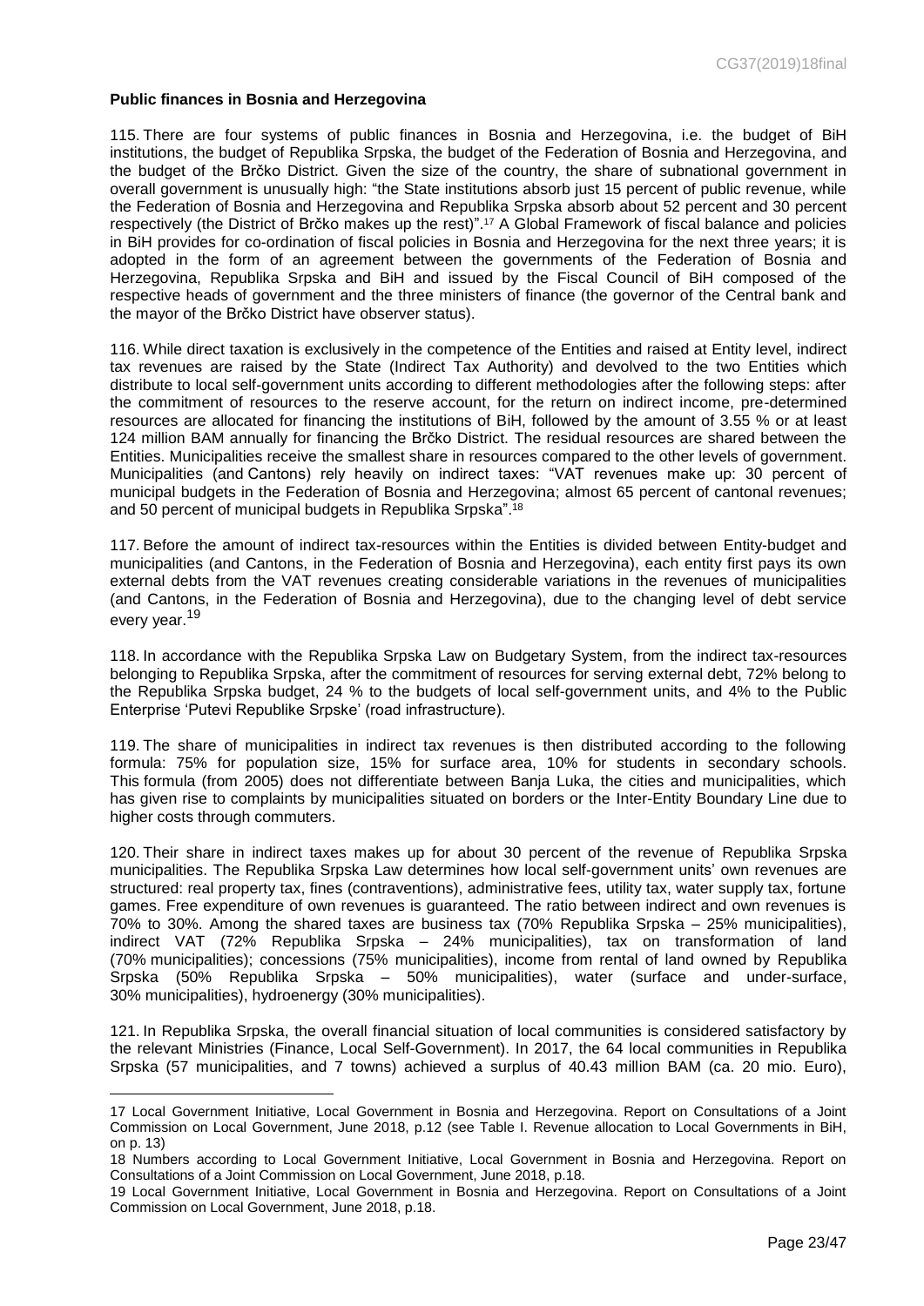**Public finances in Bosnia and Herzegovina**

115. There are four systems of public finances in Bosnia and Herzegovina, i.e. the budget of BiH institutions, the budget of Republika Srpska, the budget of the Federation of Bosnia and Herzegovina, and the budget of the Brčko District. Given the size of the country, the share of subnational government in overall government is unusually high: "the State institutions absorb just 15 percent of public revenue, while the Federation of Bosnia and Herzegovina and Republika Srpska absorb about 52 percent and 30 percent respectively (the District of Brčko makes up the rest)".[17] A Global Framework of fiscal balance and policies in BiH provides for co-ordination of fiscal policies in Bosnia and Herzegovina for the next three years; it is adopted in the form of an agreement between the governments of the Federation of Bosnia and Herzegovina, Republika Srpska and BiH and issued by the Fiscal Council of BiH composed of the respective heads of government and the three ministers of finance (the governor of the Central bank and the mayor of the Brčko District have observer status).

116. While direct taxation is exclusively in the competence of the Entities and raised at Entity level, indirect tax revenues are raised by the State (Indirect Tax Authority) and devolved to the two Entities which distribute to local self-government units according to different methodologies after the following steps: after the commitment of resources to the reserve account, for the return on indirect income, pre-determined resources are allocated for financing the institutions of BiH, followed by the amount of 3.55 % or at least 124 million BAM annually for financing the Brčko District. The residual resources are shared between the Entities. Municipalities receive the smallest share in resources compared to the other levels of government. Municipalities (and Cantons) rely heavily on indirect taxes: "VAT revenues make up: 30 percent of municipal budgets in the Federation of Bosnia and Herzegovina; almost 65 percent of cantonal revenues; and 50 percent of municipal budgets in Republika Srpska".[18]

117. Before the amount of indirect tax-resources within the Entities is divided between Entity-budget and municipalities (and Cantons, in the Federation of Bosnia and Herzegovina), each entity first pays its own external debts from the VAT revenues creating considerable variations in the revenues of municipalities (and Cantons, in the Federation of Bosnia and Herzegovina), due to the changing level of debt service every year.[19]

118. In accordance with the Republika Srpska Law on Budgetary System, from the indirect tax-resources belonging to Republika Srpska, after the commitment of resources for serving external debt, 72% belong to the Republika Srpska budget, 24 % to the budgets of local self-government units, and 4% to the Public Enterprise 'Putevi Republike Srpske' (road infrastructure).

119. The share of municipalities in indirect tax revenues is then distributed according to the following formula: 75% for population size, 15% for surface area, 10% for students in secondary schools. This formula (from 2005) does not differentiate between Banja Luka, the cities and municipalities, which has given rise to complaints by municipalities situated on borders or the Inter-Entity Boundary Line due to higher costs through commuters.

120. Their share in indirect taxes makes up for about 30 percent of the revenue of Republika Srpska municipalities. The Republika Srpska Law determines how local self-government units' own revenues are structured: real property tax, fines (contraventions), administrative fees, utility tax, water supply tax, fortune games. Free expenditure of own revenues is guaranteed. The ratio between indirect and own revenues is 70% to 30%. Among the shared taxes are business tax (70% Republika Srpska – 25% municipalities), indirect VAT (72% Republika Srpska – 24% municipalities), tax on transformation of land (70% municipalities); concessions (75% municipalities), income from rental of land owned by Republika Srpska (50% Republika Srpska – 50% municipalities), water (surface and under-surface, 30% municipalities), hydroenergy (30% municipalities).

121. In Republika Srpska, the overall financial situation of local communities is considered satisfactory by the relevant Ministries (Finance, Local Self-Government). In 2017, the 64 local communities in Republika Srpska (57 municipalities, and 7 towns) achieved a surplus of 40.43 million BAM (ca. 20 mio. Euro),

---

17 Local Government Initiative, Local Government in Bosnia and Herzegovina. Report on Consultations of a Joint Commission on Local Government, June 2018, p.12 (see Table I. Revenue allocation to Local Governments in BiH, on p. 13)

18 Numbers according to Local Government Initiative, Local Government in Bosnia and Herzegovina. Report on Consultations of a Joint Commission on Local Government, June 2018, p.18.

19 Local Government Initiative, Local Government in Bosnia and Herzegovina. Report on Consultations of a Joint Commission on Local Government, June 2018, p.18.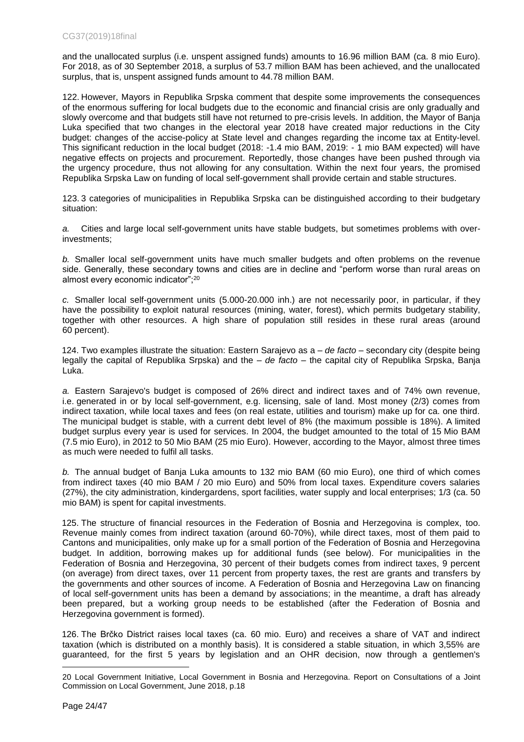and the unallocated surplus (i.e. unspent assigned funds) amounts to 16.96 million BAM (ca. 8 mio Euro). For 2018, as of 30 September 2018, a surplus of 53.7 million BAM has been achieved, and the unallocated surplus, that is, unspent assigned funds amount to 44.78 million BAM.

122. However, Mayors in Republika Srpska comment that despite some improvements the consequences of the enormous suffering for local budgets due to the economic and financial crisis are only gradually and slowly overcome and that budgets still have not returned to pre-crisis levels. In addition, the Mayor of Banja Luka specified that two changes in the electoral year 2018 have created major reductions in the City budget: changes of the accise-policy at State level and changes regarding the income tax at Entity-level. This significant reduction in the local budget (2018: -1.4 mio BAM, 2019: - 1 mio BAM expected) will have negative effects on projects and procurement. Reportedly, those changes have been pushed through via the urgency procedure, thus not allowing for any consultation. Within the next four years, the promised Republika Srpska Law on funding of local self-government shall provide certain and stable structures.

123. 3 categories of municipalities in Republika Srpska can be distinguished according to their budgetary situation:

*a.* Cities and large local self-government units have stable budgets, but sometimes problems with over-investments;

*b.* Smaller local self-government units have much smaller budgets and often problems on the revenue side. Generally, these secondary towns and cities are in decline and "perform worse than rural areas on almost every economic indicator";[20]

*c.* Smaller local self-government units (5.000-20.000 inh.) are not necessarily poor, in particular, if they have the possibility to exploit natural resources (mining, water, forest), which permits budgetary stability, together with other resources. A high share of population still resides in these rural areas (around 60 percent).

124. Two examples illustrate the situation: Eastern Sarajevo as a – *de facto* – secondary city (despite being legally the capital of Republika Srpska) and the – *de facto* – the capital city of Republika Srpska, Banja Luka.

*a.* Eastern Sarajevo's budget is composed of 26% direct and indirect taxes and of 74% own revenue, i.e. generated in or by local self-government, e.g. licensing, sale of land. Most money (2/3) comes from indirect taxation, while local taxes and fees (on real estate, utilities and tourism) make up for ca. one third. The municipal budget is stable, with a current debt level of 8% (the maximum possible is 18%). A limited budget surplus every year is used for services. In 2004, the budget amounted to the total of 15 Mio BAM (7.5 mio Euro), in 2012 to 50 Mio BAM (25 mio Euro). However, according to the Mayor, almost three times as much were needed to fulfil all tasks.

*b.* The annual budget of Banja Luka amounts to 132 mio BAM (60 mio Euro), one third of which comes from indirect taxes (40 mio BAM / 20 mio Euro) and 50% from local taxes. Expenditure covers salaries (27%), the city administration, kindergardens, sport facilities, water supply and local enterprises; 1/3 (ca. 50 mio BAM) is spent for capital investments.

125. The structure of financial resources in the Federation of Bosnia and Herzegovina is complex, too. Revenue mainly comes from indirect taxation (around 60-70%), while direct taxes, most of them paid to Cantons and municipalities, only make up for a small portion of the Federation of Bosnia and Herzegovina budget. In addition, borrowing makes up for additional funds (see below). For municipalities in the Federation of Bosnia and Herzegovina, 30 percent of their budgets comes from indirect taxes, 9 percent (on average) from direct taxes, over 11 percent from property taxes, the rest are grants and transfers by the governments and other sources of income. A Federation of Bosnia and Herzegovina Law on financing of local self-government units has been a demand by associations; in the meantime, a draft has already been prepared, but a working group needs to be established (after the Federation of Bosnia and Herzegovina government is formed).

126. The Brčko District raises local taxes (ca. 60 mio. Euro) and receives a share of VAT and indirect taxation (which is distributed on a monthly basis). It is considered a stable situation, in which 3,55% are guaranteed, for the first 5 years by legislation and an OHR decision, now through a gentlemen's

---

20 Local Government Initiative, Local Government in Bosnia and Herzegovina. Report on Consultations of a Joint Commission on Local Government, June 2018, p.18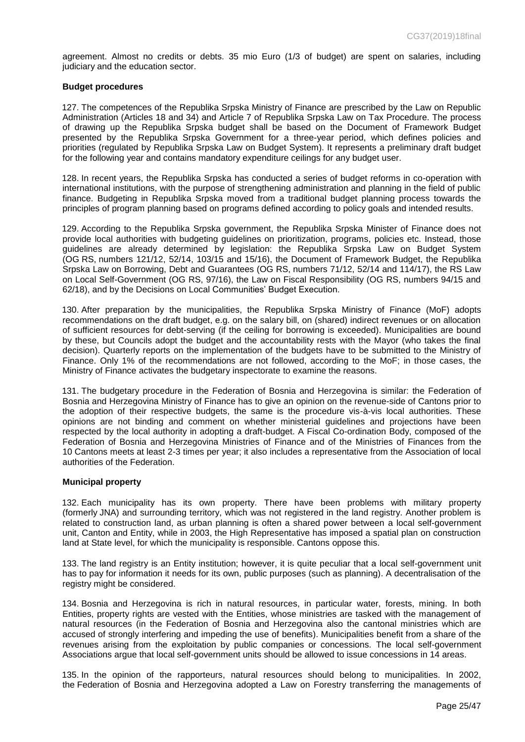agreement. Almost no credits or debts. 35 mio Euro (1/3 of budget) are spent on salaries, including judiciary and the education sector.

**Budget procedures**

127. The competences of the Republika Srpska Ministry of Finance are prescribed by the Law on Republic Administration (Articles 18 and 34) and Article 7 of Republika Srpska Law on Tax Procedure. The process of drawing up the Republika Srpska budget shall be based on the Document of Framework Budget presented by the Republika Srpska Government for a three-year period, which defines policies and priorities (regulated by Republika Srpska Law on Budget System). It represents a preliminary draft budget for the following year and contains mandatory expenditure ceilings for any budget user.

128. In recent years, the Republika Srpska has conducted a series of budget reforms in co-operation with international institutions, with the purpose of strengthening administration and planning in the field of public finance. Budgeting in Republika Srpska moved from a traditional budget planning process towards the principles of program planning based on programs defined according to policy goals and intended results.

129. According to the Republika Srpska government, the Republika Srpska Minister of Finance does not provide local authorities with budgeting guidelines on prioritization, programs, policies etc. Instead, those guidelines are already determined by legislation: the Republika Srpska Law on Budget System (OG RS, numbers 121/12, 52/14, 103/15 and 15/16), the Document of Framework Budget, the Republika Srpska Law on Borrowing, Debt and Guarantees (OG RS, numbers 71/12, 52/14 and 114/17), the RS Law on Local Self-Government (OG RS, 97/16), the Law on Fiscal Responsibility (OG RS, numbers 94/15 and 62/18), and by the Decisions on Local Communities' Budget Execution.

130. After preparation by the municipalities, the Republika Srpska Ministry of Finance (MoF) adopts recommendations on the draft budget, e.g. on the salary bill, on (shared) indirect revenues or on allocation of sufficient resources for debt-serving (if the ceiling for borrowing is exceeded). Municipalities are bound by these, but Councils adopt the budget and the accountability rests with the Mayor (who takes the final decision). Quarterly reports on the implementation of the budgets have to be submitted to the Ministry of Finance. Only 1% of the recommendations are not followed, according to the MoF; in those cases, the Ministry of Finance activates the budgetary inspectorate to examine the reasons.

131. The budgetary procedure in the Federation of Bosnia and Herzegovina is similar: the Federation of Bosnia and Herzegovina Ministry of Finance has to give an opinion on the revenue-side of Cantons prior to the adoption of their respective budgets, the same is the procedure vis-à-vis local authorities. These opinions are not binding and comment on whether ministerial guidelines and projections have been respected by the local authority in adopting a draft-budget. A Fiscal Co-ordination Body, composed of the Federation of Bosnia and Herzegovina Ministries of Finance and of the Ministries of Finances from the 10 Cantons meets at least 2-3 times per year; it also includes a representative from the Association of local authorities of the Federation.

**Municipal property**

132. Each municipality has its own property. There have been problems with military property (formerly JNA) and surrounding territory, which was not registered in the land registry. Another problem is related to construction land, as urban planning is often a shared power between a local self-government unit, Canton and Entity, while in 2003, the High Representative has imposed a spatial plan on construction land at State level, for which the municipality is responsible. Cantons oppose this.

133. The land registry is an Entity institution; however, it is quite peculiar that a local self-government unit has to pay for information it needs for its own, public purposes (such as planning). A decentralisation of the registry might be considered.

134. Bosnia and Herzegovina is rich in natural resources, in particular water, forests, mining. In both Entities, property rights are vested with the Entities, whose ministries are tasked with the management of natural resources (in the Federation of Bosnia and Herzegovina also the cantonal ministries which are accused of strongly interfering and impeding the use of benefits). Municipalities benefit from a share of the revenues arising from the exploitation by public companies or concessions. The local self-government Associations argue that local self-government units should be allowed to issue concessions in 14 areas.

135. In the opinion of the rapporteurs, natural resources should belong to municipalities. In 2002, the Federation of Bosnia and Herzegovina adopted a Law on Forestry transferring the managements of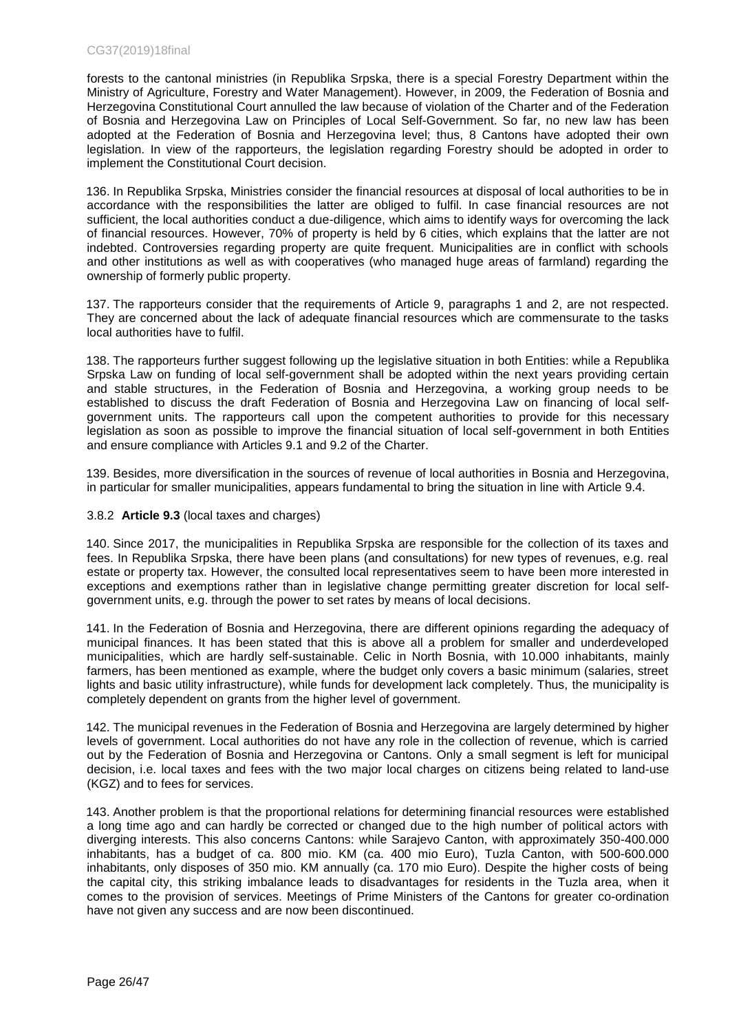forests to the cantonal ministries (in Republika Srpska, there is a special Forestry Department within the Ministry of Agriculture, Forestry and Water Management). However, in 2009, the Federation of Bosnia and Herzegovina Constitutional Court annulled the law because of violation of the Charter and of the Federation of Bosnia and Herzegovina Law on Principles of Local Self-Government. So far, no new law has been adopted at the Federation of Bosnia and Herzegovina level; thus, 8 Cantons have adopted their own legislation. In view of the rapporteurs, the legislation regarding Forestry should be adopted in order to implement the Constitutional Court decision.

136. In Republika Srpska, Ministries consider the financial resources at disposal of local authorities to be in accordance with the responsibilities the latter are obliged to fulfil. In case financial resources are not sufficient, the local authorities conduct a due-diligence, which aims to identify ways for overcoming the lack of financial resources. However, 70% of property is held by 6 cities, which explains that the latter are not indebted. Controversies regarding property are quite frequent. Municipalities are in conflict with schools and other institutions as well as with cooperatives (who managed huge areas of farmland) regarding the ownership of formerly public property.

137. The rapporteurs consider that the requirements of Article 9, paragraphs 1 and 2, are not respected. They are concerned about the lack of adequate financial resources which are commensurate to the tasks local authorities have to fulfil.

138. The rapporteurs further suggest following up the legislative situation in both Entities: while a Republika Srpska Law on funding of local self-government shall be adopted within the next years providing certain and stable structures, in the Federation of Bosnia and Herzegovina, a working group needs to be established to discuss the draft Federation of Bosnia and Herzegovina Law on financing of local self-government units. The rapporteurs call upon the competent authorities to provide for this necessary legislation as soon as possible to improve the financial situation of local self-government in both Entities and ensure compliance with Articles 9.1 and 9.2 of the Charter.

139. Besides, more diversification in the sources of revenue of local authorities in Bosnia and Herzegovina, in particular for smaller municipalities, appears fundamental to bring the situation in line with Article 9.4.

### 3.8.2 **Article 9.3** (local taxes and charges)

140. Since 2017, the municipalities in Republika Srpska are responsible for the collection of its taxes and fees. In Republika Srpska, there have been plans (and consultations) for new types of revenues, e.g. real estate or property tax. However, the consulted local representatives seem to have been more interested in exceptions and exemptions rather than in legislative change permitting greater discretion for local self-government units, e.g. through the power to set rates by means of local decisions.

141. In the Federation of Bosnia and Herzegovina, there are different opinions regarding the adequacy of municipal finances. It has been stated that this is above all a problem for smaller and underdeveloped municipalities, which are hardly self-sustainable. Celic in North Bosnia, with 10.000 inhabitants, mainly farmers, has been mentioned as example, where the budget only covers a basic minimum (salaries, street lights and basic utility infrastructure), while funds for development lack completely. Thus, the municipality is completely dependent on grants from the higher level of government.

142. The municipal revenues in the Federation of Bosnia and Herzegovina are largely determined by higher levels of government. Local authorities do not have any role in the collection of revenue, which is carried out by the Federation of Bosnia and Herzegovina or Cantons. Only a small segment is left for municipal decision, i.e. local taxes and fees with the two major local charges on citizens being related to land-use (KGZ) and to fees for services.

143. Another problem is that the proportional relations for determining financial resources were established a long time ago and can hardly be corrected or changed due to the high number of political actors with diverging interests. This also concerns Cantons: while Sarajevo Canton, with approximately 350-400.000 inhabitants, has a budget of ca. 800 mio. KM (ca. 400 mio Euro), Tuzla Canton, with 500-600.000 inhabitants, only disposes of 350 mio. KM annually (ca. 170 mio Euro). Despite the higher costs of being the capital city, this striking imbalance leads to disadvantages for residents in the Tuzla area, when it comes to the provision of services. Meetings of Prime Ministers of the Cantons for greater co-ordination have not given any success and are now been discontinued.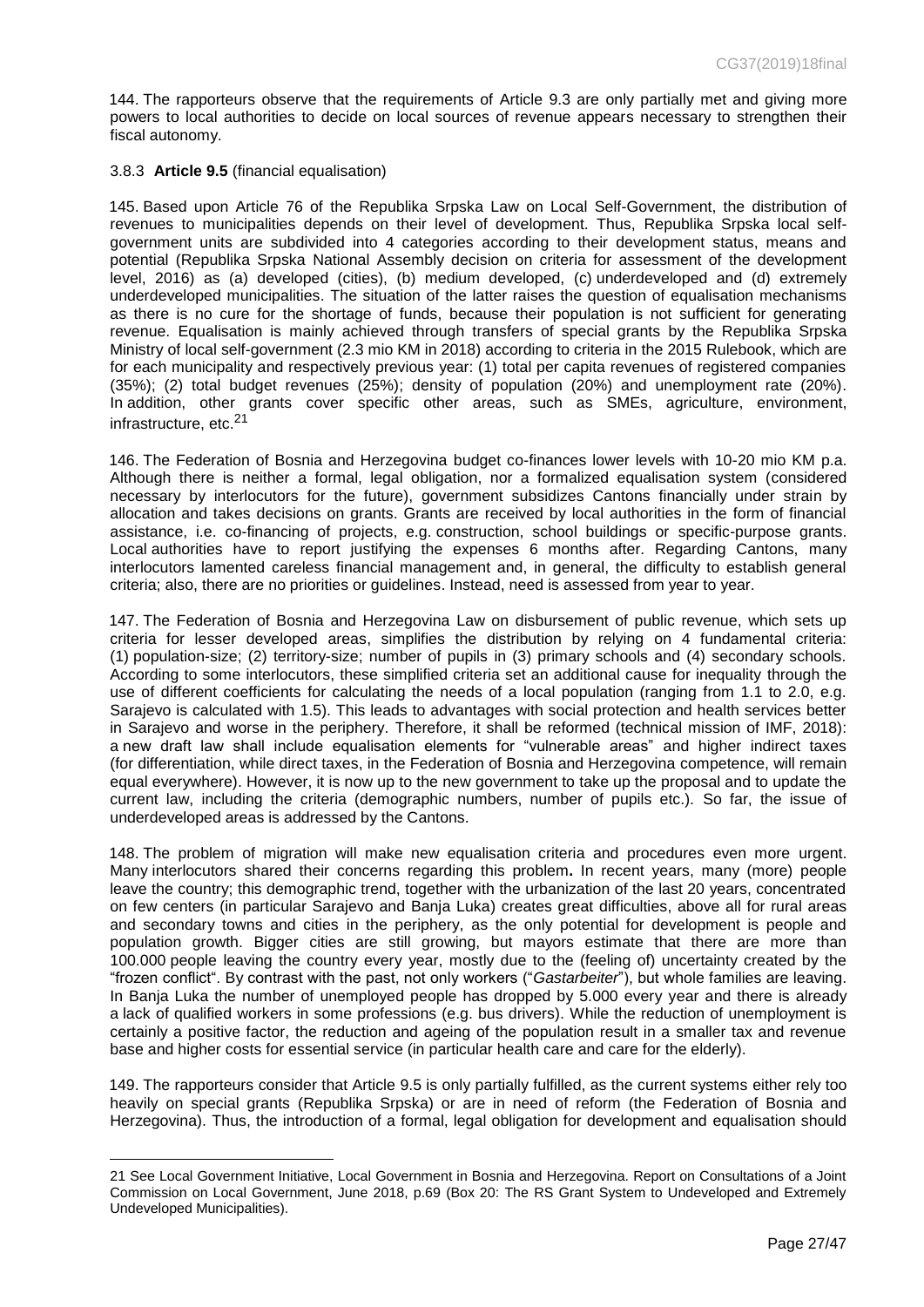144. The rapporteurs observe that the requirements of Article 9.3 are only partially met and giving more powers to local authorities to decide on local sources of revenue appears necessary to strengthen their fiscal autonomy.

### 3.8.3 **Article 9.5** (financial equalisation)

145. Based upon Article 76 of the Republika Srpska Law on Local Self-Government, the distribution of revenues to municipalities depends on their level of development. Thus, Republika Srpska local self-government units are subdivided into 4 categories according to their development status, means and potential (Republika Srpska National Assembly decision on criteria for assessment of the development level, 2016) as (a) developed (cities), (b) medium developed, (c) underdeveloped and (d) extremely underdeveloped municipalities. The situation of the latter raises the question of equalisation mechanisms as there is no cure for the shortage of funds, because their population is not sufficient for generating revenue. Equalisation is mainly achieved through transfers of special grants by the Republika Srpska Ministry of local self-government (2.3 mio KM in 2018) according to criteria in the 2015 Rulebook, which are for each municipality and respectively previous year: (1) total per capita revenues of registered companies (35%); (2) total budget revenues (25%); density of population (20%) and unemployment rate (20%). In addition, other grants cover specific other areas, such as SMEs, agriculture, environment, infrastructure, etc.[21]

146. The Federation of Bosnia and Herzegovina budget co-finances lower levels with 10-20 mio KM p.a. Although there is neither a formal, legal obligation, nor a formalized equalisation system (considered necessary by interlocutors for the future), government subsidizes Cantons financially under strain by allocation and takes decisions on grants. Grants are received by local authorities in the form of financial assistance, i.e. co-financing of projects, e.g. construction, school buildings or specific-purpose grants. Local authorities have to report justifying the expenses 6 months after. Regarding Cantons, many interlocutors lamented careless financial management and, in general, the difficulty to establish general criteria; also, there are no priorities or guidelines. Instead, need is assessed from year to year.

147. The Federation of Bosnia and Herzegovina Law on disbursement of public revenue, which sets up criteria for lesser developed areas, simplifies the distribution by relying on 4 fundamental criteria: (1) population-size; (2) territory-size; number of pupils in (3) primary schools and (4) secondary schools. According to some interlocutors, these simplified criteria set an additional cause for inequality through the use of different coefficients for calculating the needs of a local population (ranging from 1.1 to 2.0, e.g. Sarajevo is calculated with 1.5). This leads to advantages with social protection and health services better in Sarajevo and worse in the periphery. Therefore, it shall be reformed (technical mission of IMF, 2018): a new draft law shall include equalisation elements for "vulnerable areas" and higher indirect taxes (for differentiation, while direct taxes, in the Federation of Bosnia and Herzegovina competence, will remain equal everywhere). However, it is now up to the new government to take up the proposal and to update the current law, including the criteria (demographic numbers, number of pupils etc.). So far, the issue of underdeveloped areas is addressed by the Cantons.

148. The problem of migration will make new equalisation criteria and procedures even more urgent. Many interlocutors shared their concerns regarding this problem**.** In recent years, many (more) people leave the country; this demographic trend, together with the urbanization of the last 20 years, concentrated on few centers (in particular Sarajevo and Banja Luka) creates great difficulties, above all for rural areas and secondary towns and cities in the periphery, as the only potential for development is people and population growth. Bigger cities are still growing, but mayors estimate that there are more than 100.000 people leaving the country every year, mostly due to the (feeling of) uncertainty created by the "frozen conflict". By contrast with the past, not only workers ("*Gastarbeiter*"), but whole families are leaving. In Banja Luka the number of unemployed people has dropped by 5.000 every year and there is already a lack of qualified workers in some professions (e.g. bus drivers). While the reduction of unemployment is certainly a positive factor, the reduction and ageing of the population result in a smaller tax and revenue base and higher costs for essential service (in particular health care and care for the elderly).

149. The rapporteurs consider that Article 9.5 is only partially fulfilled, as the current systems either rely too heavily on special grants (Republika Srpska) or are in need of reform (the Federation of Bosnia and Herzegovina). Thus, the introduction of a formal, legal obligation for development and equalisation should

---

21 See Local Government Initiative, Local Government in Bosnia and Herzegovina. Report on Consultations of a Joint Commission on Local Government, June 2018, p.69 (Box 20: The RS Grant System to Undeveloped and Extremely Undeveloped Municipalities).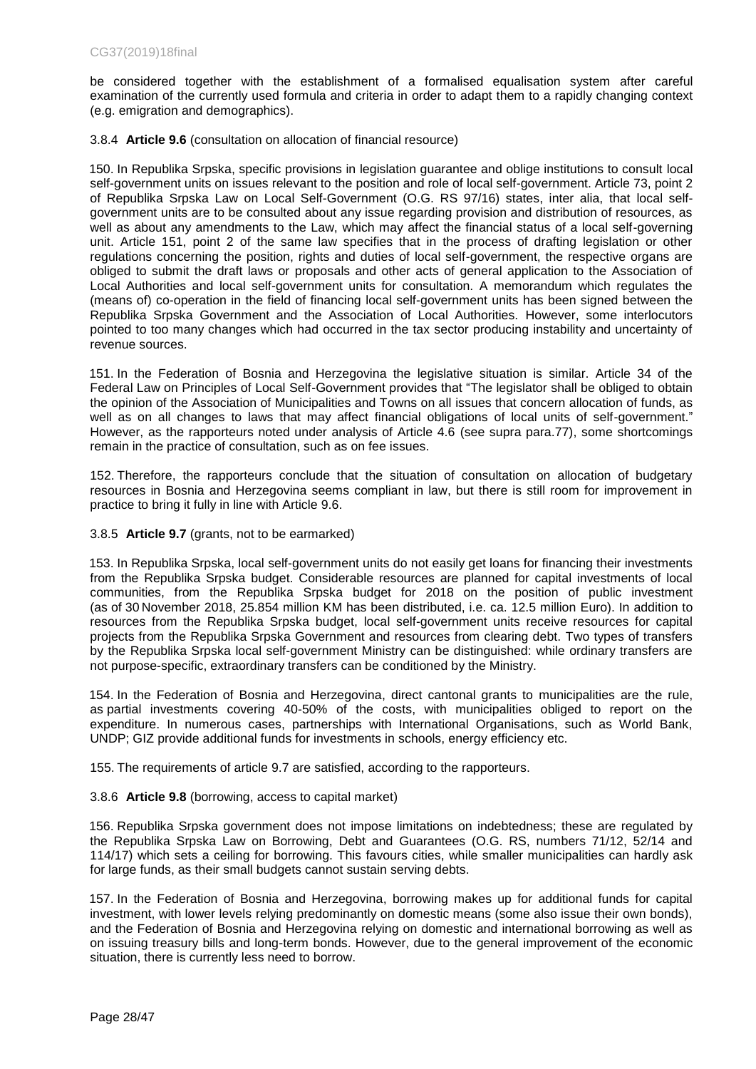be considered together with the establishment of a formalised equalisation system after careful examination of the currently used formula and criteria in order to adapt them to a rapidly changing context (e.g. emigration and demographics).

### 3.8.4 **Article 9.6** (consultation on allocation of financial resource)

150. In Republika Srpska, specific provisions in legislation guarantee and oblige institutions to consult local self-government units on issues relevant to the position and role of local self-government. Article 73, point 2 of Republika Srpska Law on Local Self-Government (O.G. RS 97/16) states, inter alia, that local self-government units are to be consulted about any issue regarding provision and distribution of resources, as well as about any amendments to the Law, which may affect the financial status of a local self-governing unit. Article 151, point 2 of the same law specifies that in the process of drafting legislation or other regulations concerning the position, rights and duties of local self-government, the respective organs are obliged to submit the draft laws or proposals and other acts of general application to the Association of Local Authorities and local self-government units for consultation. A memorandum which regulates the (means of) co-operation in the field of financing local self-government units has been signed between the Republika Srpska Government and the Association of Local Authorities. However, some interlocutors pointed to too many changes which had occurred in the tax sector producing instability and uncertainty of revenue sources.

151. In the Federation of Bosnia and Herzegovina the legislative situation is similar. Article 34 of the Federal Law on Principles of Local Self-Government provides that "The legislator shall be obliged to obtain the opinion of the Association of Municipalities and Towns on all issues that concern allocation of funds, as well as on all changes to laws that may affect financial obligations of local units of self-government." However, as the rapporteurs noted under analysis of Article 4.6 (see supra para.77), some shortcomings remain in the practice of consultation, such as on fee issues.

152. Therefore, the rapporteurs conclude that the situation of consultation on allocation of budgetary resources in Bosnia and Herzegovina seems compliant in law, but there is still room for improvement in practice to bring it fully in line with Article 9.6.

### 3.8.5 **Article 9.7** (grants, not to be earmarked)

153. In Republika Srpska, local self-government units do not easily get loans for financing their investments from the Republika Srpska budget. Considerable resources are planned for capital investments of local communities, from the Republika Srpska budget for 2018 on the position of public investment (as of 30 November 2018, 25.854 million KM has been distributed, i.e. ca. 12.5 million Euro). In addition to resources from the Republika Srpska budget, local self-government units receive resources for capital projects from the Republika Srpska Government and resources from clearing debt. Two types of transfers by the Republika Srpska local self-government Ministry can be distinguished: while ordinary transfers are not purpose-specific, extraordinary transfers can be conditioned by the Ministry.

154. In the Federation of Bosnia and Herzegovina, direct cantonal grants to municipalities are the rule, as partial investments covering 40-50% of the costs, with municipalities obliged to report on the expenditure. In numerous cases, partnerships with International Organisations, such as World Bank, UNDP; GIZ provide additional funds for investments in schools, energy efficiency etc.

155. The requirements of article 9.7 are satisfied, according to the rapporteurs.

### 3.8.6 **Article 9.8** (borrowing, access to capital market)

156. Republika Srpska government does not impose limitations on indebtedness; these are regulated by the Republika Srpska Law on Borrowing, Debt and Guarantees (O.G. RS, numbers 71/12, 52/14 and 114/17) which sets a ceiling for borrowing. This favours cities, while smaller municipalities can hardly ask for large funds, as their small budgets cannot sustain serving debts.

157. In the Federation of Bosnia and Herzegovina, borrowing makes up for additional funds for capital investment, with lower levels relying predominantly on domestic means (some also issue their own bonds), and the Federation of Bosnia and Herzegovina relying on domestic and international borrowing as well as on issuing treasury bills and long-term bonds. However, due to the general improvement of the economic situation, there is currently less need to borrow.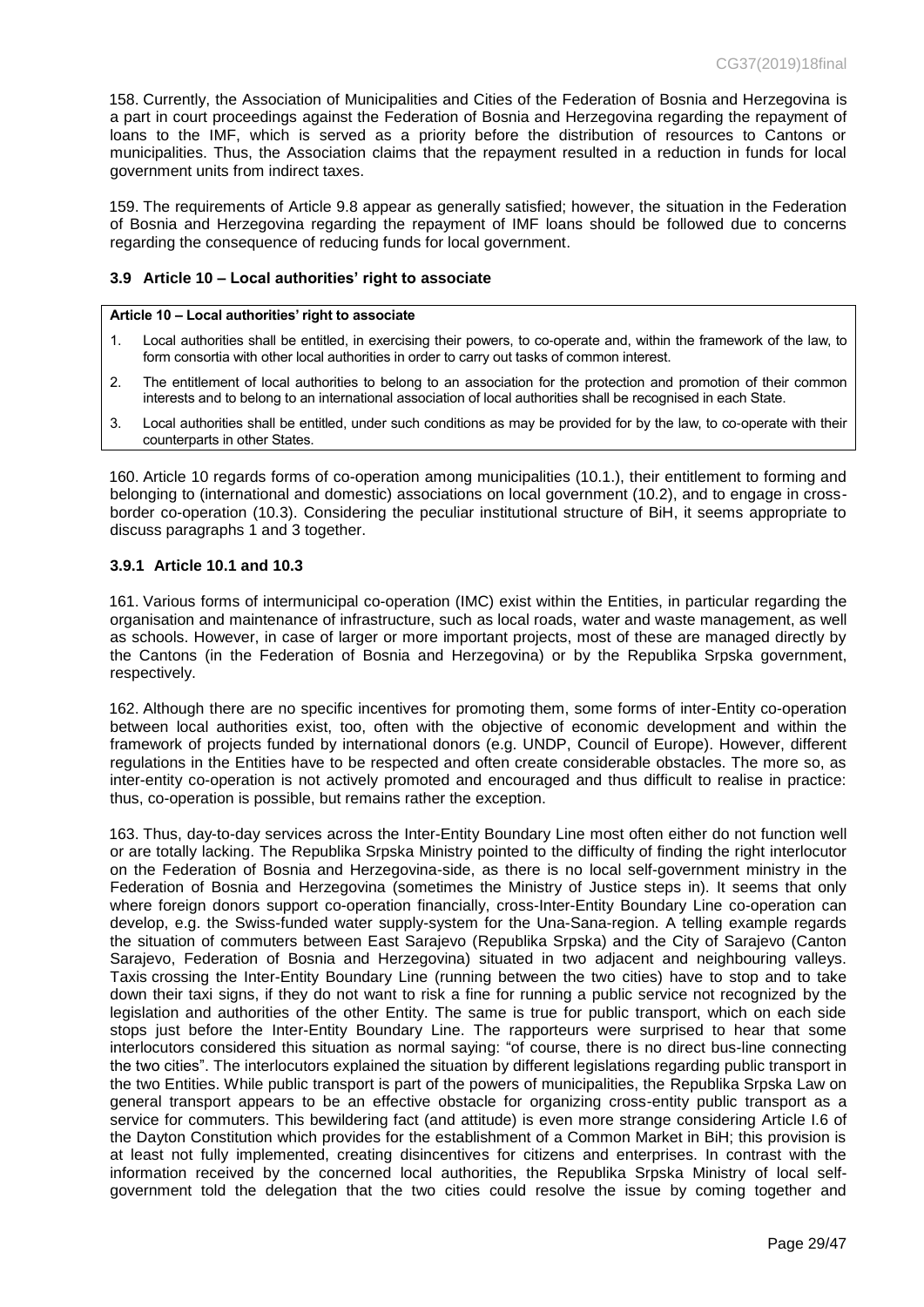158. Currently, the Association of Municipalities and Cities of the Federation of Bosnia and Herzegovina is a part in court proceedings against the Federation of Bosnia and Herzegovina regarding the repayment of loans to the IMF, which is served as a priority before the distribution of resources to Cantons or municipalities. Thus, the Association claims that the repayment resulted in a reduction in funds for local government units from indirect taxes.

159. The requirements of Article 9.8 appear as generally satisfied; however, the situation in the Federation of Bosnia and Herzegovina regarding the repayment of IMF loans should be followed due to concerns regarding the consequence of reducing funds for local government.

### 3.9 Article 10 – Local authorities' right to associate

| **Article 10 – Local authorities' right to associate** |
|---|
| 1. Local authorities shall be entitled, in exercising their powers, to co-operate and, within the framework of the law, to form consortia with other local authorities in order to carry out tasks of common interest. |
| 2. The entitlement of local authorities to belong to an association for the protection and promotion of their common interests and to belong to an international association of local authorities shall be recognised in each State. |
| 3. Local authorities shall be entitled, under such conditions as may be provided for by the law, to co-operate with their counterparts in other States. |

160. Article 10 regards forms of co-operation among municipalities (10.1.), their entitlement to forming and belonging to (international and domestic) associations on local government (10.2), and to engage in cross-border co-operation (10.3). Considering the peculiar institutional structure of BiH, it seems appropriate to discuss paragraphs 1 and 3 together.

#### 3.9.1 Article 10.1 and 10.3

161. Various forms of intermunicipal co-operation (IMC) exist within the Entities, in particular regarding the organisation and maintenance of infrastructure, such as local roads, water and waste management, as well as schools. However, in case of larger or more important projects, most of these are managed directly by the Cantons (in the Federation of Bosnia and Herzegovina) or by the Republika Srpska government, respectively.

162. Although there are no specific incentives for promoting them, some forms of inter-Entity co-operation between local authorities exist, too, often with the objective of economic development and within the framework of projects funded by international donors (e.g. UNDP, Council of Europe). However, different regulations in the Entities have to be respected and often create considerable obstacles. The more so, as inter-entity co-operation is not actively promoted and encouraged and thus difficult to realise in practice: thus, co-operation is possible, but remains rather the exception.

163. Thus, day-to-day services across the Inter-Entity Boundary Line most often either do not function well or are totally lacking. The Republika Srpska Ministry pointed to the difficulty of finding the right interlocutor on the Federation of Bosnia and Herzegovina-side, as there is no local self-government ministry in the Federation of Bosnia and Herzegovina (sometimes the Ministry of Justice steps in). It seems that only where foreign donors support co-operation financially, cross-Inter-Entity Boundary Line co-operation can develop, e.g. the Swiss-funded water supply-system for the Una-Sana-region. A telling example regards the situation of commuters between East Sarajevo (Republika Srpska) and the City of Sarajevo (Canton Sarajevo, Federation of Bosnia and Herzegovina) situated in two adjacent and neighbouring valleys. Taxis crossing the Inter-Entity Boundary Line (running between the two cities) have to stop and to take down their taxi signs, if they do not want to risk a fine for running a public service not recognized by the legislation and authorities of the other Entity. The same is true for public transport, which on each side stops just before the Inter-Entity Boundary Line. The rapporteurs were surprised to hear that some interlocutors considered this situation as normal saying: "of course, there is no direct bus-line connecting the two cities". The interlocutors explained the situation by different legislations regarding public transport in the two Entities. While public transport is part of the powers of municipalities, the Republika Srpska Law on general transport appears to be an effective obstacle for organizing cross-entity public transport as a service for commuters. This bewildering fact (and attitude) is even more strange considering Article I.6 of the Dayton Constitution which provides for the establishment of a Common Market in BiH; this provision is at least not fully implemented, creating disincentives for citizens and enterprises. In contrast with the information received by the concerned local authorities, the Republika Srpska Ministry of local self-government told the delegation that the two cities could resolve the issue by coming together and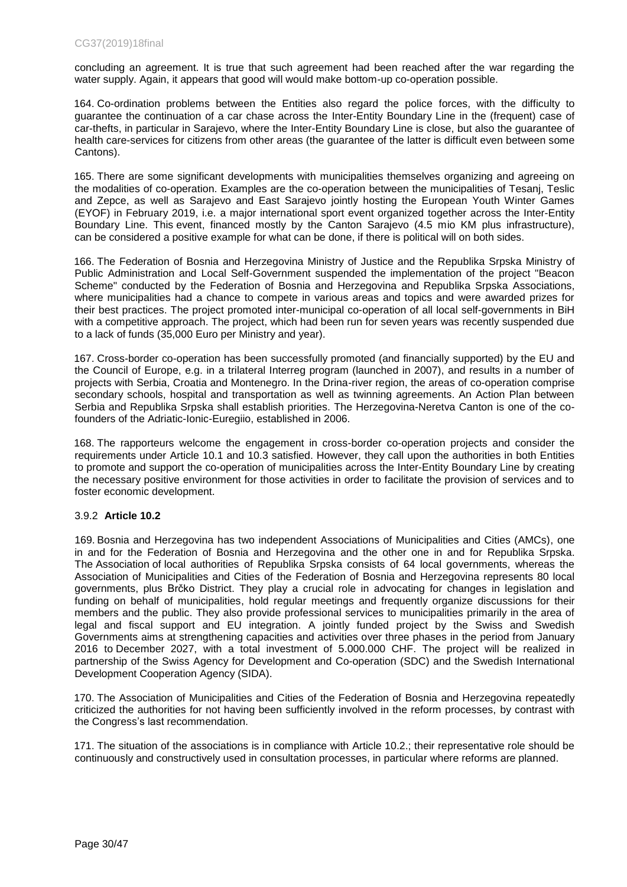concluding an agreement. It is true that such agreement had been reached after the war regarding the water supply. Again, it appears that good will would make bottom-up co-operation possible.

164. Co-ordination problems between the Entities also regard the police forces, with the difficulty to guarantee the continuation of a car chase across the Inter-Entity Boundary Line in the (frequent) case of car-thefts, in particular in Sarajevo, where the Inter-Entity Boundary Line is close, but also the guarantee of health care-services for citizens from other areas (the guarantee of the latter is difficult even between some Cantons).

165. There are some significant developments with municipalities themselves organizing and agreeing on the modalities of co-operation. Examples are the co-operation between the municipalities of Tesanj, Teslic and Zepce, as well as Sarajevo and East Sarajevo jointly hosting the European Youth Winter Games (EYOF) in February 2019, i.e. a major international sport event organized together across the Inter-Entity Boundary Line. This event, financed mostly by the Canton Sarajevo (4.5 mio KM plus infrastructure), can be considered a positive example for what can be done, if there is political will on both sides.

166. The Federation of Bosnia and Herzegovina Ministry of Justice and the Republika Srpska Ministry of Public Administration and Local Self-Government suspended the implementation of the project "Beacon Scheme" conducted by the Federation of Bosnia and Herzegovina and Republika Srpska Associations, where municipalities had a chance to compete in various areas and topics and were awarded prizes for their best practices. The project promoted inter-municipal co-operation of all local self-governments in BiH with a competitive approach. The project, which had been run for seven years was recently suspended due to a lack of funds (35,000 Euro per Ministry and year).

167. Cross-border co-operation has been successfully promoted (and financially supported) by the EU and the Council of Europe, e.g. in a trilateral Interreg program (launched in 2007), and results in a number of projects with Serbia, Croatia and Montenegro. In the Drina-river region, the areas of co-operation comprise secondary schools, hospital and transportation as well as twinning agreements. An Action Plan between Serbia and Republika Srpska shall establish priorities. The Herzegovina-Neretva Canton is one of the co-founders of the Adriatic-Ionic-Euregiio, established in 2006.

168. The rapporteurs welcome the engagement in cross-border co-operation projects and consider the requirements under Article 10.1 and 10.3 satisfied. However, they call upon the authorities in both Entities to promote and support the co-operation of municipalities across the Inter-Entity Boundary Line by creating the necessary positive environment for those activities in order to facilitate the provision of services and to foster economic development.

### 3.9.2 **Article 10.2**

169. Bosnia and Herzegovina has two independent Associations of Municipalities and Cities (AMCs), one in and for the Federation of Bosnia and Herzegovina and the other one in and for Republika Srpska. The Association of local authorities of Republika Srpska consists of 64 local governments, whereas the Association of Municipalities and Cities of the Federation of Bosnia and Herzegovina represents 80 local governments, plus Brčko District. They play a crucial role in advocating for changes in legislation and funding on behalf of municipalities, hold regular meetings and frequently organize discussions for their members and the public. They also provide professional services to municipalities primarily in the area of legal and fiscal support and EU integration. A jointly funded project by the Swiss and Swedish Governments aims at strengthening capacities and activities over three phases in the period from January 2016 to December 2027, with a total investment of 5.000.000 CHF. The project will be realized in partnership of the Swiss Agency for Development and Co-operation (SDC) and the Swedish International Development Cooperation Agency (SIDA).

170. The Association of Municipalities and Cities of the Federation of Bosnia and Herzegovina repeatedly criticized the authorities for not having been sufficiently involved in the reform processes, by contrast with the Congress's last recommendation.

171. The situation of the associations is in compliance with Article 10.2.; their representative role should be continuously and constructively used in consultation processes, in particular where reforms are planned.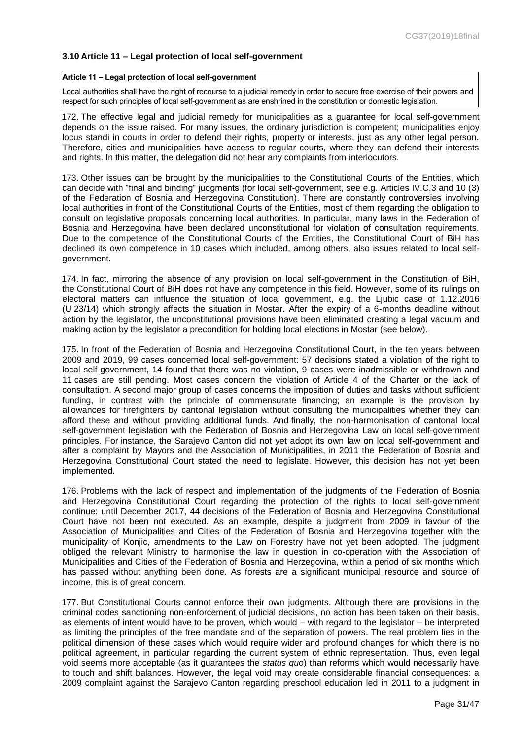### 3.10 Article 11 – Legal protection of local self-government

| **Article 11 – Legal protection of local self-government** |
| --- |
| Local authorities shall have the right of recourse to a judicial remedy in order to secure free exercise of their powers and respect for such principles of local self-government as are enshrined in the constitution or domestic legislation. |

172. The effective legal and judicial remedy for municipalities as a guarantee for local self-government depends on the issue raised. For many issues, the ordinary jurisdiction is competent; municipalities enjoy locus standi in courts in order to defend their rights, property or interests, just as any other legal person. Therefore, cities and municipalities have access to regular courts, where they can defend their interests and rights. In this matter, the delegation did not hear any complaints from interlocutors.

173. Other issues can be brought by the municipalities to the Constitutional Courts of the Entities, which can decide with "final and binding" judgments (for local self-government, see e.g. Articles IV.C.3 and 10 (3) of the Federation of Bosnia and Herzegovina Constitution). There are constantly controversies involving local authorities in front of the Constitutional Courts of the Entities, most of them regarding the obligation to consult on legislative proposals concerning local authorities. In particular, many laws in the Federation of Bosnia and Herzegovina have been declared unconstitutional for violation of consultation requirements. Due to the competence of the Constitutional Courts of the Entities, the Constitutional Court of BiH has declined its own competence in 10 cases which included, among others, also issues related to local self-government.

174. In fact, mirroring the absence of any provision on local self-government in the Constitution of BiH, the Constitutional Court of BiH does not have any competence in this field. However, some of its rulings on electoral matters can influence the situation of local government, e.g. the Ljubic case of 1.12.2016 (U 23/14) which strongly affects the situation in Mostar. After the expiry of a 6-months deadline without action by the legislator, the unconstitutional provisions have been eliminated creating a legal vacuum and making action by the legislator a precondition for holding local elections in Mostar (see below).

175. In front of the Federation of Bosnia and Herzegovina Constitutional Court, in the ten years between 2009 and 2019, 99 cases concerned local self-government: 57 decisions stated a violation of the right to local self-government, 14 found that there was no violation, 9 cases were inadmissible or withdrawn and 11 cases are still pending. Most cases concern the violation of Article 4 of the Charter or the lack of consultation. A second major group of cases concerns the imposition of duties and tasks without sufficient funding, in contrast with the principle of commensurate financing; an example is the provision by allowances for firefighters by cantonal legislation without consulting the municipalities whether they can afford these and without providing additional funds. And finally, the non-harmonisation of cantonal local self-government legislation with the Federation of Bosnia and Herzegovina Law on local self-government principles. For instance, the Sarajevo Canton did not yet adopt its own law on local self-government and after a complaint by Mayors and the Association of Municipalities, in 2011 the Federation of Bosnia and Herzegovina Constitutional Court stated the need to legislate. However, this decision has not yet been implemented.

176. Problems with the lack of respect and implementation of the judgments of the Federation of Bosnia and Herzegovina Constitutional Court regarding the protection of the rights to local self-government continue: until December 2017, 44 decisions of the Federation of Bosnia and Herzegovina Constitutional Court have not been not executed. As an example, despite a judgment from 2009 in favour of the Association of Municipalities and Cities of the Federation of Bosnia and Herzegovina together with the municipality of Konjic, amendments to the Law on Forestry have not yet been adopted. The judgment obliged the relevant Ministry to harmonise the law in question in co-operation with the Association of Municipalities and Cities of the Federation of Bosnia and Herzegovina, within a period of six months which has passed without anything been done. As forests are a significant municipal resource and source of income, this is of great concern.

177. But Constitutional Courts cannot enforce their own judgments. Although there are provisions in the criminal codes sanctioning non-enforcement of judicial decisions, no action has been taken on their basis, as elements of intent would have to be proven, which would – with regard to the legislator – be interpreted as limiting the principles of the free mandate and of the separation of powers. The real problem lies in the political dimension of these cases which would require wider and profound changes for which there is no political agreement, in particular regarding the current system of ethnic representation. Thus, even legal void seems more acceptable (as it guarantees the *status quo*) than reforms which would necessarily have to touch and shift balances. However, the legal void may create considerable financial consequences: a 2009 complaint against the Sarajevo Canton regarding preschool education led in 2011 to a judgment in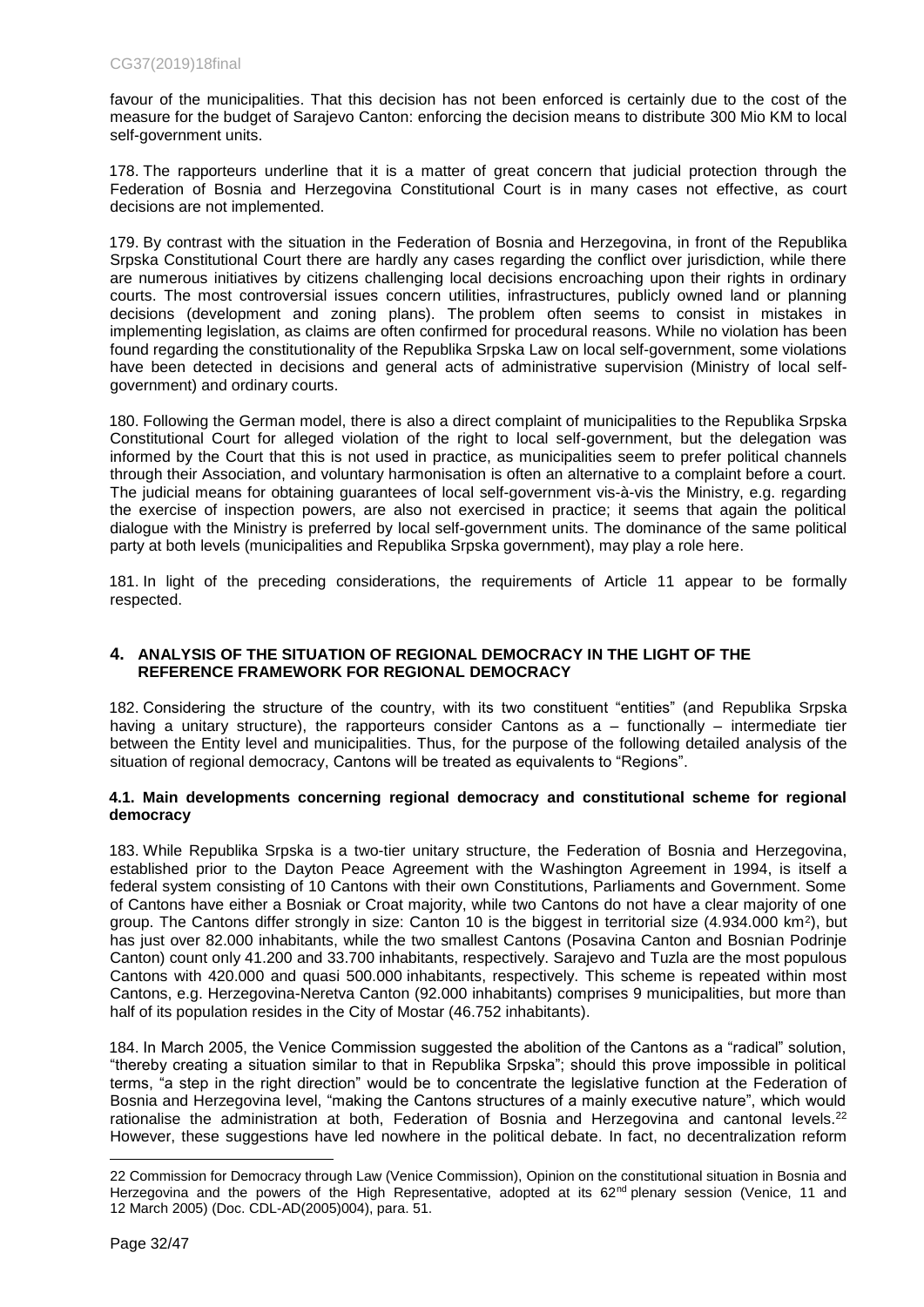favour of the municipalities. That this decision has not been enforced is certainly due to the cost of the measure for the budget of Sarajevo Canton: enforcing the decision means to distribute 300 Mio KM to local self-government units.

178. The rapporteurs underline that it is a matter of great concern that judicial protection through the Federation of Bosnia and Herzegovina Constitutional Court is in many cases not effective, as court decisions are not implemented.

179. By contrast with the situation in the Federation of Bosnia and Herzegovina, in front of the Republika Srpska Constitutional Court there are hardly any cases regarding the conflict over jurisdiction, while there are numerous initiatives by citizens challenging local decisions encroaching upon their rights in ordinary courts. The most controversial issues concern utilities, infrastructures, publicly owned land or planning decisions (development and zoning plans). The problem often seems to consist in mistakes in implementing legislation, as claims are often confirmed for procedural reasons. While no violation has been found regarding the constitutionality of the Republika Srpska Law on local self-government, some violations have been detected in decisions and general acts of administrative supervision (Ministry of local self-government) and ordinary courts.

180. Following the German model, there is also a direct complaint of municipalities to the Republika Srpska Constitutional Court for alleged violation of the right to local self-government, but the delegation was informed by the Court that this is not used in practice, as municipalities seem to prefer political channels through their Association, and voluntary harmonisation is often an alternative to a complaint before a court. The judicial means for obtaining guarantees of local self-government vis-à-vis the Ministry, e.g. regarding the exercise of inspection powers, are also not exercised in practice; it seems that again the political dialogue with the Ministry is preferred by local self-government units. The dominance of the same political party at both levels (municipalities and Republika Srpska government), may play a role here.

181. In light of the preceding considerations, the requirements of Article 11 appear to be formally respected.

## 4. ANALYSIS OF THE SITUATION OF REGIONAL DEMOCRACY IN THE LIGHT OF THE REFERENCE FRAMEWORK FOR REGIONAL DEMOCRACY

182. Considering the structure of the country, with its two constituent "entities" (and Republika Srpska having a unitary structure), the rapporteurs consider Cantons as a – functionally – intermediate tier between the Entity level and municipalities. Thus, for the purpose of the following detailed analysis of the situation of regional democracy, Cantons will be treated as equivalents to "Regions".

### 4.1. Main developments concerning regional democracy and constitutional scheme for regional democracy

183. While Republika Srpska is a two-tier unitary structure, the Federation of Bosnia and Herzegovina, established prior to the Dayton Peace Agreement with the Washington Agreement in 1994, is itself a federal system consisting of 10 Cantons with their own Constitutions, Parliaments and Government. Some of Cantons have either a Bosniak or Croat majority, while two Cantons do not have a clear majority of one group. The Cantons differ strongly in size: Canton 10 is the biggest in territorial size (4.934.000 km$^2$), but has just over 82.000 inhabitants, while the two smallest Cantons (Posavina Canton and Bosnian Podrinje Canton) count only 41.200 and 33.700 inhabitants, respectively. Sarajevo and Tuzla are the most populous Cantons with 420.000 and quasi 500.000 inhabitants, respectively. This scheme is repeated within most Cantons, e.g. Herzegovina-Neretva Canton (92.000 inhabitants) comprises 9 municipalities, but more than half of its population resides in the City of Mostar (46.752 inhabitants).

184. In March 2005, the Venice Commission suggested the abolition of the Cantons as a "radical" solution, "thereby creating a situation similar to that in Republika Srpska"; should this prove impossible in political terms, "a step in the right direction" would be to concentrate the legislative function at the Federation of Bosnia and Herzegovina level, "making the Cantons structures of a mainly executive nature", which would rationalise the administration at both, Federation of Bosnia and Herzegovina and cantonal levels.[22] However, these suggestions have led nowhere in the political debate. In fact, no decentralization reform

22 Commission for Democracy through Law (Venice Commission), Opinion on the constitutional situation in Bosnia and Herzegovina and the powers of the High Representative, adopted at its 62nd plenary session (Venice, 11 and 12 March 2005) (Doc. CDL-AD(2005)004), para. 51.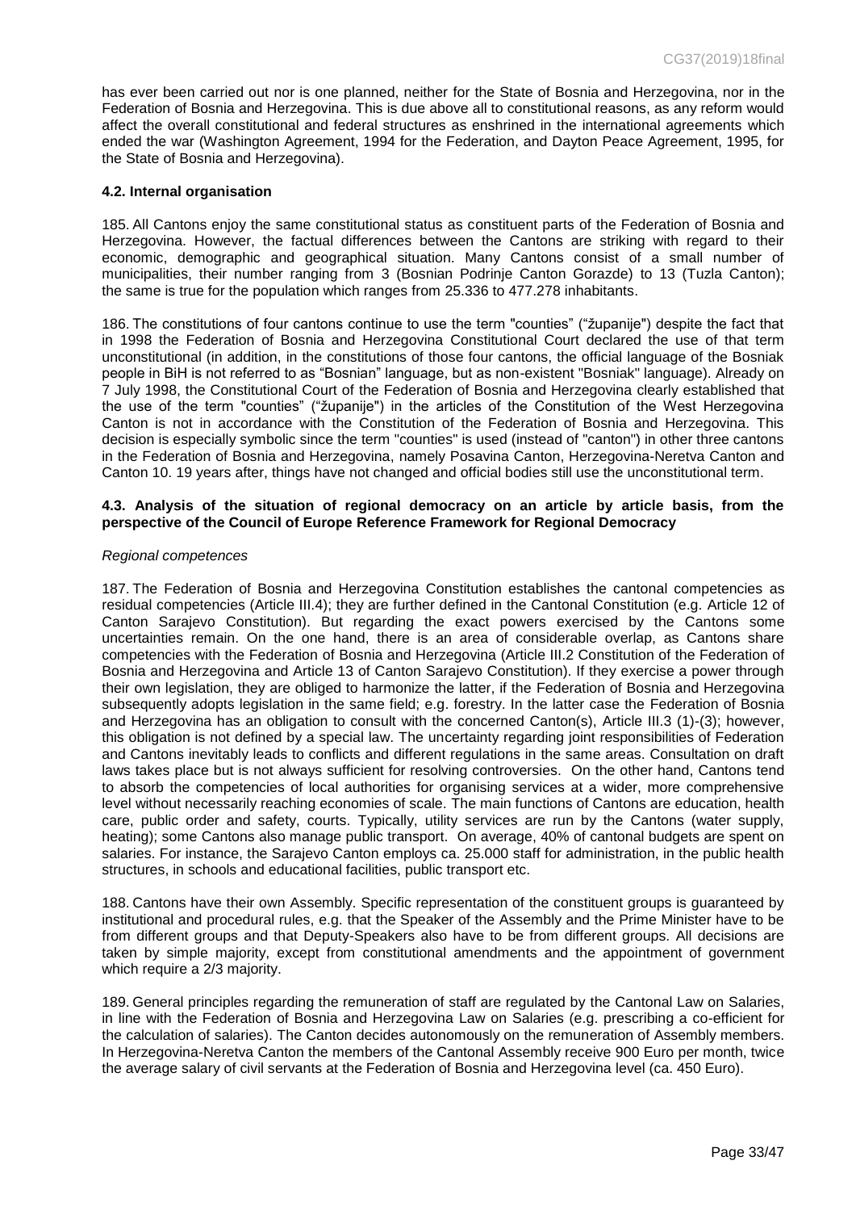has ever been carried out nor is one planned, neither for the State of Bosnia and Herzegovina, nor in the Federation of Bosnia and Herzegovina. This is due above all to constitutional reasons, as any reform would affect the overall constitutional and federal structures as enshrined in the international agreements which ended the war (Washington Agreement, 1994 for the Federation, and Dayton Peace Agreement, 1995, for the State of Bosnia and Herzegovina).

### 4.2. Internal organisation

185. All Cantons enjoy the same constitutional status as constituent parts of the Federation of Bosnia and Herzegovina. However, the factual differences between the Cantons are striking with regard to their economic, demographic and geographical situation. Many Cantons consist of a small number of municipalities, their number ranging from 3 (Bosnian Podrinje Canton Gorazde) to 13 (Tuzla Canton); the same is true for the population which ranges from 25.336 to 477.278 inhabitants.

186. The constitutions of four cantons continue to use the term "counties" ("županije") despite the fact that in 1998 the Federation of Bosnia and Herzegovina Constitutional Court declared the use of that term unconstitutional (in addition, in the constitutions of those four cantons, the official language of the Bosniak people in BiH is not referred to as "Bosnian" language, but as non-existent "Bosniak" language). Already on 7 July 1998, the Constitutional Court of the Federation of Bosnia and Herzegovina clearly established that the use of the term "counties" ("županije") in the articles of the Constitution of the West Herzegovina Canton is not in accordance with the Constitution of the Federation of Bosnia and Herzegovina. This decision is especially symbolic since the term "counties" is used (instead of "canton") in other three cantons in the Federation of Bosnia and Herzegovina, namely Posavina Canton, Herzegovina-Neretva Canton and Canton 10. 19 years after, things have not changed and official bodies still use the unconstitutional term.

### 4.3. Analysis of the situation of regional democracy on an article by article basis, from the perspective of the Council of Europe Reference Framework for Regional Democracy

*Regional competences*

187. The Federation of Bosnia and Herzegovina Constitution establishes the cantonal competencies as residual competencies (Article III.4); they are further defined in the Cantonal Constitution (e.g. Article 12 of Canton Sarajevo Constitution). But regarding the exact powers exercised by the Cantons some uncertainties remain. On the one hand, there is an area of considerable overlap, as Cantons share competencies with the Federation of Bosnia and Herzegovina (Article III.2 Constitution of the Federation of Bosnia and Herzegovina and Article 13 of Canton Sarajevo Constitution). If they exercise a power through their own legislation, they are obliged to harmonize the latter, if the Federation of Bosnia and Herzegovina subsequently adopts legislation in the same field; e.g. forestry. In the latter case the Federation of Bosnia and Herzegovina has an obligation to consult with the concerned Canton(s), Article III.3 (1)-(3); however, this obligation is not defined by a special law. The uncertainty regarding joint responsibilities of Federation and Cantons inevitably leads to conflicts and different regulations in the same areas. Consultation on draft laws takes place but is not always sufficient for resolving controversies. On the other hand, Cantons tend to absorb the competencies of local authorities for organising services at a wider, more comprehensive level without necessarily reaching economies of scale. The main functions of Cantons are education, health care, public order and safety, courts. Typically, utility services are run by the Cantons (water supply, heating); some Cantons also manage public transport. On average, 40% of cantonal budgets are spent on salaries. For instance, the Sarajevo Canton employs ca. 25.000 staff for administration, in the public health structures, in schools and educational facilities, public transport etc.

188. Cantons have their own Assembly. Specific representation of the constituent groups is guaranteed by institutional and procedural rules, e.g. that the Speaker of the Assembly and the Prime Minister have to be from different groups and that Deputy-Speakers also have to be from different groups. All decisions are taken by simple majority, except from constitutional amendments and the appointment of government which require a 2/3 majority.

189. General principles regarding the remuneration of staff are regulated by the Cantonal Law on Salaries, in line with the Federation of Bosnia and Herzegovina Law on Salaries (e.g. prescribing a co-efficient for the calculation of salaries). The Canton decides autonomously on the remuneration of Assembly members. In Herzegovina-Neretva Canton the members of the Cantonal Assembly receive 900 Euro per month, twice the average salary of civil servants at the Federation of Bosnia and Herzegovina level (ca. 450 Euro).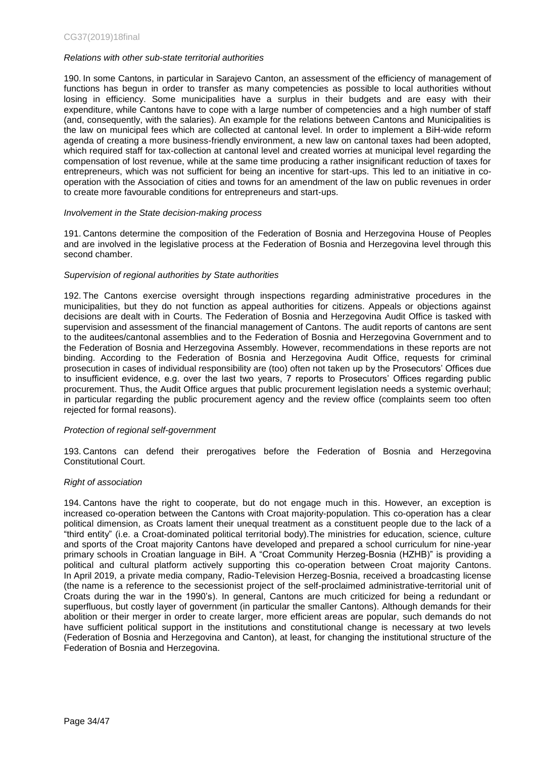*Relations with other sub-state territorial authorities*

190. In some Cantons, in particular in Sarajevo Canton, an assessment of the efficiency of management of functions has begun in order to transfer as many competencies as possible to local authorities without losing in efficiency. Some municipalities have a surplus in their budgets and are easy with their expenditure, while Cantons have to cope with a large number of competencies and a high number of staff (and, consequently, with the salaries). An example for the relations between Cantons and Municipalities is the law on municipal fees which are collected at cantonal level. In order to implement a BiH-wide reform agenda of creating a more business-friendly environment, a new law on cantonal taxes had been adopted, which required staff for tax-collection at cantonal level and created worries at municipal level regarding the compensation of lost revenue, while at the same time producing a rather insignificant reduction of taxes for entrepreneurs, which was not sufficient for being an incentive for start-ups. This led to an initiative in co-operation with the Association of cities and towns for an amendment of the law on public revenues in order to create more favourable conditions for entrepreneurs and start-ups.

*Involvement in the State decision-making process*

191. Cantons determine the composition of the Federation of Bosnia and Herzegovina House of Peoples and are involved in the legislative process at the Federation of Bosnia and Herzegovina level through this second chamber.

*Supervision of regional authorities by State authorities*

192. The Cantons exercise oversight through inspections regarding administrative procedures in the municipalities, but they do not function as appeal authorities for citizens. Appeals or objections against decisions are dealt with in Courts. The Federation of Bosnia and Herzegovina Audit Office is tasked with supervision and assessment of the financial management of Cantons. The audit reports of cantons are sent to the auditees/cantonal assemblies and to the Federation of Bosnia and Herzegovina Government and to the Federation of Bosnia and Herzegovina Assembly. However, recommendations in these reports are not binding. According to the Federation of Bosnia and Herzegovina Audit Office, requests for criminal prosecution in cases of individual responsibility are (too) often not taken up by the Prosecutors' Offices due to insufficient evidence, e.g. over the last two years, 7 reports to Prosecutors' Offices regarding public procurement. Thus, the Audit Office argues that public procurement legislation needs a systemic overhaul; in particular regarding the public procurement agency and the review office (complaints seem too often rejected for formal reasons).

*Protection of regional self-government*

193. Cantons can defend their prerogatives before the Federation of Bosnia and Herzegovina Constitutional Court.

*Right of association*

194. Cantons have the right to cooperate, but do not engage much in this. However, an exception is increased co-operation between the Cantons with Croat majority-population. This co-operation has a clear political dimension, as Croats lament their unequal treatment as a constituent people due to the lack of a "third entity" (i.e. a Croat-dominated political territorial body).The ministries for education, science, culture and sports of the Croat majority Cantons have developed and prepared a school curriculum for nine-year primary schools in Croatian language in BiH. A "Croat Community Herzeg-Bosnia (HZHB)" is providing a political and cultural platform actively supporting this co-operation between Croat majority Cantons. In April 2019, a private media company, Radio-Television Herzeg-Bosnia, received a broadcasting license (the name is a reference to the secessionist project of the self-proclaimed administrative-territorial unit of Croats during the war in the 1990's). In general, Cantons are much criticized for being a redundant or superfluous, but costly layer of government (in particular the smaller Cantons). Although demands for their abolition or their merger in order to create larger, more efficient areas are popular, such demands do not have sufficient political support in the institutions and constitutional change is necessary at two levels (Federation of Bosnia and Herzegovina and Canton), at least, for changing the institutional structure of the Federation of Bosnia and Herzegovina.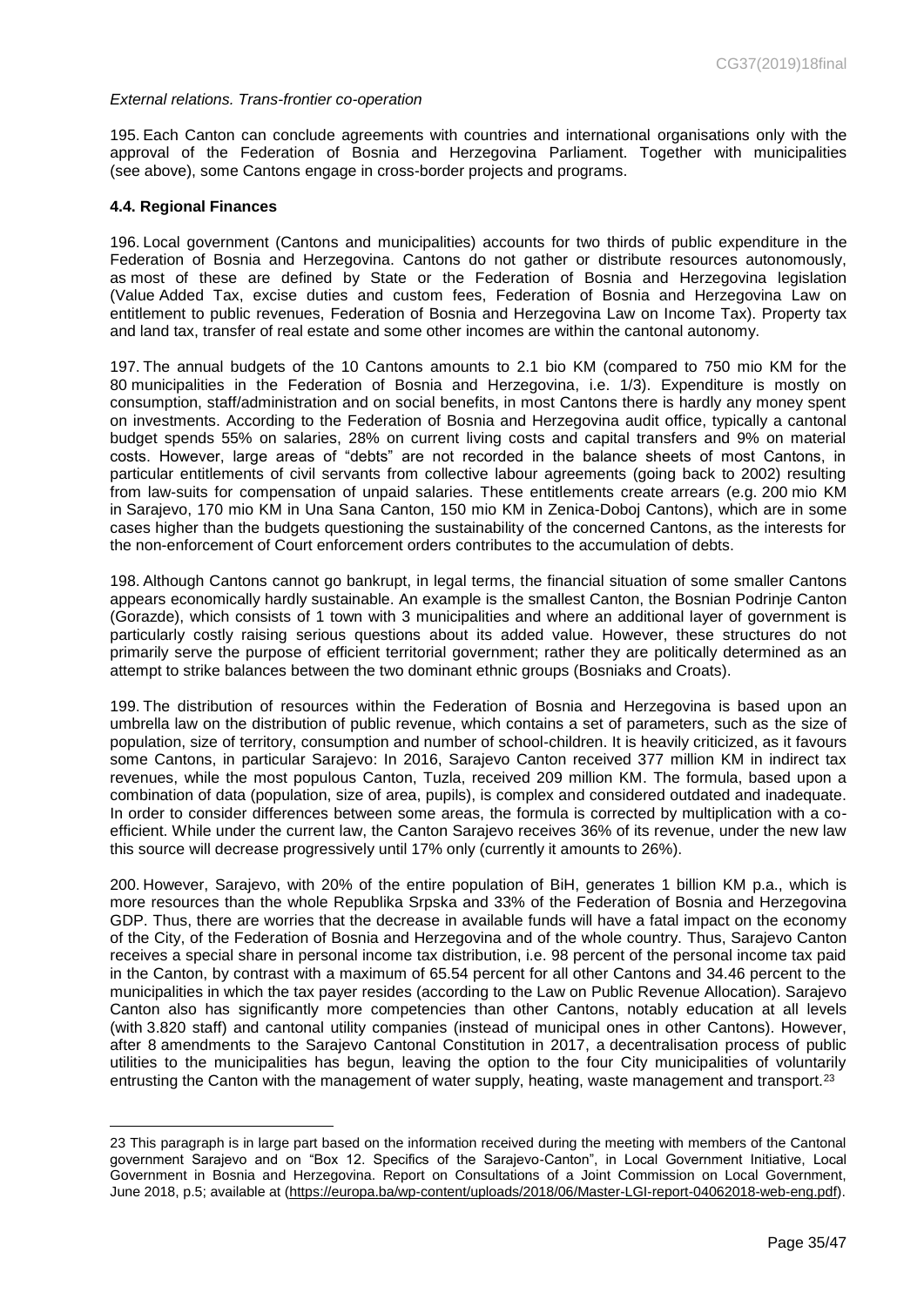*External relations. Trans-frontier co-operation*

195. Each Canton can conclude agreements with countries and international organisations only with the approval of the Federation of Bosnia and Herzegovina Parliament. Together with municipalities (see above), some Cantons engage in cross-border projects and programs.

### 4.4. Regional Finances

196. Local government (Cantons and municipalities) accounts for two thirds of public expenditure in the Federation of Bosnia and Herzegovina. Cantons do not gather or distribute resources autonomously, as most of these are defined by State or the Federation of Bosnia and Herzegovina legislation (Value Added Tax, excise duties and custom fees, Federation of Bosnia and Herzegovina Law on entitlement to public revenues, Federation of Bosnia and Herzegovina Law on Income Tax). Property tax and land tax, transfer of real estate and some other incomes are within the cantonal autonomy.

197. The annual budgets of the 10 Cantons amounts to 2.1 bio KM (compared to 750 mio KM for the 80 municipalities in the Federation of Bosnia and Herzegovina, i.e. 1/3). Expenditure is mostly on consumption, staff/administration and on social benefits, in most Cantons there is hardly any money spent on investments. According to the Federation of Bosnia and Herzegovina audit office, typically a cantonal budget spends 55% on salaries, 28% on current living costs and capital transfers and 9% on material costs. However, large areas of "debts" are not recorded in the balance sheets of most Cantons, in particular entitlements of civil servants from collective labour agreements (going back to 2002) resulting from law-suits for compensation of unpaid salaries. These entitlements create arrears (e.g. 200 mio KM in Sarajevo, 170 mio KM in Una Sana Canton, 150 mio KM in Zenica-Doboj Cantons), which are in some cases higher than the budgets questioning the sustainability of the concerned Cantons, as the interests for the non-enforcement of Court enforcement orders contributes to the accumulation of debts.

198. Although Cantons cannot go bankrupt, in legal terms, the financial situation of some smaller Cantons appears economically hardly sustainable. An example is the smallest Canton, the Bosnian Podrinje Canton (Gorazde), which consists of 1 town with 3 municipalities and where an additional layer of government is particularly costly raising serious questions about its added value. However, these structures do not primarily serve the purpose of efficient territorial government; rather they are politically determined as an attempt to strike balances between the two dominant ethnic groups (Bosniaks and Croats).

199. The distribution of resources within the Federation of Bosnia and Herzegovina is based upon an umbrella law on the distribution of public revenue, which contains a set of parameters, such as the size of population, size of territory, consumption and number of school-children. It is heavily criticized, as it favours some Cantons, in particular Sarajevo: In 2016, Sarajevo Canton received 377 million KM in indirect tax revenues, while the most populous Canton, Tuzla, received 209 million KM. The formula, based upon a combination of data (population, size of area, pupils), is complex and considered outdated and inadequate. In order to consider differences between some areas, the formula is corrected by multiplication with a co-efficient. While under the current law, the Canton Sarajevo receives 36% of its revenue, under the new law this source will decrease progressively until 17% only (currently it amounts to 26%).

200. However, Sarajevo, with 20% of the entire population of BiH, generates 1 billion KM p.a., which is more resources than the whole Republika Srpska and 33% of the Federation of Bosnia and Herzegovina GDP. Thus, there are worries that the decrease in available funds will have a fatal impact on the economy of the City, of the Federation of Bosnia and Herzegovina and of the whole country. Thus, Sarajevo Canton receives a special share in personal income tax distribution, i.e. 98 percent of the personal income tax paid in the Canton, by contrast with a maximum of 65.54 percent for all other Cantons and 34.46 percent to the municipalities in which the tax payer resides (according to the Law on Public Revenue Allocation). Sarajevo Canton also has significantly more competencies than other Cantons, notably education at all levels (with 3.820 staff) and cantonal utility companies (instead of municipal ones in other Cantons). However, after 8 amendments to the Sarajevo Cantonal Constitution in 2017, a decentralisation process of public utilities to the municipalities has begun, leaving the option to the four City municipalities of voluntarily entrusting the Canton with the management of water supply, heating, waste management and transport.[23]

---

23 This paragraph is in large part based on the information received during the meeting with members of the Cantonal government Sarajevo and on "Box 12. Specifics of the Sarajevo-Canton", in Local Government Initiative, Local Government in Bosnia and Herzegovina. Report on Consultations of a Joint Commission on Local Government, June 2018, p.5; available at (https://europa.ba/wp-content/uploads/2018/06/Master-LGI-report-04062018-web-eng.pdf).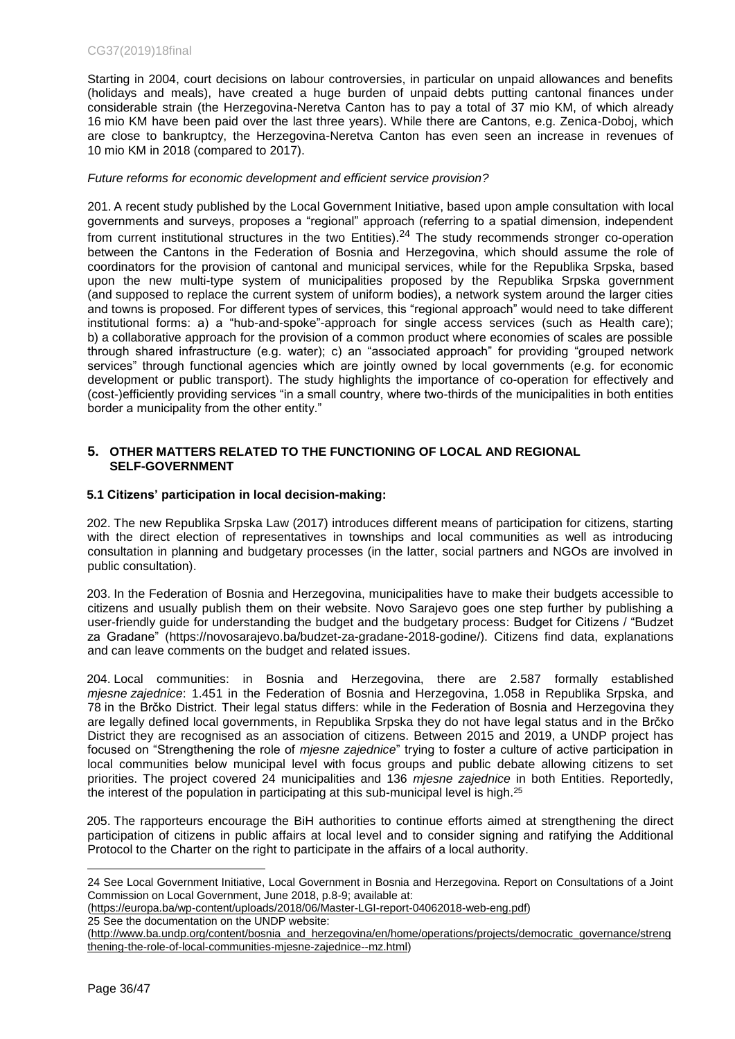Starting in 2004, court decisions on labour controversies, in particular on unpaid allowances and benefits (holidays and meals), have created a huge burden of unpaid debts putting cantonal finances under considerable strain (the Herzegovina-Neretva Canton has to pay a total of 37 mio KM, of which already 16 mio KM have been paid over the last three years). While there are Cantons, e.g. Zenica-Doboj, which are close to bankruptcy, the Herzegovina-Neretva Canton has even seen an increase in revenues of 10 mio KM in 2018 (compared to 2017).

*Future reforms for economic development and efficient service provision?*

201. A recent study published by the Local Government Initiative, based upon ample consultation with local governments and surveys, proposes a "regional" approach (referring to a spatial dimension, independent from current institutional structures in the two Entities).[24] The study recommends stronger co-operation between the Cantons in the Federation of Bosnia and Herzegovina, which should assume the role of coordinators for the provision of cantonal and municipal services, while for the Republika Srpska, based upon the new multi-type system of municipalities proposed by the Republika Srpska government (and supposed to replace the current system of uniform bodies), a network system around the larger cities and towns is proposed. For different types of services, this "regional approach" would need to take different institutional forms: a) a "hub-and-spoke"-approach for single access services (such as Health care); b) a collaborative approach for the provision of a common product where economies of scales are possible through shared infrastructure (e.g. water); c) an "associated approach" for providing "grouped network services" through functional agencies which are jointly owned by local governments (e.g. for economic development or public transport). The study highlights the importance of co-operation for effectively and (cost-)efficiently providing services "in a small country, where two-thirds of the municipalities in both entities border a municipality from the other entity."

## 5. OTHER MATTERS RELATED TO THE FUNCTIONING OF LOCAL AND REGIONAL SELF-GOVERNMENT

### 5.1 Citizens' participation in local decision-making:

202. The new Republika Srpska Law (2017) introduces different means of participation for citizens, starting with the direct election of representatives in townships and local communities as well as introducing consultation in planning and budgetary processes (in the latter, social partners and NGOs are involved in public consultation).

203. In the Federation of Bosnia and Herzegovina, municipalities have to make their budgets accessible to citizens and usually publish them on their website. Novo Sarajevo goes one step further by publishing a user-friendly guide for understanding the budget and the budgetary process: Budget for Citizens / "Budzet za Gradane" (https://novosarajevo.ba/budzet-za-gradane-2018-godine/). Citizens find data, explanations and can leave comments on the budget and related issues.

204. Local communities: in Bosnia and Herzegovina, there are 2.587 formally established *mjesne zajednice*: 1.451 in the Federation of Bosnia and Herzegovina, 1.058 in Republika Srpska, and 78 in the Brčko District. Their legal status differs: while in the Federation of Bosnia and Herzegovina they are legally defined local governments, in Republika Srpska they do not have legal status and in the Brčko District they are recognised as an association of citizens. Between 2015 and 2019, a UNDP project has focused on "Strengthening the role of *mjesne zajednice*" trying to foster a culture of active participation in local communities below municipal level with focus groups and public debate allowing citizens to set priorities. The project covered 24 municipalities and 136 *mjesne zajednice* in both Entities. Reportedly, the interest of the population in participating at this sub-municipal level is high.[25]

205. The rapporteurs encourage the BiH authorities to continue efforts aimed at strengthening the direct participation of citizens in public affairs at local level and to consider signing and ratifying the Additional Protocol to the Charter on the right to participate in the affairs of a local authority.

---

24 See Local Government Initiative, Local Government in Bosnia and Herzegovina. Report on Consultations of a Joint Commission on Local Government, June 2018, p.8-9; available at: (https://europa.ba/wp-content/uploads/2018/06/Master-LGI-report-04062018-web-eng.pdf)

25 See the documentation on the UNDP website: (http://www.ba.undp.org/content/bosnia_and_herzegovina/en/home/operations/projects/democratic_governance/strengthening-the-role-of-local-communities-mjesne-zajednice--mz.html)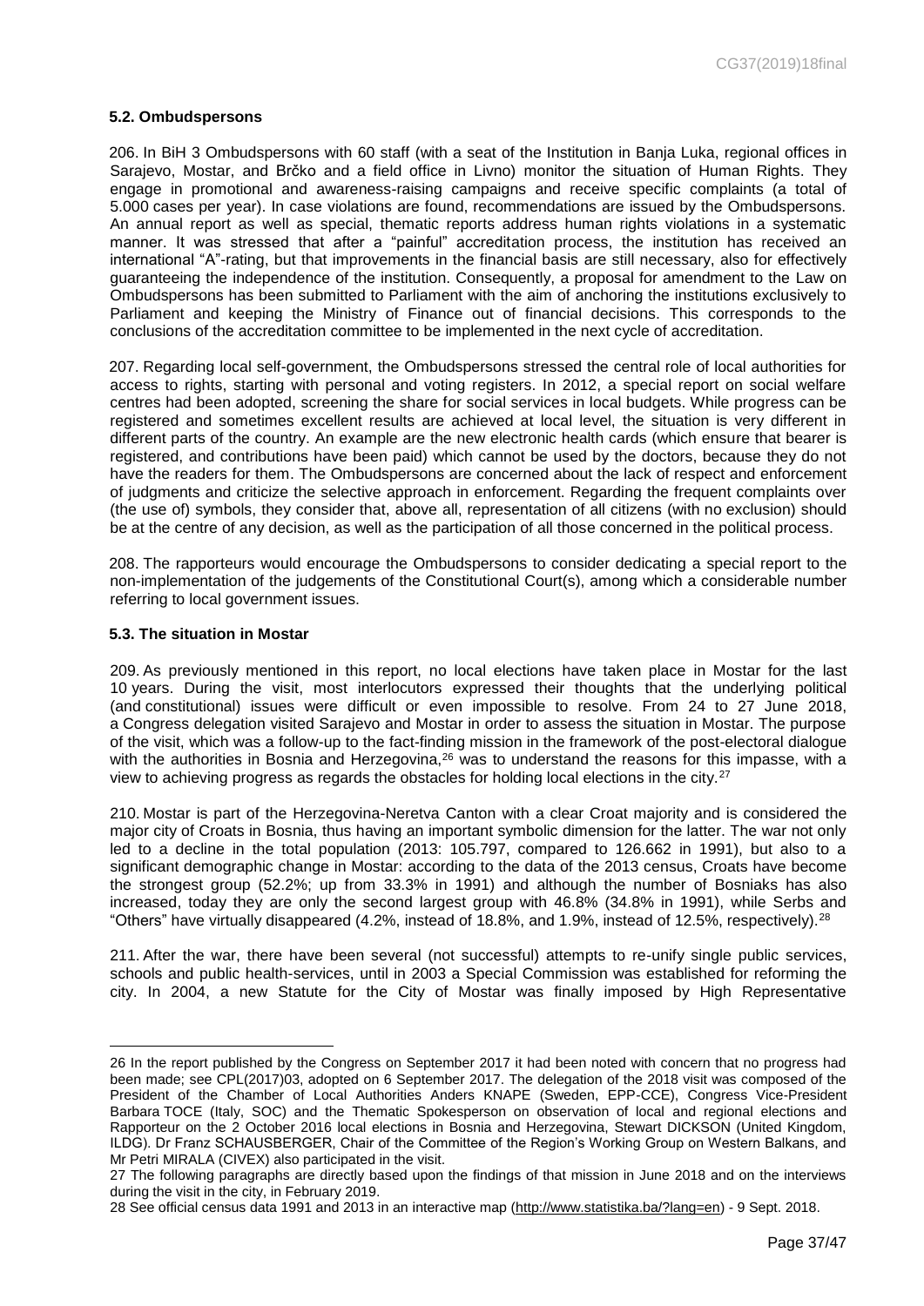### 5.2. Ombudspersons

206. In BiH 3 Ombudspersons with 60 staff (with a seat of the Institution in Banja Luka, regional offices in Sarajevo, Mostar, and Brčko and a field office in Livno) monitor the situation of Human Rights. They engage in promotional and awareness-raising campaigns and receive specific complaints (a total of 5.000 cases per year). In case violations are found, recommendations are issued by the Ombudspersons. An annual report as well as special, thematic reports address human rights violations in a systematic manner. It was stressed that after a "painful" accreditation process, the institution has received an international "A"-rating, but that improvements in the financial basis are still necessary, also for effectively guaranteeing the independence of the institution. Consequently, a proposal for amendment to the Law on Ombudspersons has been submitted to Parliament with the aim of anchoring the institutions exclusively to Parliament and keeping the Ministry of Finance out of financial decisions. This corresponds to the conclusions of the accreditation committee to be implemented in the next cycle of accreditation.

207. Regarding local self-government, the Ombudspersons stressed the central role of local authorities for access to rights, starting with personal and voting registers. In 2012, a special report on social welfare centres had been adopted, screening the share for social services in local budgets. While progress can be registered and sometimes excellent results are achieved at local level, the situation is very different in different parts of the country. An example are the new electronic health cards (which ensure that bearer is registered, and contributions have been paid) which cannot be used by the doctors, because they do not have the readers for them. The Ombudspersons are concerned about the lack of respect and enforcement of judgments and criticize the selective approach in enforcement. Regarding the frequent complaints over (the use of) symbols, they consider that, above all, representation of all citizens (with no exclusion) should be at the centre of any decision, as well as the participation of all those concerned in the political process.

208. The rapporteurs would encourage the Ombudspersons to consider dedicating a special report to the non-implementation of the judgements of the Constitutional Court(s), among which a considerable number referring to local government issues.

### 5.3. The situation in Mostar

209. As previously mentioned in this report, no local elections have taken place in Mostar for the last 10 years. During the visit, most interlocutors expressed their thoughts that the underlying political (and constitutional) issues were difficult or even impossible to resolve. From 24 to 27 June 2018, a Congress delegation visited Sarajevo and Mostar in order to assess the situation in Mostar. The purpose of the visit, which was a follow-up to the fact-finding mission in the framework of the post-electoral dialogue with the authorities in Bosnia and Herzegovina,[26] was to understand the reasons for this impasse, with a view to achieving progress as regards the obstacles for holding local elections in the city.[27]

210. Mostar is part of the Herzegovina-Neretva Canton with a clear Croat majority and is considered the major city of Croats in Bosnia, thus having an important symbolic dimension for the latter. The war not only led to a decline in the total population (2013: 105.797, compared to 126.662 in 1991), but also to a significant demographic change in Mostar: according to the data of the 2013 census, Croats have become the strongest group (52.2%; up from 33.3% in 1991) and although the number of Bosniaks has also increased, today they are only the second largest group with 46.8% (34.8% in 1991), while Serbs and "Others" have virtually disappeared (4.2%, instead of 18.8%, and 1.9%, instead of 12.5%, respectively).[28]

211. After the war, there have been several (not successful) attempts to re-unify single public services, schools and public health-services, until in 2003 a Special Commission was established for reforming the city. In 2004, a new Statute for the City of Mostar was finally imposed by High Representative

---

26 In the report published by the Congress on September 2017 it had been noted with concern that no progress had been made; see CPL(2017)03, adopted on 6 September 2017. The delegation of the 2018 visit was composed of the President of the Chamber of Local Authorities Anders KNAPE (Sweden, EPP-CCE), Congress Vice-President Barbara TOCE (Italy, SOC) and the Thematic Spokesperson on observation of local and regional elections and Rapporteur on the 2 October 2016 local elections in Bosnia and Herzegovina, Stewart DICKSON (United Kingdom, ILDG). Dr Franz SCHAUSBERGER, Chair of the Committee of the Region's Working Group on Western Balkans, and Mr Petri MIRALA (CIVEX) also participated in the visit.

27 The following paragraphs are directly based upon the findings of that mission in June 2018 and on the interviews during the visit in the city, in February 2019.

28 See official census data 1991 and 2013 in an interactive map (http://www.statistika.ba/?lang=en) - 9 Sept. 2018.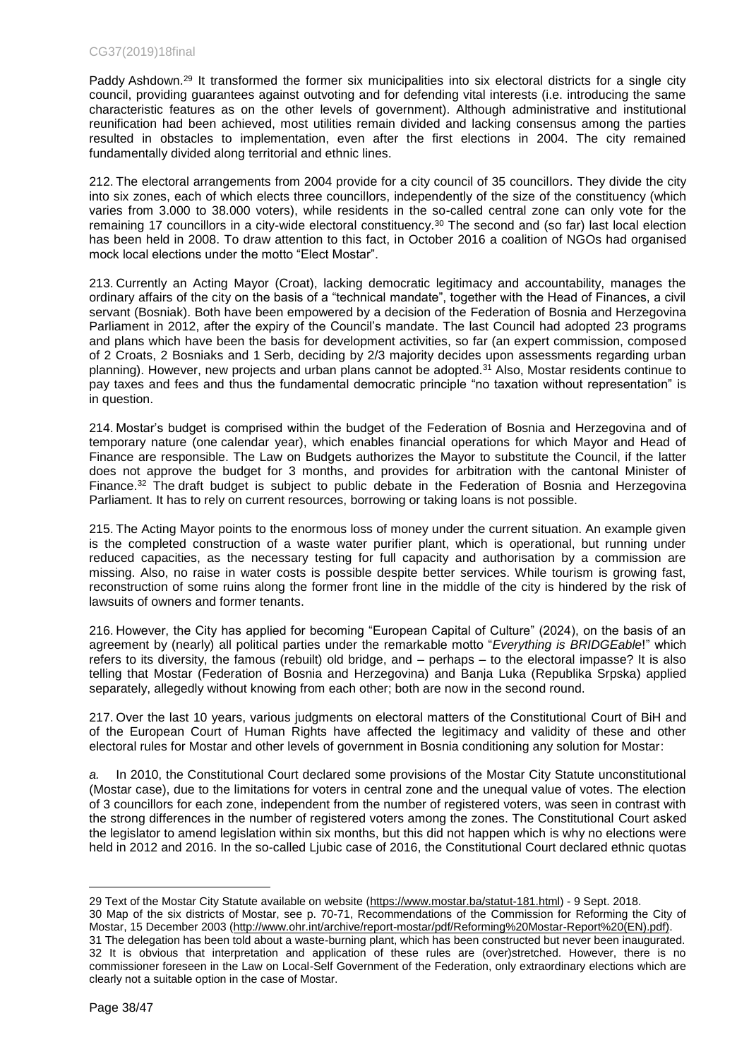Paddy Ashdown.[29] It transformed the former six municipalities into six electoral districts for a single city council, providing guarantees against outvoting and for defending vital interests (i.e. introducing the same characteristic features as on the other levels of government). Although administrative and institutional reunification had been achieved, most utilities remain divided and lacking consensus among the parties resulted in obstacles to implementation, even after the first elections in 2004. The city remained fundamentally divided along territorial and ethnic lines.

212. The electoral arrangements from 2004 provide for a city council of 35 councillors. They divide the city into six zones, each of which elects three councillors, independently of the size of the constituency (which varies from 3.000 to 38.000 voters), while residents in the so-called central zone can only vote for the remaining 17 councillors in a city-wide electoral constituency.[30] The second and (so far) last local election has been held in 2008. To draw attention to this fact, in October 2016 a coalition of NGOs had organised mock local elections under the motto "Elect Mostar".

213. Currently an Acting Mayor (Croat), lacking democratic legitimacy and accountability, manages the ordinary affairs of the city on the basis of a "technical mandate", together with the Head of Finances, a civil servant (Bosniak). Both have been empowered by a decision of the Federation of Bosnia and Herzegovina Parliament in 2012, after the expiry of the Council's mandate. The last Council had adopted 23 programs and plans which have been the basis for development activities, so far (an expert commission, composed of 2 Croats, 2 Bosniaks and 1 Serb, deciding by 2/3 majority decides upon assessments regarding urban planning). However, new projects and urban plans cannot be adopted.[31] Also, Mostar residents continue to pay taxes and fees and thus the fundamental democratic principle "no taxation without representation" is in question.

214. Mostar's budget is comprised within the budget of the Federation of Bosnia and Herzegovina and of temporary nature (one calendar year), which enables financial operations for which Mayor and Head of Finance are responsible. The Law on Budgets authorizes the Mayor to substitute the Council, if the latter does not approve the budget for 3 months, and provides for arbitration with the cantonal Minister of Finance.[32] The draft budget is subject to public debate in the Federation of Bosnia and Herzegovina Parliament. It has to rely on current resources, borrowing or taking loans is not possible.

215. The Acting Mayor points to the enormous loss of money under the current situation. An example given is the completed construction of a waste water purifier plant, which is operational, but running under reduced capacities, as the necessary testing for full capacity and authorisation by a commission are missing. Also, no raise in water costs is possible despite better services. While tourism is growing fast, reconstruction of some ruins along the former front line in the middle of the city is hindered by the risk of lawsuits of owners and former tenants.

216. However, the City has applied for becoming "European Capital of Culture" (2024), on the basis of an agreement by (nearly) all political parties under the remarkable motto "*Everything is BRIDGEable*!" which refers to its diversity, the famous (rebuilt) old bridge, and – perhaps – to the electoral impasse? It is also telling that Mostar (Federation of Bosnia and Herzegovina) and Banja Luka (Republika Srpska) applied separately, allegedly without knowing from each other; both are now in the second round.

217. Over the last 10 years, various judgments on electoral matters of the Constitutional Court of BiH and of the European Court of Human Rights have affected the legitimacy and validity of these and other electoral rules for Mostar and other levels of government in Bosnia conditioning any solution for Mostar:

*a.* In 2010, the Constitutional Court declared some provisions of the Mostar City Statute unconstitutional (Mostar case), due to the limitations for voters in central zone and the unequal value of votes. The election of 3 councillors for each zone, independent from the number of registered voters, was seen in contrast with the strong differences in the number of registered voters among the zones. The Constitutional Court asked the legislator to amend legislation within six months, but this did not happen which is why no elections were held in 2012 and 2016. In the so-called Ljubic case of 2016, the Constitutional Court declared ethnic quotas

---

29 Text of the Mostar City Statute available on website (https://www.mostar.ba/statut-181.html) - 9 Sept. 2018.

30 Map of the six districts of Mostar, see p. 70-71, Recommendations of the Commission for Reforming the City of Mostar, 15 December 2003 (http://www.ohr.int/archive/report-mostar/pdf/Reforming%20Mostar-Report%20(EN).pdf).

31 The delegation has been told about a waste-burning plant, which has been constructed but never been inaugurated.

32 It is obvious that interpretation and application of these rules are (over)stretched. However, there is no commissioner foreseen in the Law on Local-Self Government of the Federation, only extraordinary elections which are clearly not a suitable option in the case of Mostar.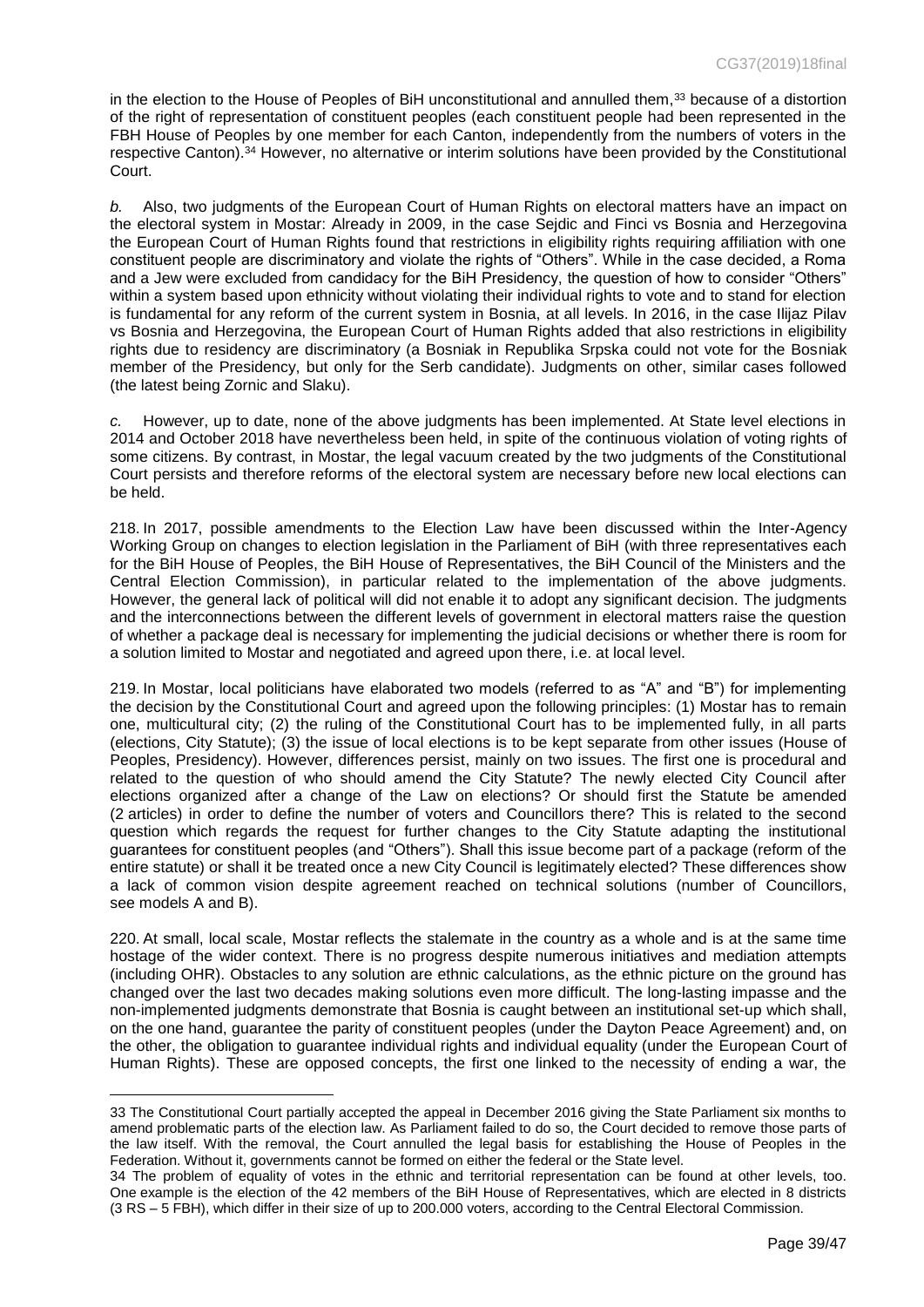in the election to the House of Peoples of BiH unconstitutional and annulled them,[33] because of a distortion of the right of representation of constituent peoples (each constituent people had been represented in the FBH House of Peoples by one member for each Canton, independently from the numbers of voters in the respective Canton).[34] However, no alternative or interim solutions have been provided by the Constitutional Court.

*b.* Also, two judgments of the European Court of Human Rights on electoral matters have an impact on the electoral system in Mostar: Already in 2009, in the case Sejdic and Finci vs Bosnia and Herzegovina the European Court of Human Rights found that restrictions in eligibility rights requiring affiliation with one constituent people are discriminatory and violate the rights of "Others". While in the case decided, a Roma and a Jew were excluded from candidacy for the BiH Presidency, the question of how to consider "Others" within a system based upon ethnicity without violating their individual rights to vote and to stand for election is fundamental for any reform of the current system in Bosnia, at all levels. In 2016, in the case Ilijaz Pilav vs Bosnia and Herzegovina, the European Court of Human Rights added that also restrictions in eligibility rights due to residency are discriminatory (a Bosniak in Republika Srpska could not vote for the Bosniak member of the Presidency, but only for the Serb candidate). Judgments on other, similar cases followed (the latest being Zornic and Slaku).

*c.* However, up to date, none of the above judgments has been implemented. At State level elections in 2014 and October 2018 have nevertheless been held, in spite of the continuous violation of voting rights of some citizens. By contrast, in Mostar, the legal vacuum created by the two judgments of the Constitutional Court persists and therefore reforms of the electoral system are necessary before new local elections can be held.

218. In 2017, possible amendments to the Election Law have been discussed within the Inter-Agency Working Group on changes to election legislation in the Parliament of BiH (with three representatives each for the BiH House of Peoples, the BiH House of Representatives, the BiH Council of the Ministers and the Central Election Commission), in particular related to the implementation of the above judgments. However, the general lack of political will did not enable it to adopt any significant decision. The judgments and the interconnections between the different levels of government in electoral matters raise the question of whether a package deal is necessary for implementing the judicial decisions or whether there is room for a solution limited to Mostar and negotiated and agreed upon there, i.e. at local level.

219. In Mostar, local politicians have elaborated two models (referred to as "A" and "B") for implementing the decision by the Constitutional Court and agreed upon the following principles: (1) Mostar has to remain one, multicultural city; (2) the ruling of the Constitutional Court has to be implemented fully, in all parts (elections, City Statute); (3) the issue of local elections is to be kept separate from other issues (House of Peoples, Presidency). However, differences persist, mainly on two issues. The first one is procedural and related to the question of who should amend the City Statute? The newly elected City Council after elections organized after a change of the Law on elections? Or should first the Statute be amended (2 articles) in order to define the number of voters and Councillors there? This is related to the second question which regards the request for further changes to the City Statute adapting the institutional guarantees for constituent peoples (and "Others"). Shall this issue become part of a package (reform of the entire statute) or shall it be treated once a new City Council is legitimately elected? These differences show a lack of common vision despite agreement reached on technical solutions (number of Councillors, see models A and B).

220. At small, local scale, Mostar reflects the stalemate in the country as a whole and is at the same time hostage of the wider context. There is no progress despite numerous initiatives and mediation attempts (including OHR). Obstacles to any solution are ethnic calculations, as the ethnic picture on the ground has changed over the last two decades making solutions even more difficult. The long-lasting impasse and the non-implemented judgments demonstrate that Bosnia is caught between an institutional set-up which shall, on the one hand, guarantee the parity of constituent peoples (under the Dayton Peace Agreement) and, on the other, the obligation to guarantee individual rights and individual equality (under the European Court of Human Rights). These are opposed concepts, the first one linked to the necessity of ending a war, the

---

33 The Constitutional Court partially accepted the appeal in December 2016 giving the State Parliament six months to amend problematic parts of the election law. As Parliament failed to do so, the Court decided to remove those parts of the law itself. With the removal, the Court annulled the legal basis for establishing the House of Peoples in the Federation. Without it, governments cannot be formed on either the federal or the State level.

34 The problem of equality of votes in the ethnic and territorial representation can be found at other levels, too. One example is the election of the 42 members of the BiH House of Representatives, which are elected in 8 districts (3 RS – 5 FBH), which differ in their size of up to 200.000 voters, according to the Central Electoral Commission.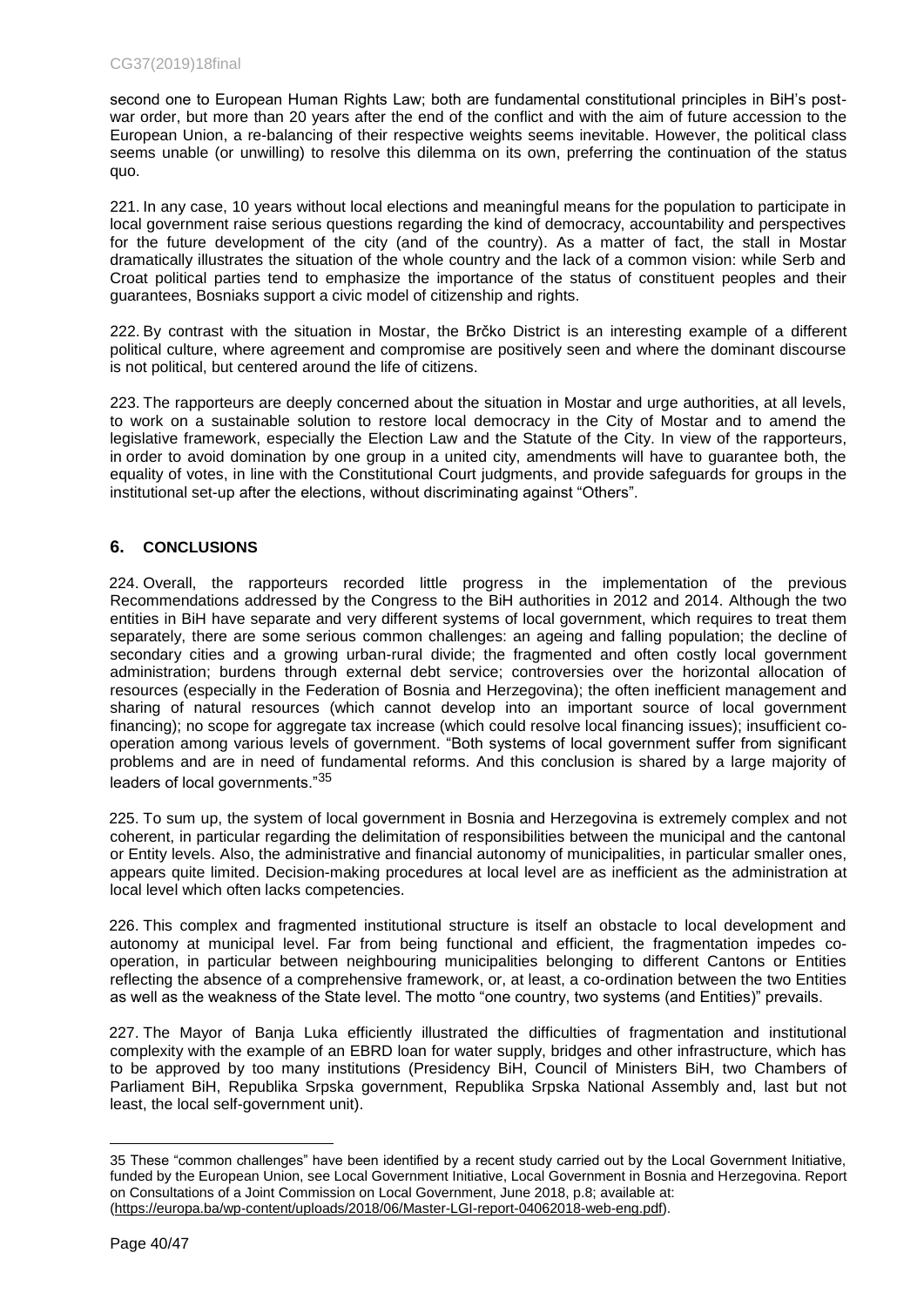second one to European Human Rights Law; both are fundamental constitutional principles in BiH's post-war order, but more than 20 years after the end of the conflict and with the aim of future accession to the European Union, a re-balancing of their respective weights seems inevitable. However, the political class seems unable (or unwilling) to resolve this dilemma on its own, preferring the continuation of the status quo.

221. In any case, 10 years without local elections and meaningful means for the population to participate in local government raise serious questions regarding the kind of democracy, accountability and perspectives for the future development of the city (and of the country). As a matter of fact, the stall in Mostar dramatically illustrates the situation of the whole country and the lack of a common vision: while Serb and Croat political parties tend to emphasize the importance of the status of constituent peoples and their guarantees, Bosniaks support a civic model of citizenship and rights.

222. By contrast with the situation in Mostar, the Brčko District is an interesting example of a different political culture, where agreement and compromise are positively seen and where the dominant discourse is not political, but centered around the life of citizens.

223. The rapporteurs are deeply concerned about the situation in Mostar and urge authorities, at all levels, to work on a sustainable solution to restore local democracy in the City of Mostar and to amend the legislative framework, especially the Election Law and the Statute of the City. In view of the rapporteurs, in order to avoid domination by one group in a united city, amendments will have to guarantee both, the equality of votes, in line with the Constitutional Court judgments, and provide safeguards for groups in the institutional set-up after the elections, without discriminating against "Others".

## 6. CONCLUSIONS

224. Overall, the rapporteurs recorded little progress in the implementation of the previous Recommendations addressed by the Congress to the BiH authorities in 2012 and 2014. Although the two entities in BiH have separate and very different systems of local government, which requires to treat them separately, there are some serious common challenges: an ageing and falling population; the decline of secondary cities and a growing urban-rural divide; the fragmented and often costly local government administration; burdens through external debt service; controversies over the horizontal allocation of resources (especially in the Federation of Bosnia and Herzegovina); the often inefficient management and sharing of natural resources (which cannot develop into an important source of local government financing); no scope for aggregate tax increase (which could resolve local financing issues); insufficient co-operation among various levels of government. "Both systems of local government suffer from significant problems and are in need of fundamental reforms. And this conclusion is shared by a large majority of leaders of local governments."[35]

225. To sum up, the system of local government in Bosnia and Herzegovina is extremely complex and not coherent, in particular regarding the delimitation of responsibilities between the municipal and the cantonal or Entity levels. Also, the administrative and financial autonomy of municipalities, in particular smaller ones, appears quite limited. Decision-making procedures at local level are as inefficient as the administration at local level which often lacks competencies.

226. This complex and fragmented institutional structure is itself an obstacle to local development and autonomy at municipal level. Far from being functional and efficient, the fragmentation impedes co-operation, in particular between neighbouring municipalities belonging to different Cantons or Entities reflecting the absence of a comprehensive framework, or, at least, a co-ordination between the two Entities as well as the weakness of the State level. The motto "one country, two systems (and Entities)" prevails.

227. The Mayor of Banja Luka efficiently illustrated the difficulties of fragmentation and institutional complexity with the example of an EBRD loan for water supply, bridges and other infrastructure, which has to be approved by too many institutions (Presidency BiH, Council of Ministers BiH, two Chambers of Parliament BiH, Republika Srpska government, Republika Srpska National Assembly and, last but not least, the local self-government unit).

---

35 These "common challenges" have been identified by a recent study carried out by the Local Government Initiative, funded by the European Union, see Local Government Initiative, Local Government in Bosnia and Herzegovina. Report on Consultations of a Joint Commission on Local Government, June 2018, p.8; available at: (https://europa.ba/wp-content/uploads/2018/06/Master-LGI-report-04062018-web-eng.pdf).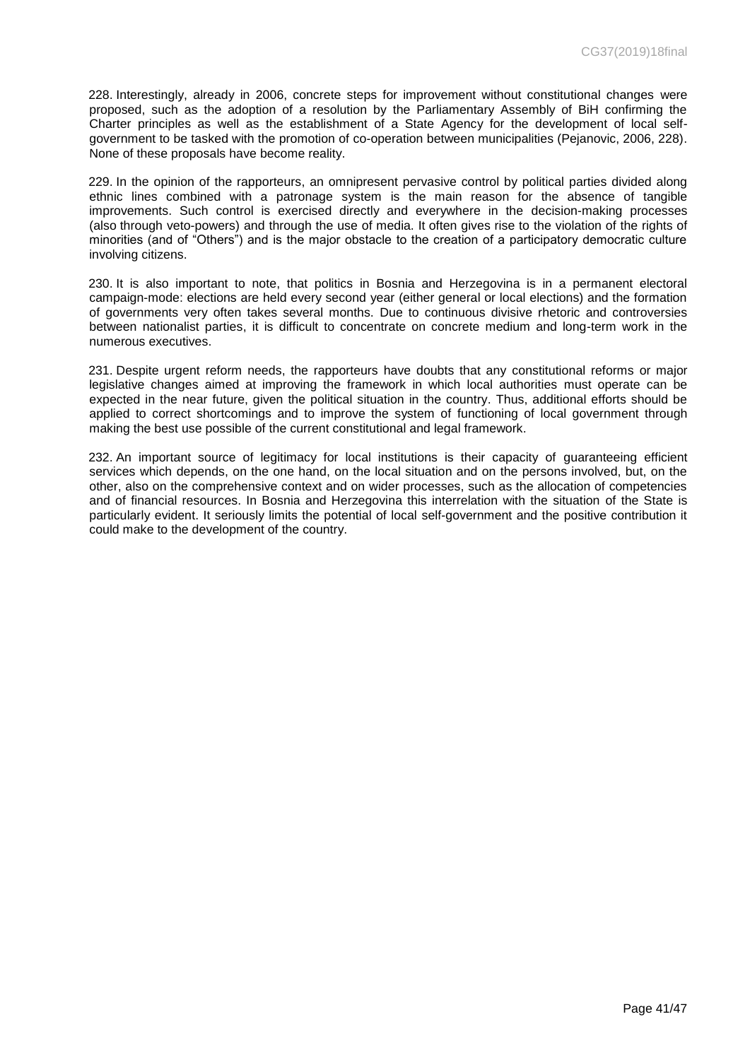228. Interestingly, already in 2006, concrete steps for improvement without constitutional changes were proposed, such as the adoption of a resolution by the Parliamentary Assembly of BiH confirming the Charter principles as well as the establishment of a State Agency for the development of local self-government to be tasked with the promotion of co-operation between municipalities (Pejanovic, 2006, 228). None of these proposals have become reality.

229. In the opinion of the rapporteurs, an omnipresent pervasive control by political parties divided along ethnic lines combined with a patronage system is the main reason for the absence of tangible improvements. Such control is exercised directly and everywhere in the decision-making processes (also through veto-powers) and through the use of media. It often gives rise to the violation of the rights of minorities (and of "Others") and is the major obstacle to the creation of a participatory democratic culture involving citizens.

230. It is also important to note, that politics in Bosnia and Herzegovina is in a permanent electoral campaign-mode: elections are held every second year (either general or local elections) and the formation of governments very often takes several months. Due to continuous divisive rhetoric and controversies between nationalist parties, it is difficult to concentrate on concrete medium and long-term work in the numerous executives.

231. Despite urgent reform needs, the rapporteurs have doubts that any constitutional reforms or major legislative changes aimed at improving the framework in which local authorities must operate can be expected in the near future, given the political situation in the country. Thus, additional efforts should be applied to correct shortcomings and to improve the system of functioning of local government through making the best use possible of the current constitutional and legal framework.

232. An important source of legitimacy for local institutions is their capacity of guaranteeing efficient services which depends, on the one hand, on the local situation and on the persons involved, but, on the other, also on the comprehensive context and on wider processes, such as the allocation of competencies and of financial resources. In Bosnia and Herzegovina this interrelation with the situation of the State is particularly evident. It seriously limits the potential of local self-government and the positive contribution it could make to the development of the country.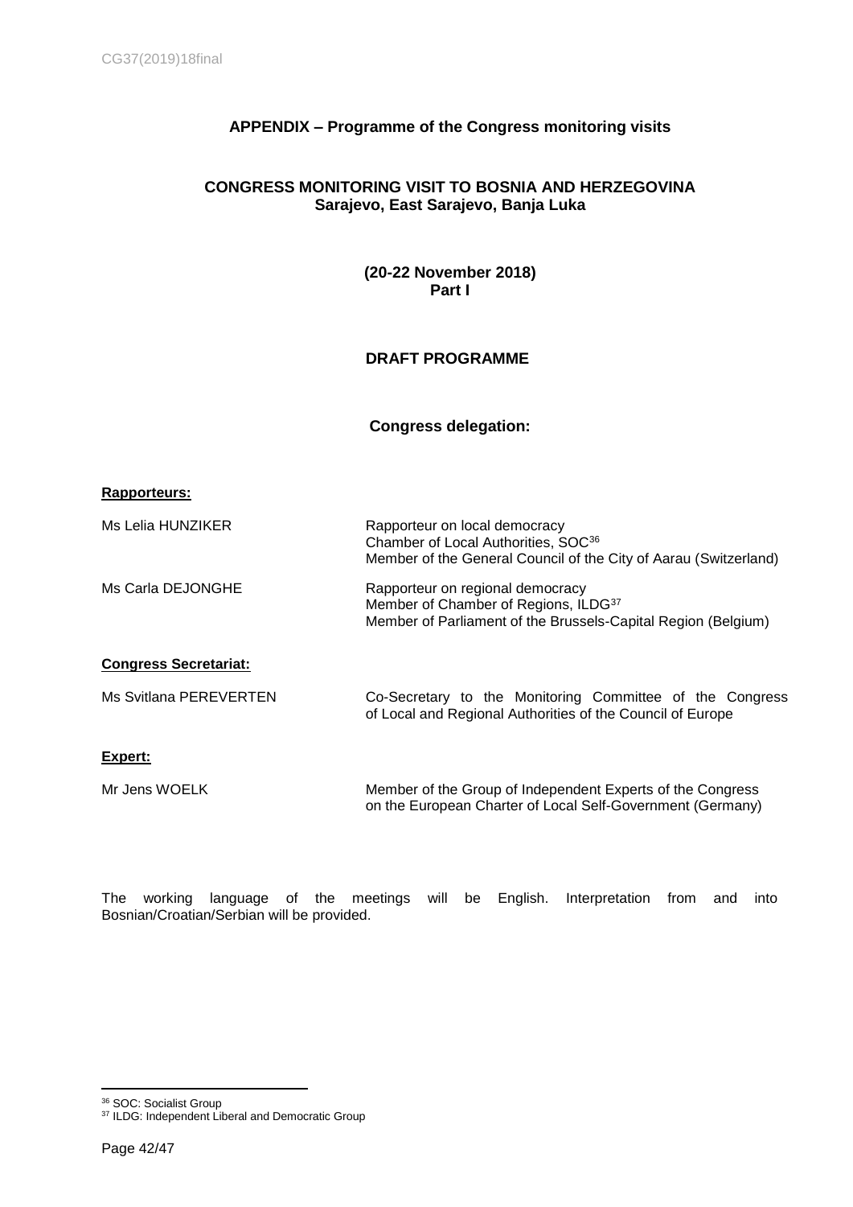## APPENDIX – Programme of the Congress monitoring visits

### CONGRESS MONITORING VISIT TO BOSNIA AND HERZEGOVINA
**Sarajevo, East Sarajevo, Banja Luka**

**(20-22 November 2018)**
**Part I**

**DRAFT PROGRAMME**

**Congress delegation:**

**Rapporteurs:**

| | |
|---|---|
| Ms Lelia HUNZIKER | Rapporteur on local democracy<br>Chamber of Local Authorities, SOC[36]<br>Member of the General Council of the City of Aarau (Switzerland) |
| Ms Carla DEJONGHE | Rapporteur on regional democracy<br>Member of Chamber of Regions, ILDG[37]<br>Member of Parliament of the Brussels-Capital Region (Belgium) |

**Congress Secretariat:**

| | |
|---|---|
| Ms Svitlana PEREVERTEN | Co-Secretary to the Monitoring Committee of the Congress of Local and Regional Authorities of the Council of Europe |

**Expert:**

| | |
|---|---|
| Mr Jens WOELK | Member of the Group of Independent Experts of the Congress on the European Charter of Local Self-Government (Germany) |

The working language of the meetings will be English. Interpretation from and into Bosnian/Croatian/Serbian will be provided.

---

[36] SOC: Socialist Group
[37] ILDG: Independent Liberal and Democratic Group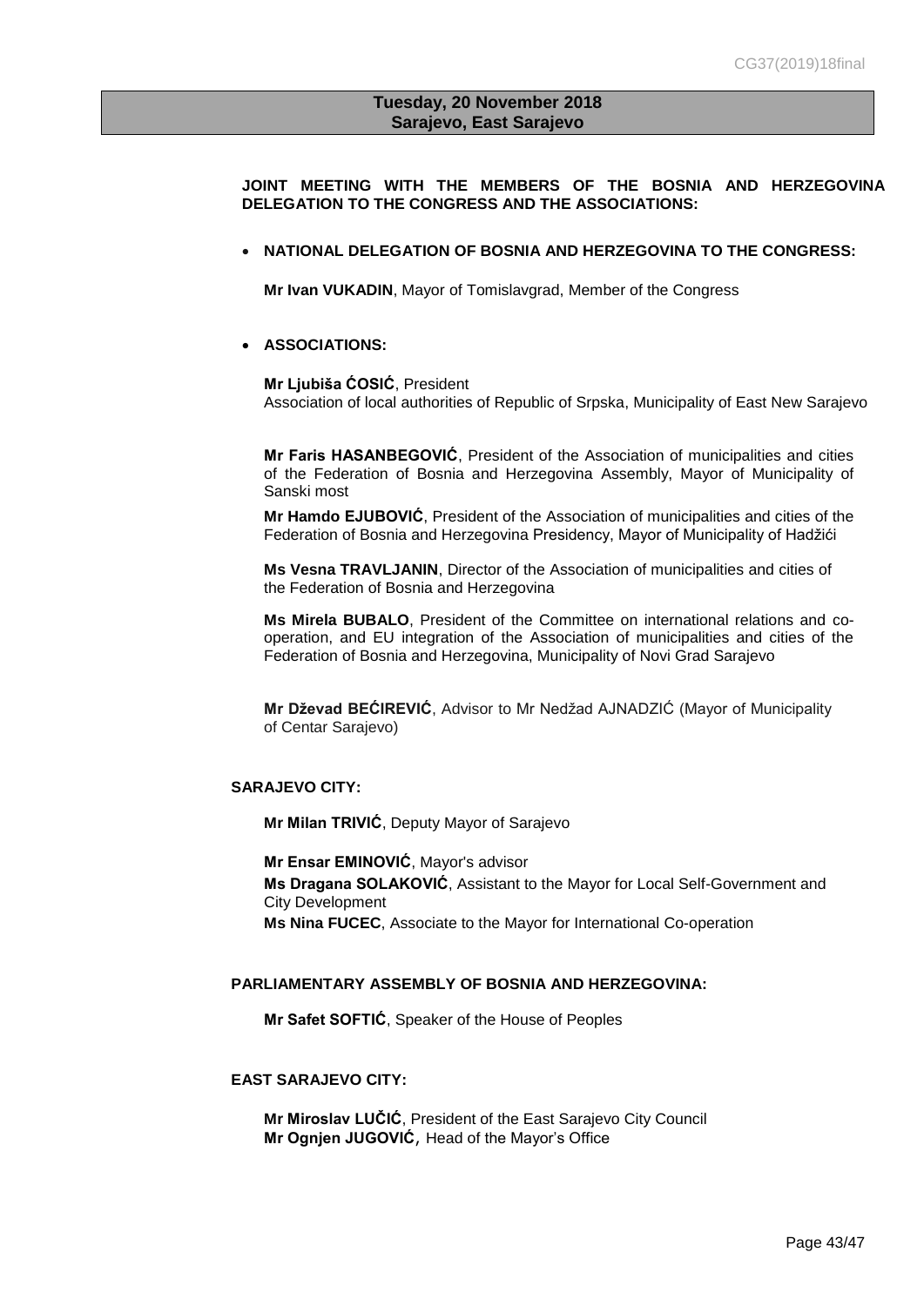**Tuesday, 20 November 2018**
**Sarajevo, East Sarajevo**

**JOINT MEETING WITH THE MEMBERS OF THE BOSNIA AND HERZEGOVINA DELEGATION TO THE CONGRESS AND THE ASSOCIATIONS:**

- **NATIONAL DELEGATION OF BOSNIA AND HERZEGOVINA TO THE CONGRESS:**

  **Mr Ivan VUKADIN**, Mayor of Tomislavgrad, Member of the Congress

- **ASSOCIATIONS:**

  **Mr Ljubiša ĆOSIĆ**, President
  Association of local authorities of Republic of Srpska, Municipality of East New Sarajevo

  **Mr Faris HASANBEGOVIĆ**, President of the Association of municipalities and cities of the Federation of Bosnia and Herzegovina Assembly, Mayor of Municipality of Sanski most

  **Mr Hamdo EJUBOVIĆ**, President of the Association of municipalities and cities of the Federation of Bosnia and Herzegovina Presidency, Mayor of Municipality of Hadžići

  **Ms Vesna TRAVLJANIN**, Director of the Association of municipalities and cities of the Federation of Bosnia and Herzegovina

  **Ms Mirela BUBALO**, President of the Committee on international relations and co-operation, and EU integration of the Association of municipalities and cities of the Federation of Bosnia and Herzegovina, Municipality of Novi Grad Sarajevo

  **Mr Dževad BEĆIREVIĆ**, Advisor to Mr Nedžad AJNADZIĆ (Mayor of Municipality of Centar Sarajevo)

**SARAJEVO CITY:**

**Mr Milan TRIVIĆ**, Deputy Mayor of Sarajevo

**Mr Ensar EMINOVIĆ**, Mayor's advisor
**Ms Dragana SOLAKOVIĆ**, Assistant to the Mayor for Local Self-Government and City Development
**Ms Nina FUCEC**, Associate to the Mayor for International Co-operation

**PARLIAMENTARY ASSEMBLY OF BOSNIA AND HERZEGOVINA:**

**Mr Safet SOFTIĆ**, Speaker of the House of Peoples

**EAST SARAJEVO CITY:**

**Mr Miroslav LUČIĆ**, President of the East Sarajevo City Council
**Mr Ognjen JUGOVIĆ**, Head of the Mayor's Office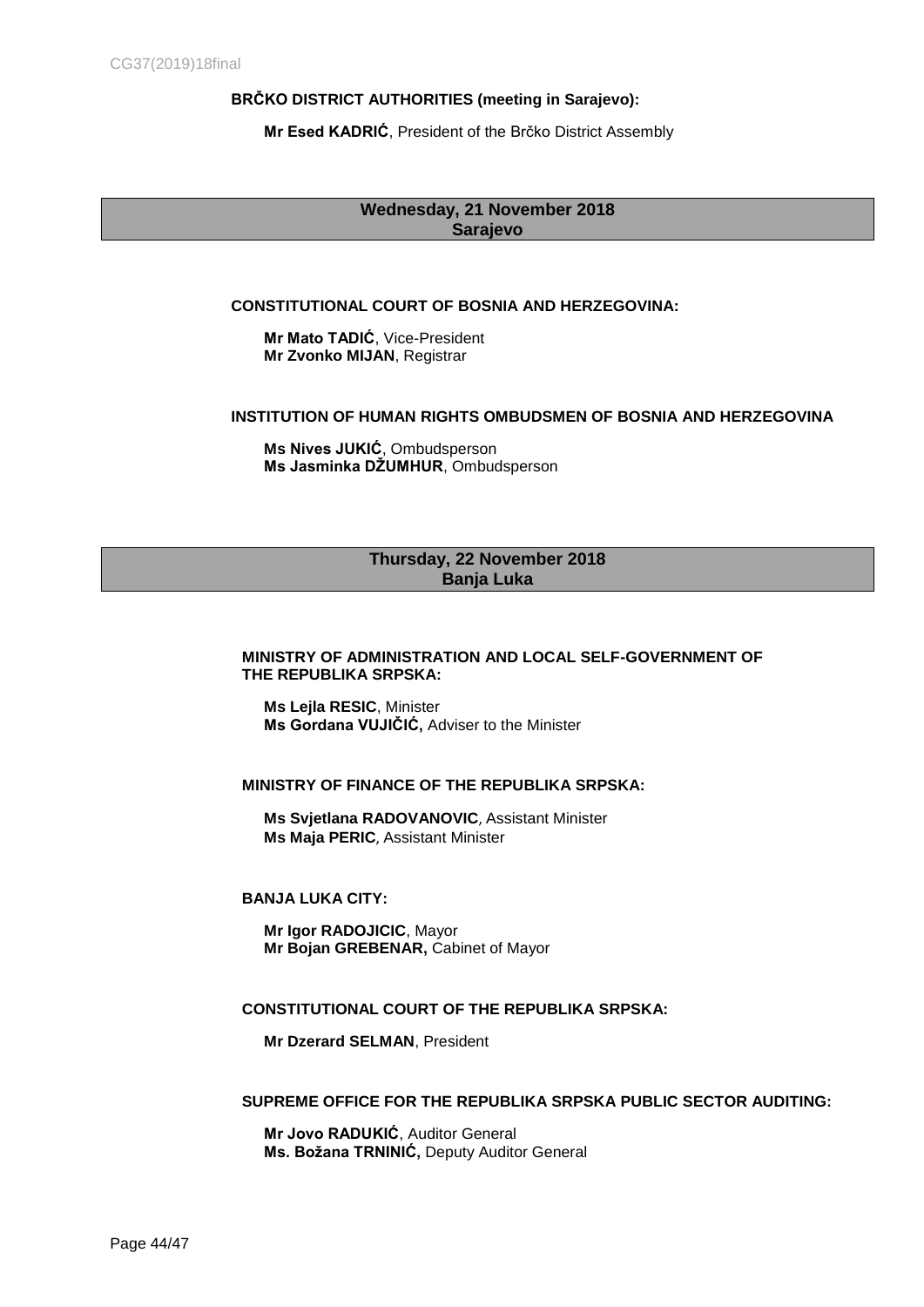**BRČKO DISTRICT AUTHORITIES (meeting in Sarajevo):**

**Mr Esed KADRIĆ**, President of the Brčko District Assembly

## Wednesday, 21 November 2018
## Sarajevo

**CONSTITUTIONAL COURT OF BOSNIA AND HERZEGOVINA:**

**Mr Mato TADIĆ**, Vice-President
**Mr Zvonko MIJAN**, Registrar

**INSTITUTION OF HUMAN RIGHTS OMBUDSMEN OF BOSNIA AND HERZEGOVINA**

**Ms Nives JUKIĆ**, Ombudsperson
**Ms Jasminka DŽUMHUR**, Ombudsperson

## Thursday, 22 November 2018
## Banja Luka

**MINISTRY OF ADMINISTRATION AND LOCAL SELF-GOVERNMENT OF THE REPUBLIKA SRPSKA:**

**Ms Lejla RESIC**, Minister
**Ms Gordana VUJIČIĆ,** Adviser to the Minister

**MINISTRY OF FINANCE OF THE REPUBLIKA SRPSKA:**

**Ms Svjetlana RADOVANOVIC**, Assistant Minister
**Ms Maja PERIC**, Assistant Minister

**BANJA LUKA CITY:**

**Mr Igor RADOJICIC**, Mayor
**Mr Bojan GREBENAR,** Cabinet of Mayor

**CONSTITUTIONAL COURT OF THE REPUBLIKA SRPSKA:**

**Mr Dzerard SELMAN**, President

**SUPREME OFFICE FOR THE REPUBLIKA SRPSKA PUBLIC SECTOR AUDITING:**

**Mr Jovo RADUKIĆ**, Auditor General
**Ms. Božana TRNINIĆ,** Deputy Auditor General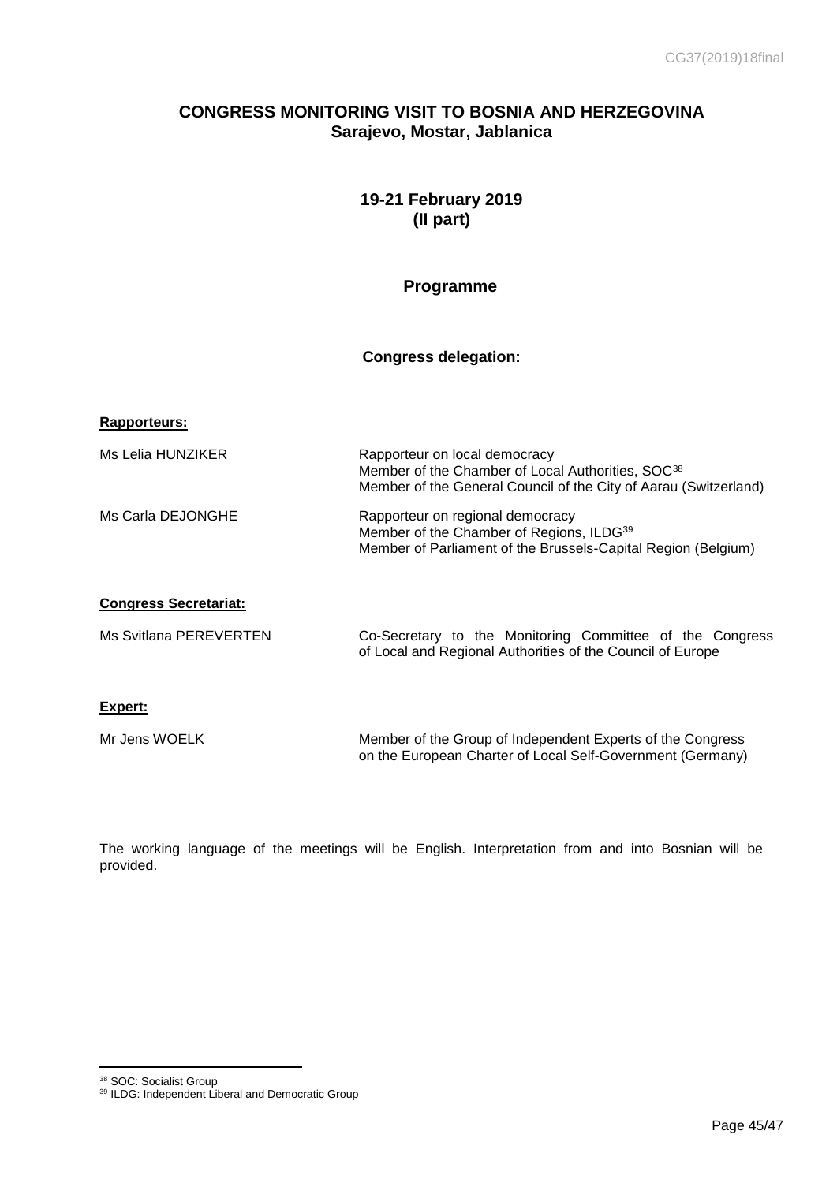# CONGRESS MONITORING VISIT TO BOSNIA AND HERZEGOVINA
## Sarajevo, Mostar, Jablanica

### 19-21 February 2019
### (II part)

### Programme

### Congress delegation:

**Rapporteurs:**

| | |
|---|---|
| Ms Lelia HUNZIKER | Rapporteur on local democracy<br>Member of the Chamber of Local Authorities, SOC[38]<br>Member of the General Council of the City of Aarau (Switzerland) |
| Ms Carla DEJONGHE | Rapporteur on regional democracy<br>Member of the Chamber of Regions, ILDG[39]<br>Member of Parliament of the Brussels-Capital Region (Belgium) |

**Congress Secretariat:**

| | |
|---|---|
| Ms Svitlana PEREVERTEN | Co-Secretary to the Monitoring Committee of the Congress of Local and Regional Authorities of the Council of Europe |

**Expert:**

| | |
|---|---|
| Mr Jens WOELK | Member of the Group of Independent Experts of the Congress on the European Charter of Local Self-Government (Germany) |

The working language of the meetings will be English. Interpretation from and into Bosnian will be provided.

[38] SOC: Socialist Group
[39] ILDG: Independent Liberal and Democratic Group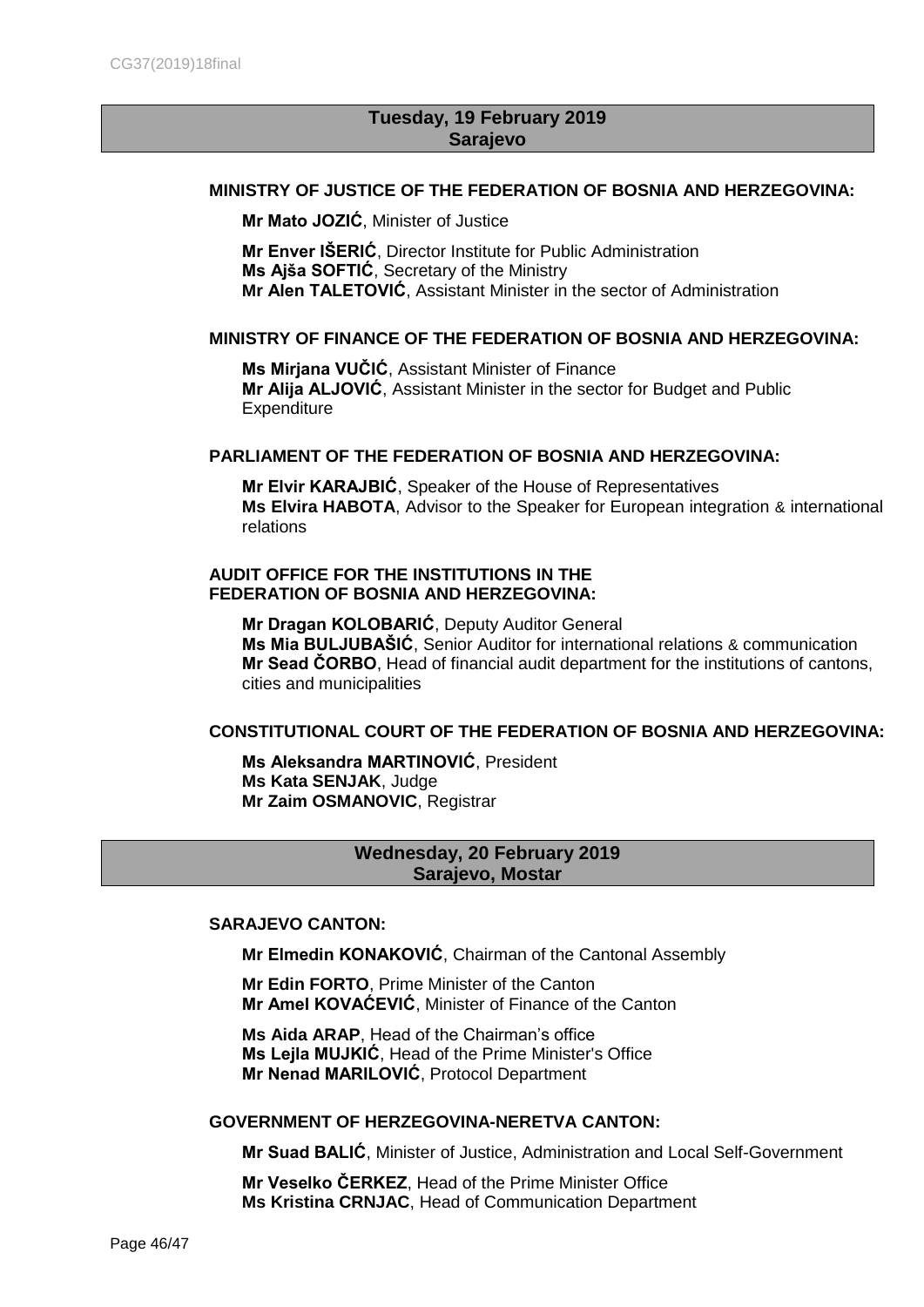**Tuesday, 19 February 2019**
**Sarajevo**

**MINISTRY OF JUSTICE OF THE FEDERATION OF BOSNIA AND HERZEGOVINA:**

**Mr Mato JOZIĆ**, Minister of Justice

**Mr Enver IŠERIĆ**, Director Institute for Public Administration
**Ms Ajša SOFTIĆ**, Secretary of the Ministry
**Mr Alen TALETOVIĆ**, Assistant Minister in the sector of Administration

**MINISTRY OF FINANCE OF THE FEDERATION OF BOSNIA AND HERZEGOVINA:**

**Ms Mirjana VUČIĆ**, Assistant Minister of Finance
**Mr Alija ALJOVIĆ**, Assistant Minister in the sector for Budget and Public Expenditure

**PARLIAMENT OF THE FEDERATION OF BOSNIA AND HERZEGOVINA:**

**Mr Elvir KARAJBIĆ**, Speaker of the House of Representatives
**Ms Elvira HABOTA**, Advisor to the Speaker for European integration & international relations

**AUDIT OFFICE FOR THE INSTITUTIONS IN THE FEDERATION OF BOSNIA AND HERZEGOVINA:**

**Mr Dragan KOLOBARIĆ**, Deputy Auditor General
**Ms Mia BULJUBAŠIĆ**, Senior Auditor for international relations & communication
**Mr Sead ČORBO**, Head of financial audit department for the institutions of cantons, cities and municipalities

**CONSTITUTIONAL COURT OF THE FEDERATION OF BOSNIA AND HERZEGOVINA:**

**Ms Aleksandra MARTINOVIĆ**, President
**Ms Kata SENJAK**, Judge
**Mr Zaim OSMANOVIC**, Registrar

**Wednesday, 20 February 2019**
**Sarajevo, Mostar**

**SARAJEVO CANTON:**

**Mr Elmedin KONAKOVIĆ**, Chairman of the Cantonal Assembly

**Mr Edin FORTO**, Prime Minister of the Canton
**Mr Amel KOVAĆEVIĆ**, Minister of Finance of the Canton

**Ms Aida ARAP**, Head of the Chairman's office
**Ms Lejla MUJKIĆ**, Head of the Prime Minister's Office
**Mr Nenad MARILOVIĆ**, Protocol Department

**GOVERNMENT OF HERZEGOVINA-NERETVA CANTON:**

**Mr Suad BALIĆ**, Minister of Justice, Administration and Local Self-Government

**Mr Veselko ČERKEZ**, Head of the Prime Minister Office
**Ms Kristina CRNJAC**, Head of Communication Department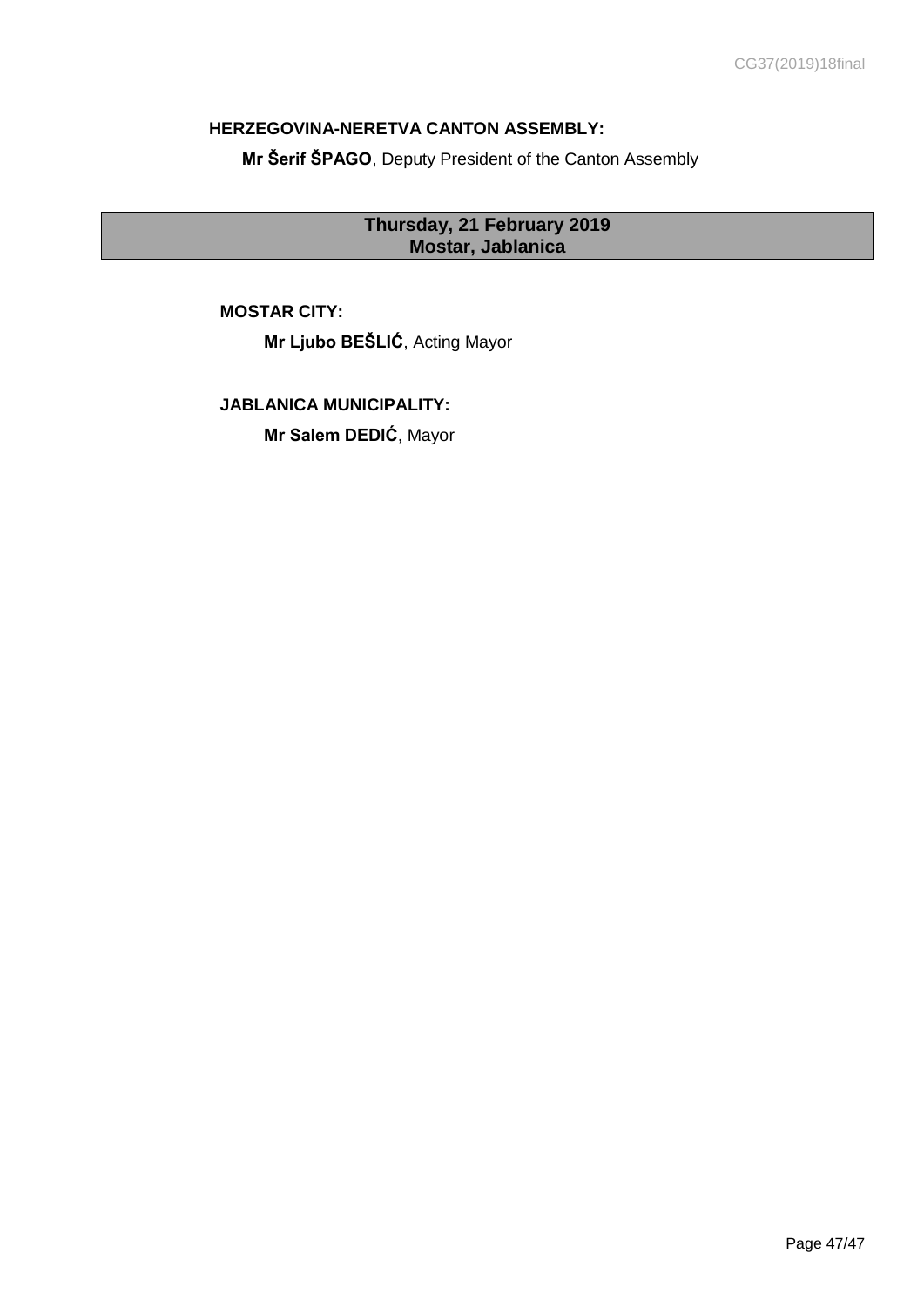**HERZEGOVINA-NERETVA CANTON ASSEMBLY:**

**Mr Šerif ŠPAGO**, Deputy President of the Canton Assembly

**Thursday, 21 February 2019**
**Mostar, Jablanica**

**MOSTAR CITY:**

**Mr Ljubo BEŠLIĆ**, Acting Mayor

**JABLANICA MUNICIPALITY:**

**Mr Salem DEDIĆ**, Mayor